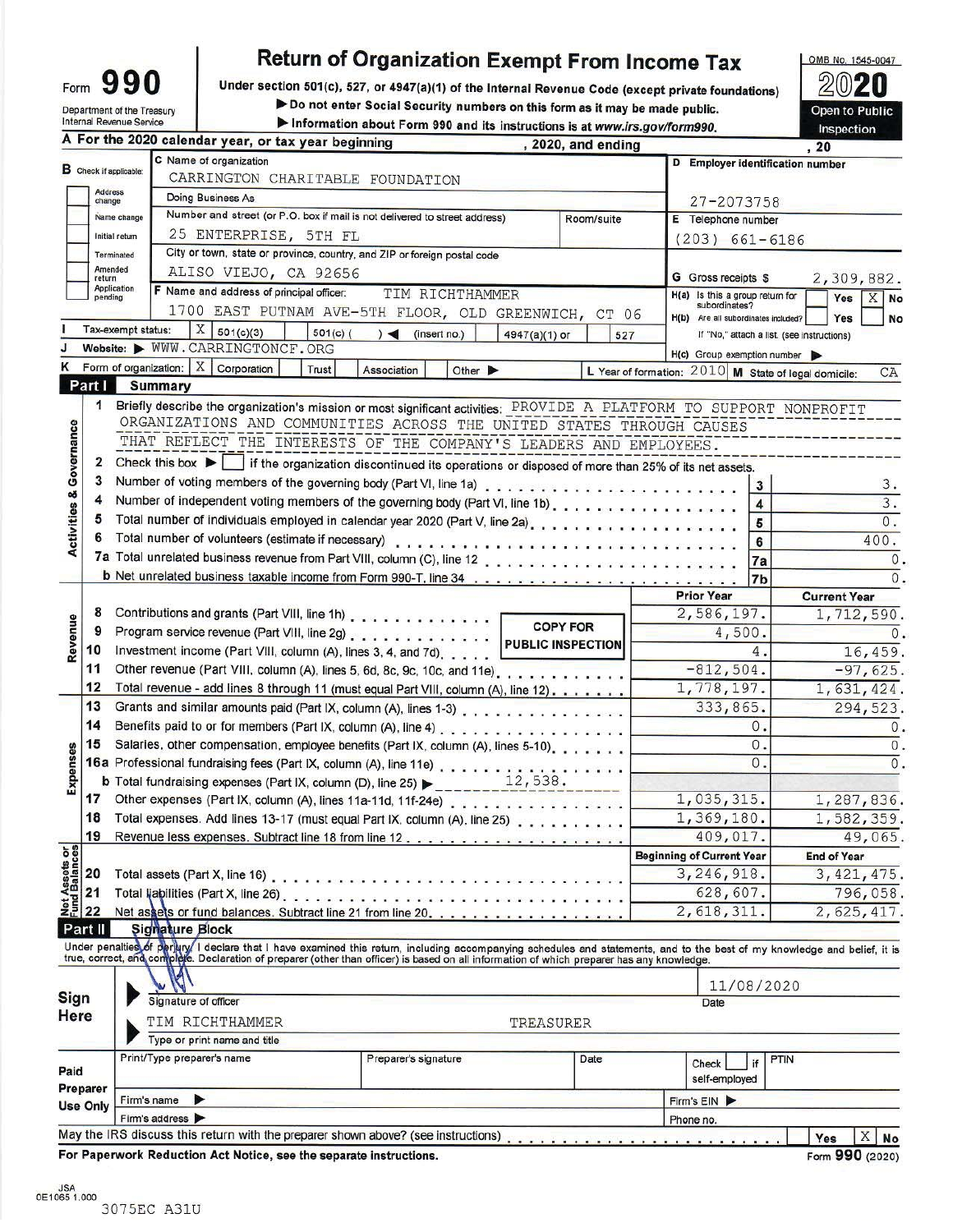# Form 990

**Return of Organization Exempt From Income Tax**

Under section 501(c), 527, or 4947(a)(1) of the Internal Revenue Code (except private foundations)

▶ Do not enter Social Security numbers on this form as it may be made public.

▶ Information about Form 990 and its instructions is at www.irs.gov/form990.

Department of the Treasury
Internal Revenue Service

OMB No. 1545-0047

**2020**

Open to Public Inspection

**A** For the 2020 calendar year, or tax year beginning , 2020, and ending , 20

**B** Check if applicable:
- Address change
- Name change
- Initial return
- Terminated
- Amended return
- Application pending

**C** Name of organization: CARRINGTON CHARITABLE FOUNDATION

Doing Business As

Number and street (or P.O. box if mail is not delivered to street address): 25 ENTERPRISE, 5TH FL    Room/suite

City or town, state or province, country, and ZIP or foreign postal code: ALISO VIEJO, CA 92656

**D** Employer identification number: 27-2073758

**E** Telephone number: (203) 661-6186

**G** Gross receipts $ 2,309,882.

**F** Name and address of principal officer: TIM RICHTHAMMER
1700 EAST PUTNAM AVE-5TH FLOOR, OLD GREENWICH, CT 06

**H(a)** Is this a group return for subordinates? Yes [ ] No [X]

**H(b)** Are all subordinates included? Yes [ ] No [ ]
If "No," attach a list. (see instructions)

**I** Tax-exempt status: [X] 501(c)(3) [ ] 501(c) ( ) ◀ (insert no.) [ ] 4947(a)(1) or [ ] 527

**J** Website: ▶ WWW.CARRINGTONCF.ORG

**H(c)** Group exemption number ▶

**K** Form of organization: [X] Corporation [ ] Trust [ ] Association [ ] Other ▶

**L** Year of formation: 2010 **M** State of legal domicile: CA

## Part I Summary

**Activities & Governance**

1 Briefly describe the organization's mission or most significant activities: PROVIDE A PLATFORM TO SUPPORT NONPROFIT ORGANIZATIONS AND COMMUNITIES ACROSS THE UNITED STATES THROUGH CAUSES THAT REFLECT THE INTERESTS OF THE COMPANY'S LEADERS AND EMPLOYEES.

2 Check this box ▶ [ ] if the organization discontinued its operations or disposed of more than 25% of its net assets.

| Line | Description | No. | Value |
|---|---|---|---|
| 3 | Number of voting members of the governing body (Part VI, line 1a) | 3 | 3. |
| 4 | Number of independent voting members of the governing body (Part VI, line 1b) | 4 | 3. |
| 5 | Total number of individuals employed in calendar year 2020 (Part V, line 2a) | 5 | 0. |
| 6 | Total number of volunteers (estimate if necessary) | 6 | 400. |
| 7a | Total unrelated business revenue from Part VIII, column (C), line 12 | 7a | 0. |
| b | Net unrelated business taxable income from Form 990-T, line 34 | 7b | 0. |

COPY FOR PUBLIC INSPECTION

| | Line | Description | Prior Year | Current Year |
|---|---|---|---|---|
| Revenue | 8 | Contributions and grants (Part VIII, line 1h) | 2,586,197. | 1,712,590. |
| | 9 | Program service revenue (Part VIII, line 2g) | 4,500. | 0. |
| | 10 | Investment income (Part VIII, column (A), lines 3, 4, and 7d) | 4. | 16,459. |
| | 11 | Other revenue (Part VIII, column (A), lines 5, 6d, 8c, 9c, 10c, and 11e) | -812,504. | -97,625. |
| | 12 | Total revenue - add lines 8 through 11 (must equal Part VIII, column (A), line 12) | 1,778,197. | 1,631,424. |
| Expenses | 13 | Grants and similar amounts paid (Part IX, column (A), lines 1-3) | 333,865. | 294,523. |
| | 14 | Benefits paid to or for members (Part IX, column (A), line 4) | 0. | 0. |
| | 15 | Salaries, other compensation, employee benefits (Part IX, column (A), lines 5-10) | 0. | 0. |
| | 16a | Professional fundraising fees (Part IX, column (A), line 11e) | 0. | 0. |
| | b | Total fundraising expenses (Part IX, column (D), line 25) ▶ 12,538. | | |
| | 17 | Other expenses (Part IX, column (A), lines 11a-11d, 11f-24e) | 1,035,315. | 1,287,836. |
| | 18 | Total expenses. Add lines 13-17 (must equal Part IX, column (A), line 25) | 1,369,180. | 1,582,359. |
| | 19 | Revenue less expenses. Subtract line 18 from line 12 | 409,017. | 49,065. |
| | | | **Beginning of Current Year** | **End of Year** |
| Net Assets or Fund Balances | 20 | Total assets (Part X, line 16) | 3,246,918. | 3,421,475. |
| | 21 | Total liabilities (Part X, line 26) | 628,607. | 796,058. |
| | 22 | Net assets or fund balances. Subtract line 21 from line 20 | 2,618,311. | 2,625,417. |

## Part II Signature Block

Under penalties of perjury, I declare that I have examined this return, including accompanying schedules and statements, and to the best of my knowledge and belief, it is true, correct, and complete. Declaration of preparer (other than officer) is based on all information of which preparer has any knowledge.

**Sign Here**

Signature of officer — Date: 11/08/2020

TIM RICHTHAMMER — TREASURER
Type or print name and title

**Paid Preparer Use Only**

| Print/Type preparer's name | Preparer's signature | Date | Check [ ] if self-employed | PTIN |
|---|---|---|---|---|
| | | | | |

Firm's name ▶ — Firm's EIN ▶

Firm's address ▶ — Phone no.

May the IRS discuss this return with the preparer shown above? (see instructions) Yes [ ] No [X]

For Paperwork Reduction Act Notice, see the separate instructions. Form **990** (2020)

JSA 0E1065 1.000
3075EC A31U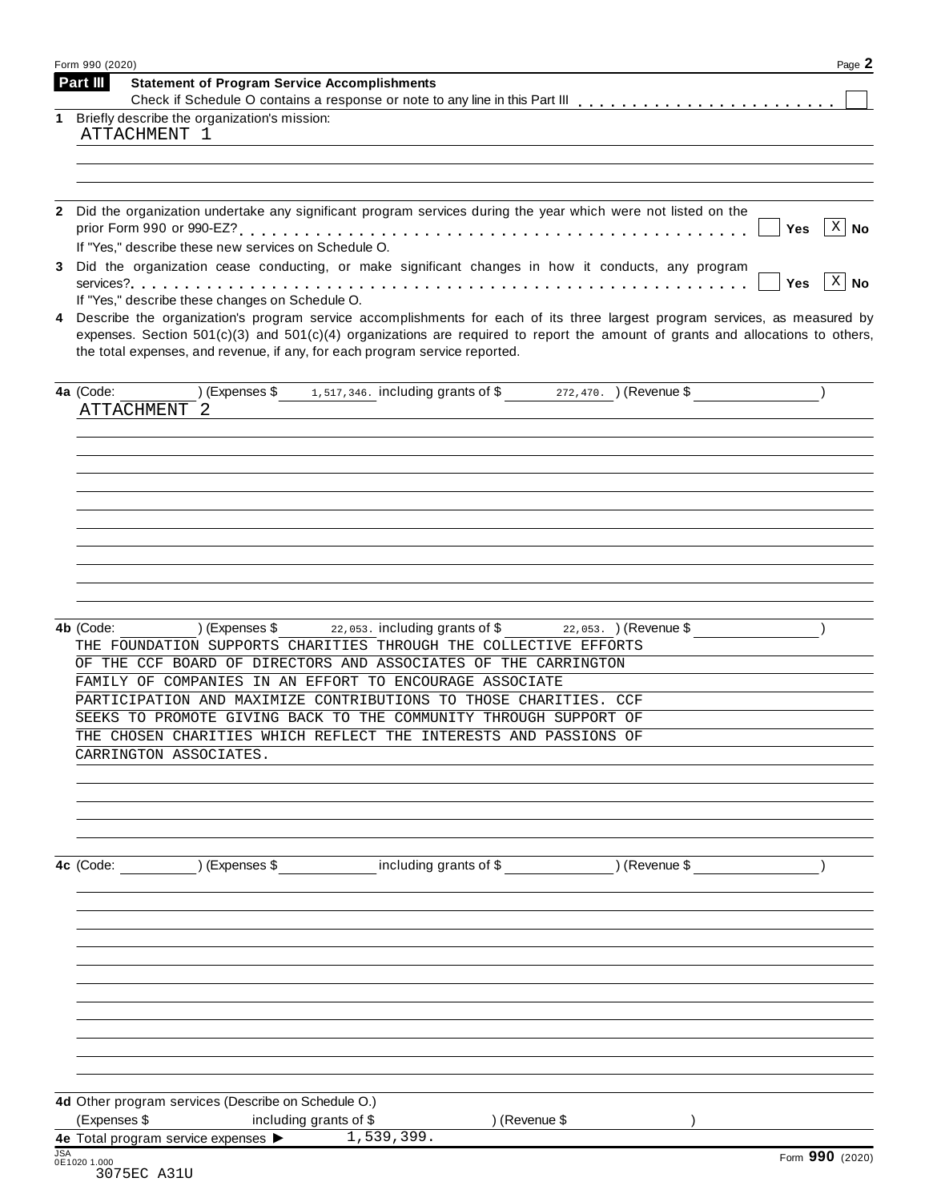Form 990 (2020)

## Part III Statement of Program Service Accomplishments

Check if Schedule O contains a response or note to any line in this Part III ☐

**1** Briefly describe the organization's mission:

ATTACHMENT 1

**2** Did the organization undertake any significant program services during the year which were not listed on the prior Form 990 or 990-EZ? ☐ Yes ☒ No

If "Yes," describe these new services on Schedule O.

**3** Did the organization cease conducting, or make significant changes in how it conducts, any program services? ☐ Yes ☒ No

If "Yes," describe these changes on Schedule O.

**4** Describe the organization's program service accomplishments for each of its three largest program services, as measured by expenses. Section 501(c)(3) and 501(c)(4) organizations are required to report the amount of grants and allocations to others, the total expenses, and revenue, if any, for each program service reported.

**4a** (Code: ) (Expenses $ 1,517,346. including grants of $ 272,470. ) (Revenue $ )

ATTACHMENT 2

**4b** (Code: ) (Expenses $ 22,053. including grants of $ 22,053. ) (Revenue $ )

THE FOUNDATION SUPPORTS CHARITIES THROUGH THE COLLECTIVE EFFORTS OF THE CCF BOARD OF DIRECTORS AND ASSOCIATES OF THE CARRINGTON FAMILY OF COMPANIES IN AN EFFORT TO ENCOURAGE ASSOCIATE PARTICIPATION AND MAXIMIZE CONTRIBUTIONS TO THOSE CHARITIES. CCF SEEKS TO PROMOTE GIVING BACK TO THE COMMUNITY THROUGH SUPPORT OF THE CHOSEN CHARITIES WHICH REFLECT THE INTERESTS AND PASSIONS OF CARRINGTON ASSOCIATES.

**4c** (Code: ) (Expenses $ including grants of $ ) (Revenue $ )

**4d** Other program services (Describe on Schedule O.)

(Expenses $ including grants of $ ) (Revenue $ )

**4e** Total program service expenses ▶ 1,539,399.

JSA 0E1020 1.000
3075EC A31U

Form **990** (2020)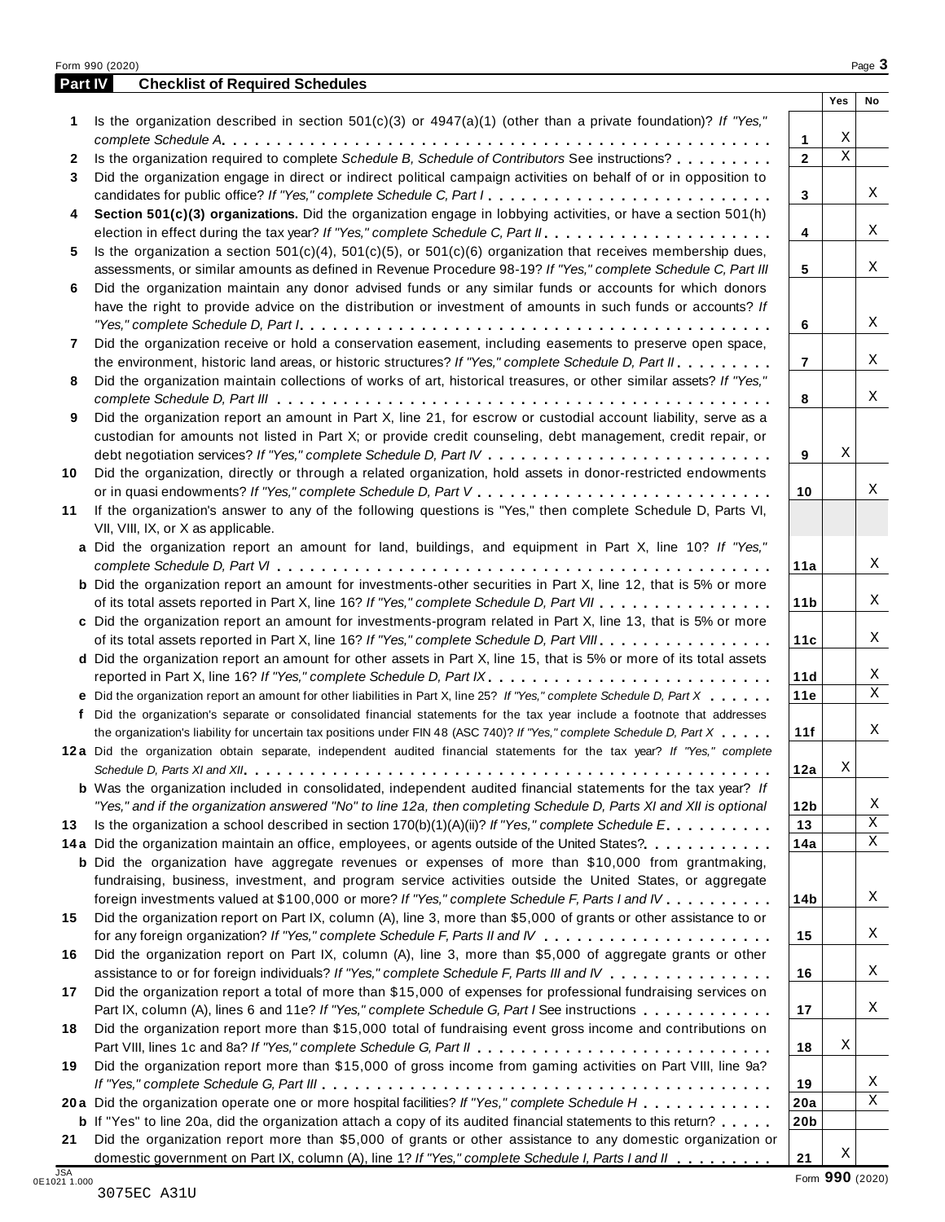## Part IV Checklist of Required Schedules

| | | | Yes | No |
|---|---|---|---|---|
| 1 | Is the organization described in section 501(c)(3) or 4947(a)(1) (other than a private foundation)? *If "Yes," complete Schedule A* | 1 | X | |
| 2 | Is the organization required to complete *Schedule B, Schedule of Contributors* See instructions? | 2 | X | |
| 3 | Did the organization engage in direct or indirect political campaign activities on behalf of or in opposition to candidates for public office? *If "Yes," complete Schedule C, Part I* | 3 | | X |
| 4 | **Section 501(c)(3) organizations.** Did the organization engage in lobbying activities, or have a section 501(h) election in effect during the tax year? *If "Yes," complete Schedule C, Part II* | 4 | | X |
| 5 | Is the organization a section 501(c)(4), 501(c)(5), or 501(c)(6) organization that receives membership dues, assessments, or similar amounts as defined in Revenue Procedure 98-19? *If "Yes," complete Schedule C, Part III* | 5 | | X |
| 6 | Did the organization maintain any donor advised funds or any similar funds or accounts for which donors have the right to provide advice on the distribution or investment of amounts in such funds or accounts? *If "Yes," complete Schedule D, Part I* | 6 | | X |
| 7 | Did the organization receive or hold a conservation easement, including easements to preserve open space, the environment, historic land areas, or historic structures? *If "Yes," complete Schedule D, Part II* | 7 | | X |
| 8 | Did the organization maintain collections of works of art, historical treasures, or other similar assets? *If "Yes," complete Schedule D, Part III* | 8 | | X |
| 9 | Did the organization report an amount in Part X, line 21, for escrow or custodial account liability, serve as a custodian for amounts not listed in Part X; or provide credit counseling, debt management, credit repair, or debt negotiation services? *If "Yes," complete Schedule D, Part IV* | 9 | X | |
| 10 | Did the organization, directly or through a related organization, hold assets in donor-restricted endowments or in quasi endowments? *If "Yes," complete Schedule D, Part V* | 10 | | X |
| 11 | If the organization's answer to any of the following questions is "Yes," then complete Schedule D, Parts VI, VII, VIII, IX, or X as applicable. | | | |
| a | Did the organization report an amount for land, buildings, and equipment in Part X, line 10? *If "Yes," complete Schedule D, Part VI* | 11a | | X |
| b | Did the organization report an amount for investments-other securities in Part X, line 12, that is 5% or more of its total assets reported in Part X, line 16? *If "Yes," complete Schedule D, Part VII* | 11b | | X |
| c | Did the organization report an amount for investments-program related in Part X, line 13, that is 5% or more of its total assets reported in Part X, line 16? *If "Yes," complete Schedule D, Part VIII* | 11c | | X |
| d | Did the organization report an amount for other assets in Part X, line 15, that is 5% or more of its total assets reported in Part X, line 16? *If "Yes," complete Schedule D, Part IX* | 11d | | X |
| e | Did the organization report an amount for other liabilities in Part X, line 25? *If "Yes," complete Schedule D, Part X* | 11e | | X |
| f | Did the organization's separate or consolidated financial statements for the tax year include a footnote that addresses the organization's liability for uncertain tax positions under FIN 48 (ASC 740)? *If "Yes," complete Schedule D, Part X* | 11f | | X |
| 12a | Did the organization obtain separate, independent audited financial statements for the tax year? *If "Yes," complete Schedule D, Parts XI and XII* | 12a | X | |
| b | Was the organization included in consolidated, independent audited financial statements for the tax year? *If "Yes," and if the organization answered "No" to line 12a, then completing Schedule D, Parts XI and XII is optional* | 12b | | X |
| 13 | Is the organization a school described in section 170(b)(1)(A)(ii)? *If "Yes," complete Schedule E* | 13 | | X |
| 14a | Did the organization maintain an office, employees, or agents outside of the United States? | 14a | | X |
| b | Did the organization have aggregate revenues or expenses of more than $10,000 from grantmaking, fundraising, business, investment, and program service activities outside the United States, or aggregate foreign investments valued at $100,000 or more? *If "Yes," complete Schedule F, Parts I and IV* | 14b | | X |
| 15 | Did the organization report on Part IX, column (A), line 3, more than $5,000 of grants or other assistance to or for any foreign organization? *If "Yes," complete Schedule F, Parts II and IV* | 15 | | X |
| 16 | Did the organization report on Part IX, column (A), line 3, more than $5,000 of aggregate grants or other assistance to or for foreign individuals? *If "Yes," complete Schedule F, Parts III and IV* | 16 | | X |
| 17 | Did the organization report a total of more than $15,000 of expenses for professional fundraising services on Part IX, column (A), lines 6 and 11e? *If "Yes," complete Schedule G, Part I* See instructions | 17 | | X |
| 18 | Did the organization report more than $15,000 total of fundraising event gross income and contributions on Part VIII, lines 1c and 8a? *If "Yes," complete Schedule G, Part II* | 18 | X | |
| 19 | Did the organization report more than $15,000 of gross income from gaming activities on Part VIII, line 9a? *If "Yes," complete Schedule G, Part III* | 19 | | X |
| 20a | Did the organization operate one or more hospital facilities? *If "Yes," complete Schedule H* | 20a | | X |
| b | If "Yes" to line 20a, did the organization attach a copy of its audited financial statements to this return? | 20b | | |
| 21 | Did the organization report more than $5,000 of grants or other assistance to any domestic organization or domestic government on Part IX, column (A), line 1? *If "Yes," complete Schedule I, Parts I and II* | 21 | X | |

Form **990** (2020)

3075EC A31U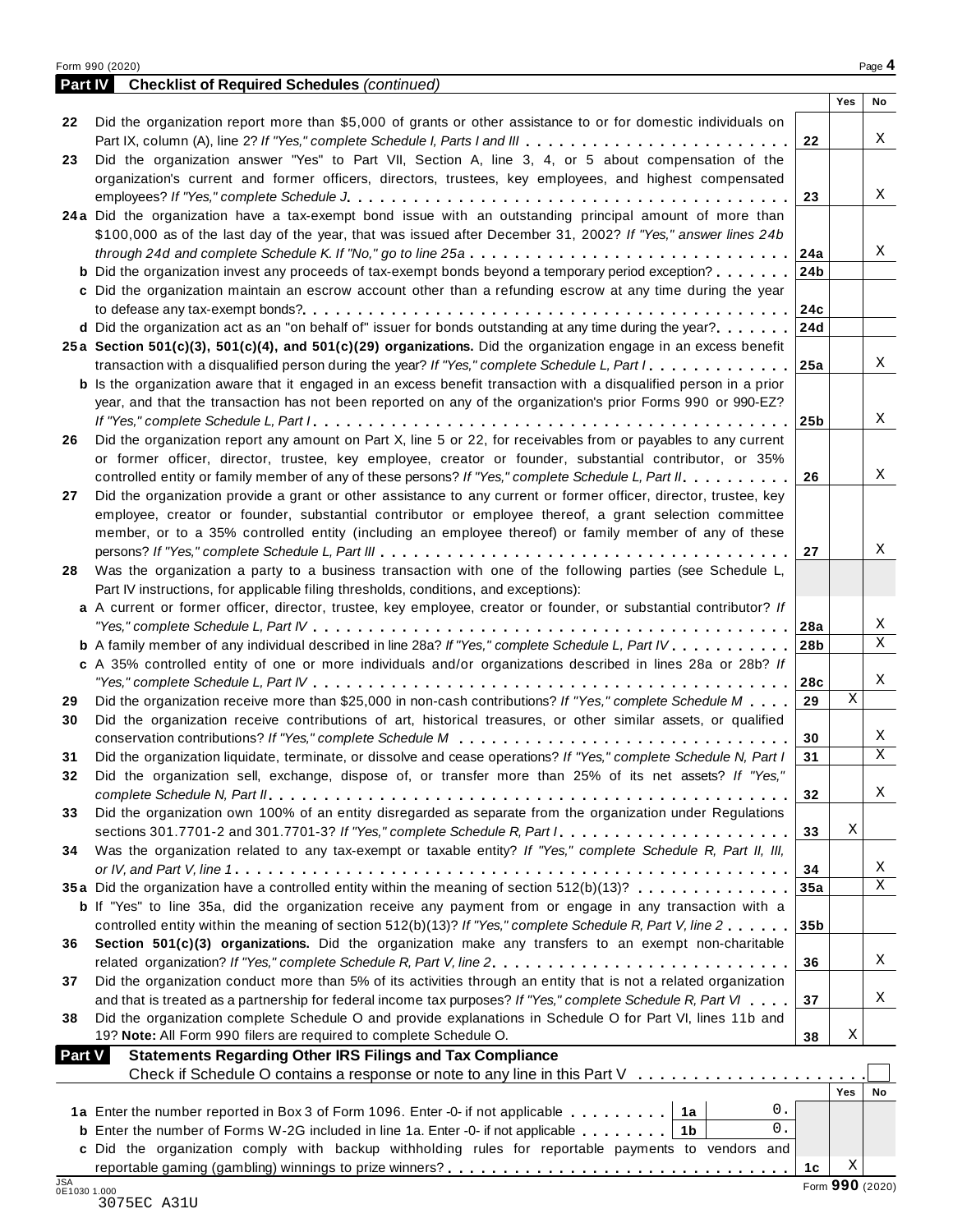## Part IV Checklist of Required Schedules *(continued)*

| | | | Yes | No |
|---|---|---|---|---|
| 22 | Did the organization report more than $5,000 of grants or other assistance to or for domestic individuals on Part IX, column (A), line 2? *If "Yes," complete Schedule I, Parts I and III* | 22 | | X |
| 23 | Did the organization answer "Yes" to Part VII, Section A, line 3, 4, or 5 about compensation of the organization's current and former officers, directors, trustees, key employees, and highest compensated employees? *If "Yes," complete Schedule J* | 23 | | X |
| 24a | Did the organization have a tax-exempt bond issue with an outstanding principal amount of more than $100,000 as of the last day of the year, that was issued after December 31, 2002? *If "Yes," answer lines 24b through 24d and complete Schedule K. If "No," go to line 25a* | 24a | | X |
| b | Did the organization invest any proceeds of tax-exempt bonds beyond a temporary period exception? | 24b | | |
| c | Did the organization maintain an escrow account other than a refunding escrow at any time during the year to defease any tax-exempt bonds? | 24c | | |
| d | Did the organization act as an "on behalf of" issuer for bonds outstanding at any time during the year? | 24d | | |
| 25a | **Section 501(c)(3), 501(c)(4), and 501(c)(29) organizations.** Did the organization engage in an excess benefit transaction with a disqualified person during the year? *If "Yes," complete Schedule L, Part I* | 25a | | X |
| b | Is the organization aware that it engaged in an excess benefit transaction with a disqualified person in a prior year, and that the transaction has not been reported on any of the organization's prior Forms 990 or 990-EZ? *If "Yes," complete Schedule L, Part I* | 25b | | X |
| 26 | Did the organization report any amount on Part X, line 5 or 22, for receivables from or payables to any current or former officer, director, trustee, key employee, creator or founder, substantial contributor, or 35% controlled entity or family member of any of these persons? *If "Yes," complete Schedule L, Part II* | 26 | | X |
| 27 | Did the organization provide a grant or other assistance to any current or former officer, director, trustee, key employee, creator or founder, substantial contributor or employee thereof, a grant selection committee member, or to a 35% controlled entity (including an employee thereof) or family member of any of these persons? *If "Yes," complete Schedule L, Part III* | 27 | | X |
| 28 | Was the organization a party to a business transaction with one of the following parties (see Schedule L, Part IV instructions, for applicable filing thresholds, conditions, and exceptions): | | | |
| a | A current or former officer, director, trustee, key employee, creator or founder, or substantial contributor? *If "Yes," complete Schedule L, Part IV* | 28a | | X |
| b | A family member of any individual described in line 28a? *If "Yes," complete Schedule L, Part IV* | 28b | | X |
| c | A 35% controlled entity of one or more individuals and/or organizations described in lines 28a or 28b? *If "Yes," complete Schedule L, Part IV* | 28c | | X |
| 29 | Did the organization receive more than $25,000 in non-cash contributions? *If "Yes," complete Schedule M* | 29 | X | |
| 30 | Did the organization receive contributions of art, historical treasures, or other similar assets, or qualified conservation contributions? *If "Yes," complete Schedule M* | 30 | | X |
| 31 | Did the organization liquidate, terminate, or dissolve and cease operations? *If "Yes," complete Schedule N, Part I* | 31 | | X |
| 32 | Did the organization sell, exchange, dispose of, or transfer more than 25% of its net assets? *If "Yes," complete Schedule N, Part II* | 32 | | X |
| 33 | Did the organization own 100% of an entity disregarded as separate from the organization under Regulations sections 301.7701-2 and 301.7701-3? *If "Yes," complete Schedule R, Part I* | 33 | X | |
| 34 | Was the organization related to any tax-exempt or taxable entity? *If "Yes," complete Schedule R, Part II, III, or IV, and Part V, line 1* | 34 | | X |
| 35a | Did the organization have a controlled entity within the meaning of section 512(b)(13)? | 35a | | X |
| b | If "Yes" to line 35a, did the organization receive any payment from or engage in any transaction with a controlled entity within the meaning of section 512(b)(13)? *If "Yes," complete Schedule R, Part V, line 2* | 35b | | |
| 36 | **Section 501(c)(3) organizations.** Did the organization make any transfers to an exempt non-charitable related organization? *If "Yes," complete Schedule R, Part V, line 2* | 36 | | X |
| 37 | Did the organization conduct more than 5% of its activities through an entity that is not a related organization and that is treated as a partnership for federal income tax purposes? *If "Yes," complete Schedule R, Part VI* | 37 | | X |
| 38 | Did the organization complete Schedule O and provide explanations in Schedule O for Part VI, lines 11b and 19? **Note:** All Form 990 filers are required to complete Schedule O. | 38 | X | |

## Part V Statements Regarding Other IRS Filings and Tax Compliance

Check if Schedule O contains a response or note to any line in this Part V ☐

| | | | | | Yes | No |
|---|---|---|---|---|---|---|
| 1a | Enter the number reported in Box 3 of Form 1096. Enter -0- if not applicable | 1a | 0. | | | |
| b | Enter the number of Forms W-2G included in line 1a. Enter -0- if not applicable | 1b | 0. | | | |
| c | Did the organization comply with backup withholding rules for reportable payments to vendors and reportable gaming (gambling) winnings to prize winners? | | | 1c | X | |

3075EC A31U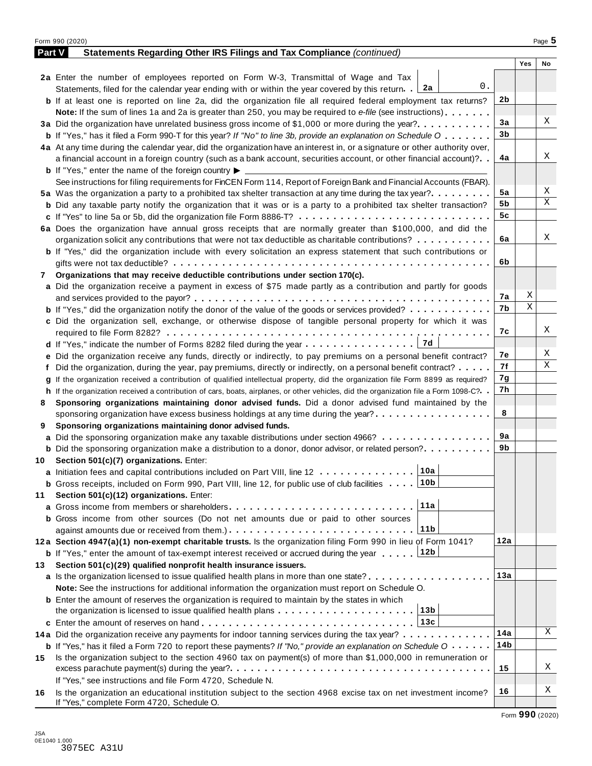Form 990 (2020)

## Part V — Statements Regarding Other IRS Filings and Tax Compliance *(continued)*

| | Question | Line | Yes | No |
|---|---|---|---|---|
| **2a** | Enter the number of employees reported on Form W-3, Transmittal of Wage and Tax Statements, filed for the calendar year ending with or within the year covered by this return — **2a**: 0. | | | |
| **b** | If at least one is reported on line 2a, did the organization file all required federal employment tax returns? | 2b | | |
| | **Note:** If the sum of lines 1a and 2a is greater than 250, you may be required to *e-file* (see instructions) | | | |
| **3a** | Did the organization have unrelated business gross income of $1,000 or more during the year? | 3a | | X |
| **b** | If "Yes," has it filed a Form 990-T for this year? *If "No" to line 3b, provide an explanation on Schedule O* | 3b | | |
| **4a** | At any time during the calendar year, did the organization have an interest in, or a signature or other authority over, a financial account in a foreign country (such as a bank account, securities account, or other financial account)? | 4a | | X |
| **b** | If "Yes," enter the name of the foreign country ▶ See instructions for filing requirements for FinCEN Form 114, Report of Foreign Bank and Financial Accounts (FBAR). | | | |
| **5a** | Was the organization a party to a prohibited tax shelter transaction at any time during the tax year? | 5a | | X |
| **b** | Did any taxable party notify the organization that it was or is a party to a prohibited tax shelter transaction? | 5b | | X |
| **c** | If "Yes" to line 5a or 5b, did the organization file Form 8886-T? | 5c | | |
| **6a** | Does the organization have annual gross receipts that are normally greater than $100,000, and did the organization solicit any contributions that were not tax deductible as charitable contributions? | 6a | | X |
| **b** | If "Yes," did the organization include with every solicitation an express statement that such contributions or gifts were not tax deductible? | 6b | | |
| **7** | **Organizations that may receive deductible contributions under section 170(c).** | | | |
| **a** | Did the organization receive a payment in excess of $75 made partly as a contribution and partly for goods and services provided to the payor? | 7a | X | |
| **b** | If "Yes," did the organization notify the donor of the value of the goods or services provided? | 7b | X | |
| **c** | Did the organization sell, exchange, or otherwise dispose of tangible personal property for which it was required to file Form 8282? | 7c | | X |
| **d** | If "Yes," indicate the number of Forms 8282 filed during the year — **7d** | | | |
| **e** | Did the organization receive any funds, directly or indirectly, to pay premiums on a personal benefit contract? | 7e | | X |
| **f** | Did the organization, during the year, pay premiums, directly or indirectly, on a personal benefit contract? | 7f | | X |
| **g** | If the organization received a contribution of qualified intellectual property, did the organization file Form 8899 as required? | 7g | | |
| **h** | If the organization received a contribution of cars, boats, airplanes, or other vehicles, did the organization file a Form 1098-C? | 7h | | |
| **8** | **Sponsoring organizations maintaining donor advised funds.** Did a donor advised fund maintained by the sponsoring organization have excess business holdings at any time during the year? | 8 | | |
| **9** | **Sponsoring organizations maintaining donor advised funds.** | | | |
| **a** | Did the sponsoring organization make any taxable distributions under section 4966? | 9a | | |
| **b** | Did the sponsoring organization make a distribution to a donor, donor advisor, or related person? | 9b | | |
| **10** | **Section 501(c)(7) organizations.** Enter: | | | |
| **a** | Initiation fees and capital contributions included on Part VIII, line 12 — **10a** | | | |
| **b** | Gross receipts, included on Form 990, Part VIII, line 12, for public use of club facilities — **10b** | | | |
| **11** | **Section 501(c)(12) organizations.** Enter: | | | |
| **a** | Gross income from members or shareholders — **11a** | | | |
| **b** | Gross income from other sources (Do not net amounts due or paid to other sources against amounts due or received from them.) — **11b** | | | |
| **12a** | **Section 4947(a)(1) non-exempt charitable trusts.** Is the organization filing Form 990 in lieu of Form 1041? | 12a | | |
| **b** | If "Yes," enter the amount of tax-exempt interest received or accrued during the year — **12b** | | | |
| **13** | **Section 501(c)(29) qualified nonprofit health insurance issuers.** | | | |
| **a** | Is the organization licensed to issue qualified health plans in more than one state? | 13a | | |
| | **Note:** See the instructions for additional information the organization must report on Schedule O. | | | |
| **b** | Enter the amount of reserves the organization is required to maintain by the states in which the organization is licensed to issue qualified health plans — **13b** | | | |
| **c** | Enter the amount of reserves on hand — **13c** | | | |
| **14a** | Did the organization receive any payments for indoor tanning services during the tax year? | 14a | | X |
| **b** | If "Yes," has it filed a Form 720 to report these payments? *If "No," provide an explanation on Schedule O* | 14b | | |
| **15** | Is the organization subject to the section 4960 tax on payment(s) of more than $1,000,000 in remuneration or excess parachute payment(s) during the year? If "Yes," see instructions and file Form 4720, Schedule N. | 15 | | X |
| **16** | Is the organization an educational institution subject to the section 4968 excise tax on net investment income? If "Yes," complete Form 4720, Schedule O. | 16 | | X |

Form **990** (2020)

JSA
0E1040 1.000
3075EC A31U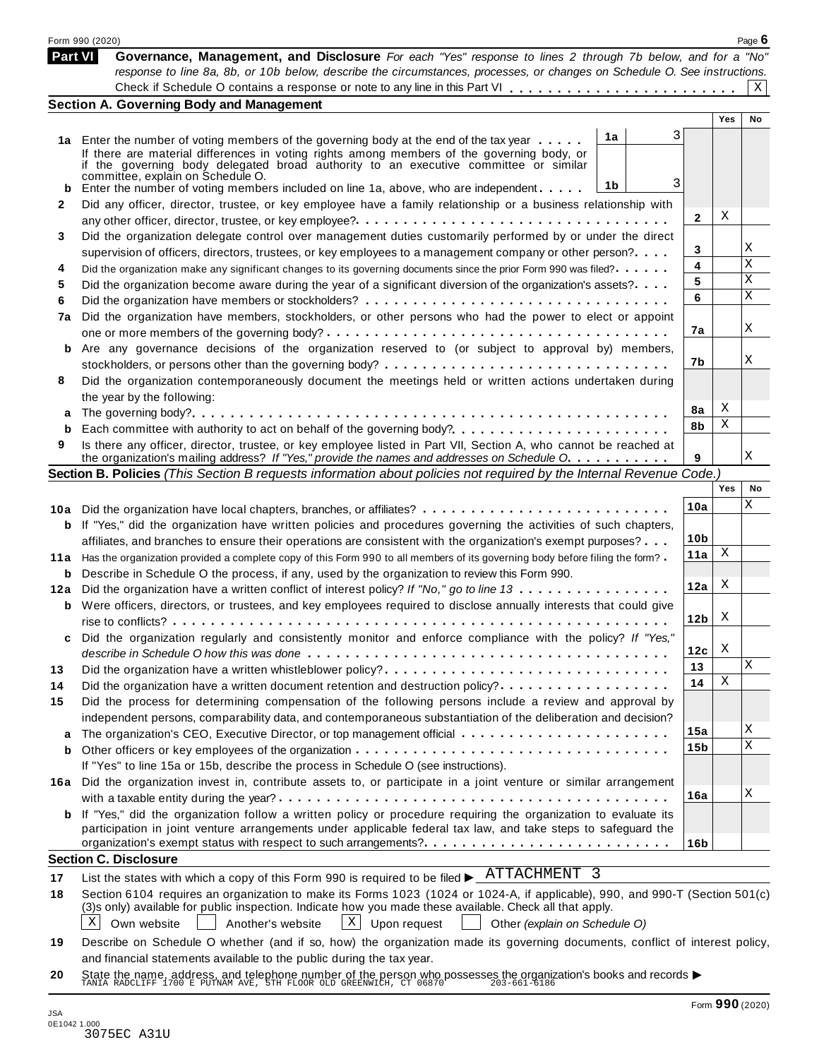Form 990 (2020)

**Part VI** **Governance, Management, and Disclosure** *For each "Yes" response to lines 2 through 7b below, and for a "No" response to line 8a, 8b, or 10b below, describe the circumstances, processes, or changes on Schedule O. See instructions.*

Check if Schedule O contains a response or note to any line in this Part VI . . . . . . . . . . . . . . . . . . . . . . . X

## Section A. Governing Body and Management

| | | | | Yes | No |
|---|---|---|---|---|---|
| **1a** | Enter the number of voting members of the governing body at the end of the tax year . . . . . | **1a** 3 | | | |
| | If there are material differences in voting rights among members of the governing body, or if the governing body delegated broad authority to an executive committee or similar committee, explain on Schedule O. | | | | |
| **b** | Enter the number of voting members included on line 1a, above, who are independent . . . . . | **1b** 3 | | | |
| **2** | Did any officer, director, trustee, or key employee have a family relationship or a business relationship with any other officer, director, trustee, or key employee? . . . . . | | **2** | X | |
| **3** | Did the organization delegate control over management duties customarily performed by or under the direct supervision of officers, directors, trustees, or key employees to a management company or other person? . . . . | | **3** | | X |
| **4** | Did the organization make any significant changes to its governing documents since the prior Form 990 was filed? . . . . . | | **4** | | X |
| **5** | Did the organization become aware during the year of a significant diversion of the organization's assets? . . . . | | **5** | | X |
| **6** | Did the organization have members or stockholders? . . . . . | | **6** | | X |
| **7a** | Did the organization have members, stockholders, or other persons who had the power to elect or appoint one or more members of the governing body? . . . . . | | **7a** | | X |
| **b** | Are any governance decisions of the organization reserved to (or subject to approval by) members, stockholders, or persons other than the governing body? . . . . . | | **7b** | | X |
| **8** | Did the organization contemporaneously document the meetings held or written actions undertaken during the year by the following: | | | | |
| **a** | The governing body? . . . . . | | **8a** | X | |
| **b** | Each committee with authority to act on behalf of the governing body? . . . . . | | **8b** | X | |
| **9** | Is there any officer, director, trustee, or key employee listed in Part VII, Section A, who cannot be reached at the organization's mailing address? *If "Yes," provide the names and addresses on Schedule O* . . . . . | | **9** | | X |

## Section B. Policies *(This Section B requests information about policies not required by the Internal Revenue Code.)*

| | | | Yes | No |
|---|---|---|---|---|
| **10a** | Did the organization have local chapters, branches, or affiliates? . . . . . | **10a** | | X |
| **b** | If "Yes," did the organization have written policies and procedures governing the activities of such chapters, affiliates, and branches to ensure their operations are consistent with the organization's exempt purposes? . . . | **10b** | | |
| **11a** | Has the organization provided a complete copy of this Form 990 to all members of its governing body before filing the form? . | **11a** | X | |
| **b** | Describe in Schedule O the process, if any, used by the organization to review this Form 990. | | | |
| **12a** | Did the organization have a written conflict of interest policy? *If "No," go to line 13* . . . . . | **12a** | X | |
| **b** | Were officers, directors, or trustees, and key employees required to disclose annually interests that could give rise to conflicts? . . . . . | **12b** | X | |
| **c** | Did the organization regularly and consistently monitor and enforce compliance with the policy? *If "Yes," describe in Schedule O how this was done* . . . . . | **12c** | X | |
| **13** | Did the organization have a written whistleblower policy? . . . . . | **13** | | X |
| **14** | Did the organization have a written document retention and destruction policy? . . . . . | **14** | X | |
| **15** | Did the process for determining compensation of the following persons include a review and approval by independent persons, comparability data, and contemporaneous substantiation of the deliberation and decision? | | | |
| **a** | The organization's CEO, Executive Director, or top management official . . . . . | **15a** | | X |
| **b** | Other officers or key employees of the organization . . . . . | **15b** | | X |
| | If "Yes" to line 15a or 15b, describe the process in Schedule O (see instructions). | | | |
| **16a** | Did the organization invest in, contribute assets to, or participate in a joint venture or similar arrangement with a taxable entity during the year? . . . . . | **16a** | | X |
| **b** | If "Yes," did the organization follow a written policy or procedure requiring the organization to evaluate its participation in joint venture arrangements under applicable federal tax law, and take steps to safeguard the organization's exempt status with respect to such arrangements? . . . . . | **16b** | | |

## Section C. Disclosure

**17** List the states with which a copy of this Form 990 is required to be filed ▶ ATTACHMENT 3

**18** Section 6104 requires an organization to make its Forms 1023 (1024 or 1024-A, if applicable), 990, and 990-T (Section 501(c)(3)s only) available for public inspection. Indicate how you made these available. Check all that apply.

[X] Own website [ ] Another's website [X] Upon request [ ] Other *(explain on Schedule O)*

**19** Describe on Schedule O whether (and if so, how) the organization made its governing documents, conflict of interest policy, and financial statements available to the public during the tax year.

**20** State the name, address, and telephone number of the person who possesses the organization's books and records ▶
TANIA RADCLIFF 1700 E PUTNAM AVE, 5TH FLOOR OLD GREENWICH, CT 06870 203-661-6186

JSA
0E1042 1.000
3075EC A31U

Form **990** (2020)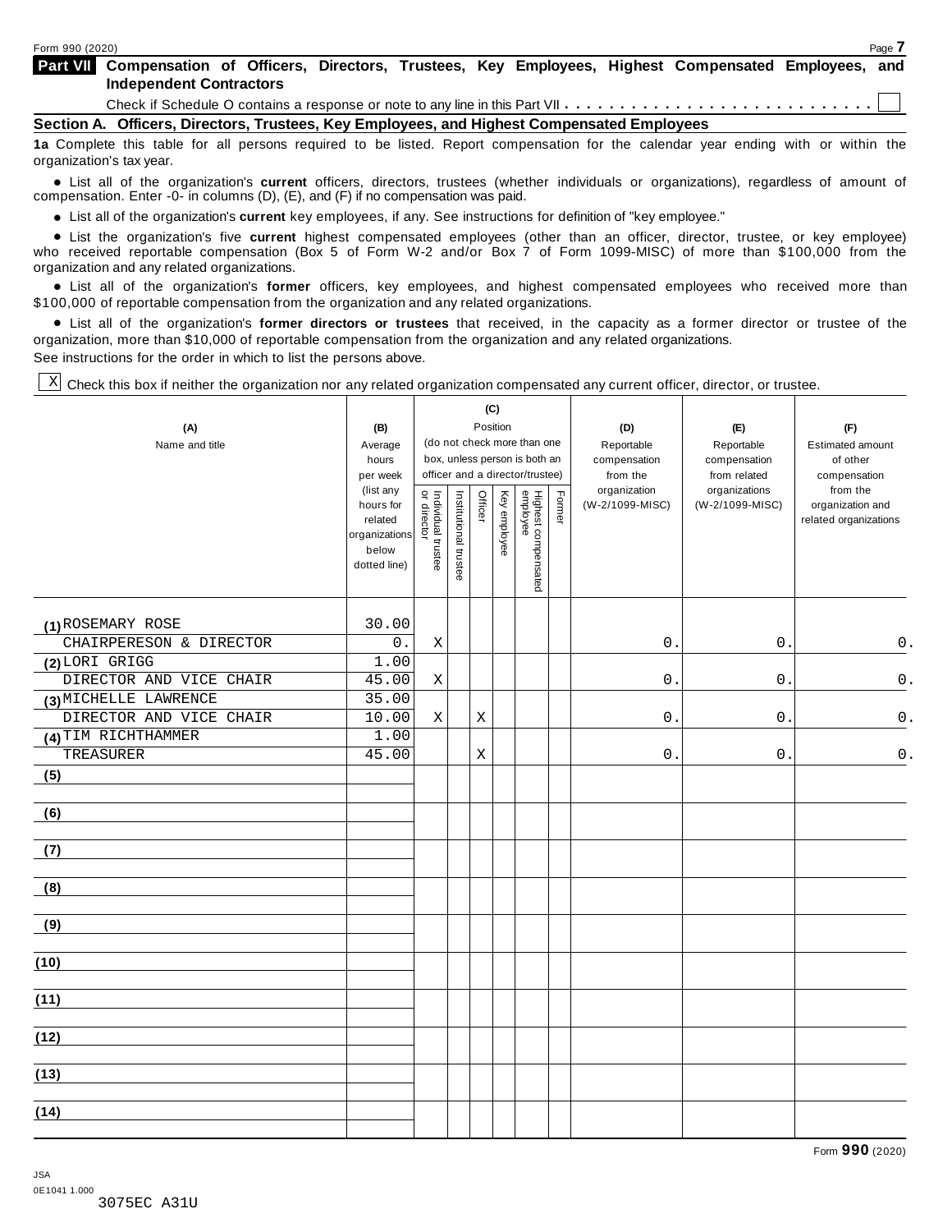Form 990 (2020)

**Part VII Compensation of Officers, Directors, Trustees, Key Employees, Highest Compensated Employees, and Independent Contractors**

Check if Schedule O contains a response or note to any line in this Part VII . . . . . . . . . . . . . . . . . . . . . . . . . . . . ☐

**Section A. Officers, Directors, Trustees, Key Employees, and Highest Compensated Employees**

**1a** Complete this table for all persons required to be listed. Report compensation for the calendar year ending with or within the organization's tax year.

- List all of the organization's **current** officers, directors, trustees (whether individuals or organizations), regardless of amount of compensation. Enter -0- in columns (D), (E), and (F) if no compensation was paid.
- List all of the organization's **current** key employees, if any. See instructions for definition of "key employee."
- List the organization's five **current** highest compensated employees (other than an officer, director, trustee, or key employee) who received reportable compensation (Box 5 of Form W-2 and/or Box 7 of Form 1099-MISC) of more than $100,000 from the organization and any related organizations.
- List all of the organization's **former** officers, key employees, and highest compensated employees who received more than $100,000 of reportable compensation from the organization and any related organizations.
- List all of the organization's **former directors or trustees** that received, in the capacity as a former director or trustee of the organization, more than $10,000 of reportable compensation from the organization and any related organizations.

See instructions for the order in which to list the persons above.

☒ Check this box if neither the organization nor any related organization compensated any current officer, director, or trustee.

| (A) Name and title | (B) Average hours per week (list any hours for related organizations below dotted line) | (C) Position: Individual trustee or director | Institutional trustee | Officer | Key employee | Highest compensated employee | Former | (D) Reportable compensation from the organization (W-2/1099-MISC) | (E) Reportable compensation from related organizations (W-2/1099-MISC) | (F) Estimated amount of other compensation from the organization and related organizations |
|---|---|---|---|---|---|---|---|---|---|---|
| (1) ROSEMARY ROSE<br>CHAIRPERESON & DIRECTOR | 30.00<br>0. | X | | | | | | 0. | 0. | 0. |
| (2) LORI GRIGG<br>DIRECTOR AND VICE CHAIR | 1.00<br>45.00 | X | | | | | | 0. | 0. | 0. |
| (3) MICHELLE LAWRENCE<br>DIRECTOR AND VICE CHAIR | 35.00<br>10.00 | X | | X | | | | 0. | 0. | 0. |
| (4) TIM RICHTHAMMER<br>TREASURER | 1.00<br>45.00 | | | X | | | | 0. | 0. | 0. |
| (5) | | | | | | | | | | |
| (6) | | | | | | | | | | |
| (7) | | | | | | | | | | |
| (8) | | | | | | | | | | |
| (9) | | | | | | | | | | |
| (10) | | | | | | | | | | |
| (11) | | | | | | | | | | |
| (12) | | | | | | | | | | |
| (13) | | | | | | | | | | |
| (14) | | | | | | | | | | |

Form **990** (2020)

JSA
0E1041 1.000
3075EC A31U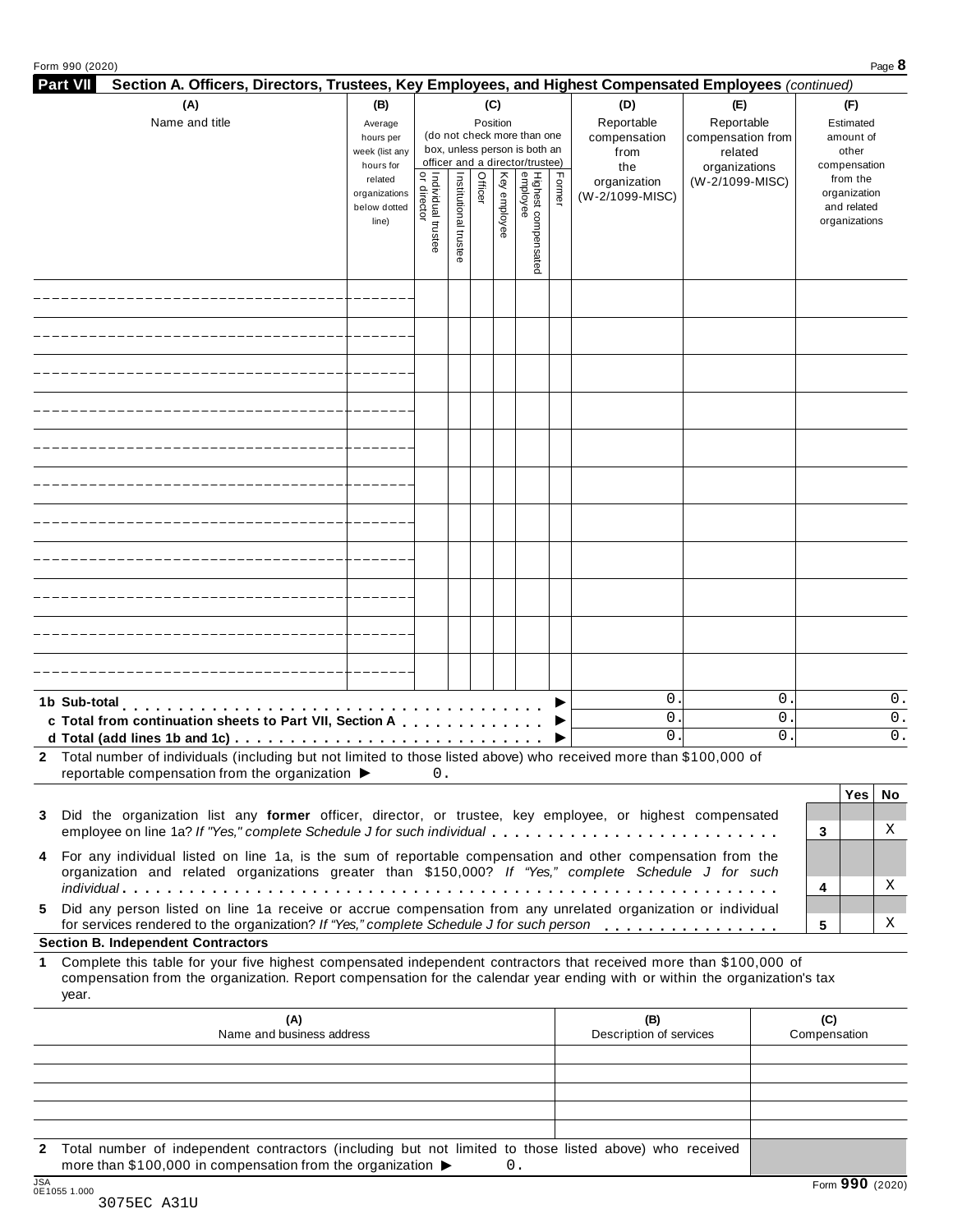Form 990 (2020)

**Part VII** **Section A. Officers, Directors, Trustees, Key Employees, and Highest Compensated Employees** *(continued)*

| (A) Name and title | (B) Average hours per week (list any hours for related organizations below dotted line) | (C) Position (do not check more than one box, unless person is both an officer and a director/trustee) | | | | | | (D) Reportable compensation from the organization (W-2/1099-MISC) | (E) Reportable compensation from related organizations (W-2/1099-MISC) | (F) Estimated amount of other compensation from the organization and related organizations |
|---|---|---|---|---|---|---|---|---|---|---|
| | | Individual trustee or director | Institutional trustee | Officer | Key employee | Highest compensated employee | Former | | | |
| | | | | | | | | | | |
| | | | | | | | | | | |
| | | | | | | | | | | |
| | | | | | | | | | | |
| | | | | | | | | | | |
| | | | | | | | | | | |
| | | | | | | | | | | |
| | | | | | | | | | | |
| | | | | | | | | | | |
| | | | | | | | | | | |
| | | | | | | | | | | |
| **1b Sub-total** ▶ | | | | | | | | 0. | 0. | 0. |
| **c Total from continuation sheets to Part VII, Section A** ▶ | | | | | | | | 0. | 0. | 0. |
| **d Total (add lines 1b and 1c)** ▶ | | | | | | | | 0. | 0. | 0. |

**2** Total number of individuals (including but not limited to those listed above) who received more than $100,000 of reportable compensation from the organization ▶ 0.

| | | Yes | No |
|---|---|---|---|
| **3** Did the organization list any **former** officer, director, or trustee, key employee, or highest compensated employee on line 1a? *If "Yes," complete Schedule J for such individual* | 3 | | X |
| **4** For any individual listed on line 1a, is the sum of reportable compensation and other compensation from the organization and related organizations greater than $150,000? *If "Yes," complete Schedule J for such individual* | 4 | | X |
| **5** Did any person listed on line 1a receive or accrue compensation from any unrelated organization or individual for services rendered to the organization? *If "Yes," complete Schedule J for such person* | 5 | | X |

**Section B. Independent Contractors**

**1** Complete this table for your five highest compensated independent contractors that received more than $100,000 of compensation from the organization. Report compensation for the calendar year ending with or within the organization's tax year.

| (A) Name and business address | (B) Description of services | (C) Compensation |
|---|---|---|
| | | |
| | | |
| | | |
| | | |
| | | |

**2** Total number of independent contractors (including but not limited to those listed above) who received more than $100,000 in compensation from the organization ▶ 0.

JSA
0E1055 1.000
3075EC A31U

Form **990** (2020)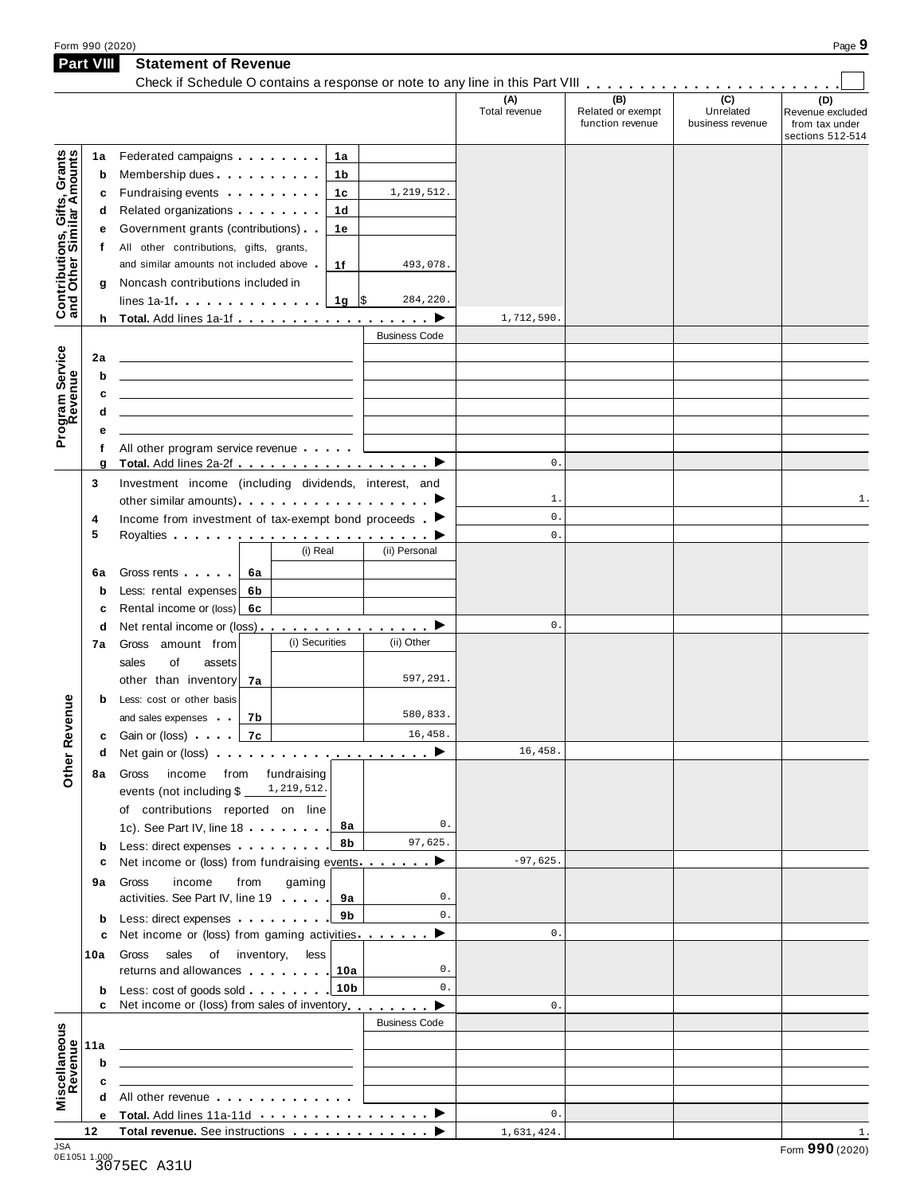Form 990 (2020)

## Part VIII Statement of Revenue

Check if Schedule O contains a response or note to any line in this Part VIII . . . . . . . . . . . . . . . . . . . . . . . . ☐

| | | | | (A) Total revenue | (B) Related or exempt function revenue | (C) Unrelated business revenue | (D) Revenue excluded from tax under sections 512-514 |
|---|---|---|---|---|---|---|---|
| **Contributions, Gifts, Grants and Other Similar Amounts** | 1a Federated campaigns | 1a | | | | | |
| | b Membership dues | 1b | | | | | |
| | c Fundraising events | 1c | 1,219,512. | | | | |
| | d Related organizations | 1d | | | | | |
| | e Government grants (contributions) | 1e | | | | | |
| | f All other contributions, gifts, grants, and similar amounts not included above | 1f | 493,078. | | | | |
| | g Noncash contributions included in lines 1a-1f | 1g | $ 284,220. | | | | |
| | h **Total.** Add lines 1a-1f ▶ | | | 1,712,590. | | | |
| **Program Service Revenue** | | | Business Code | | | | |
| | 2a | | | | | | |
| | b | | | | | | |
| | c | | | | | | |
| | d | | | | | | |
| | e | | | | | | |
| | f All other program service revenue | | | | | | |
| | g **Total.** Add lines 2a-2f ▶ | | | 0. | | | |
| **Other Revenue** | 3 Investment income (including dividends, interest, and other similar amounts) ▶ | | | 1. | | | 1. |
| | 4 Income from investment of tax-exempt bond proceeds ▶ | | | 0. | | | |
| | 5 Royalties ▶ | | | 0. | | | |
| | | | (i) Real | (ii) Personal | | | |
| | 6a Gross rents | 6a | | | | | |
| | b Less: rental expenses | 6b | | | | | |
| | c Rental income or (loss) | 6c | | | | | |
| | d Net rental income or (loss) ▶ | | | 0. | | | |
| | | | (i) Securities | (ii) Other | | | |
| | 7a Gross amount from sales of assets other than inventory | 7a | | 597,291. | | | |
| | b Less: cost or other basis and sales expenses | 7b | | 580,833. | | | |
| | c Gain or (loss) | 7c | | 16,458. | | | |
| | d Net gain or (loss) ▶ | | | 16,458. | | | |
| | 8a Gross income from fundraising events (not including $ 1,219,512. of contributions reported on line 1c). See Part IV, line 18 | 8a | 0. | | | | |
| | b Less: direct expenses | 8b | 97,625. | | | | |
| | c Net income or (loss) from fundraising events ▶ | | | -97,625. | | | |
| | 9a Gross income from gaming activities. See Part IV, line 19 | 9a | 0. | | | | |
| | b Less: direct expenses | 9b | 0. | | | | |
| | c Net income or (loss) from gaming activities ▶ | | | 0. | | | |
| | 10a Gross sales of inventory, less returns and allowances | 10a | 0. | | | | |
| | b Less: cost of goods sold | 10b | 0. | | | | |
| | c Net income or (loss) from sales of inventory ▶ | | | 0. | | | |
| **Miscellaneous Revenue** | | | Business Code | | | | |
| | 11a | | | | | | |
| | b | | | | | | |
| | c | | | | | | |
| | d All other revenue | | | | | | |
| | e **Total.** Add lines 11a-11d ▶ | | | 0. | | | |
| | 12 **Total revenue.** See instructions ▶ | | | 1,631,424. | | | 1. |

JSA 0E1051 1.000
3075EC A31U

Form **990** (2020)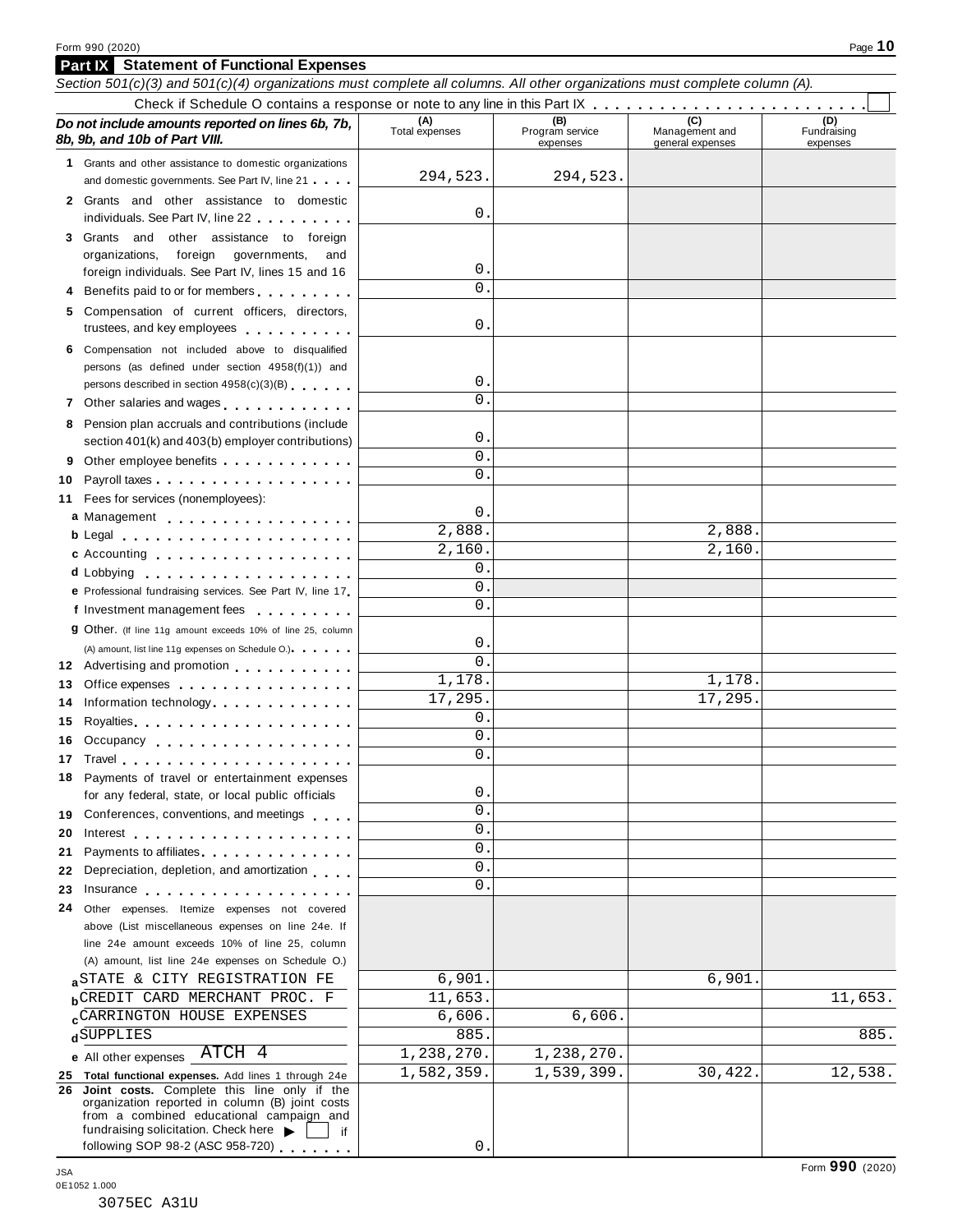Form 990 (2020)

## Part IX Statement of Functional Expenses

*Section 501(c)(3) and 501(c)(4) organizations must complete all columns. All other organizations must complete column (A).*

Check if Schedule O contains a response or note to any line in this Part IX

| *Do not include amounts reported on lines 6b, 7b, 8b, 9b, and 10b of Part VIII.* | (A) Total expenses | (B) Program service expenses | (C) Management and general expenses | (D) Fundraising expenses |
|---|---|---|---|---|
| 1 Grants and other assistance to domestic organizations and domestic governments. See Part IV, line 21 | 294,523. | 294,523. | | |
| 2 Grants and other assistance to domestic individuals. See Part IV, line 22 | 0. | | | |
| 3 Grants and other assistance to foreign organizations, foreign governments, and foreign individuals. See Part IV, lines 15 and 16 | 0. | | | |
| 4 Benefits paid to or for members | 0. | | | |
| 5 Compensation of current officers, directors, trustees, and key employees | 0. | | | |
| 6 Compensation not included above to disqualified persons (as defined under section 4958(f)(1)) and persons described in section 4958(c)(3)(B) | 0. | | | |
| 7 Other salaries and wages | 0. | | | |
| 8 Pension plan accruals and contributions (include section 401(k) and 403(b) employer contributions) | 0. | | | |
| 9 Other employee benefits | 0. | | | |
| 10 Payroll taxes | 0. | | | |
| 11 Fees for services (nonemployees): | | | | |
| a Management | 0. | | | |
| b Legal | 2,888. | | 2,888. | |
| c Accounting | 2,160. | | 2,160. | |
| d Lobbying | 0. | | | |
| e Professional fundraising services. See Part IV, line 17 | 0. | | | |
| f Investment management fees | 0. | | | |
| g Other. (If line 11g amount exceeds 10% of line 25, column (A) amount, list line 11g expenses on Schedule O.) | 0. | | | |
| 12 Advertising and promotion | 0. | | | |
| 13 Office expenses | 1,178. | | 1,178. | |
| 14 Information technology | 17,295. | | 17,295. | |
| 15 Royalties | 0. | | | |
| 16 Occupancy | 0. | | | |
| 17 Travel | 0. | | | |
| 18 Payments of travel or entertainment expenses for any federal, state, or local public officials | 0. | | | |
| 19 Conferences, conventions, and meetings | 0. | | | |
| 20 Interest | 0. | | | |
| 21 Payments to affiliates | 0. | | | |
| 22 Depreciation, depletion, and amortization | 0. | | | |
| 23 Insurance | 0. | | | |
| 24 Other expenses. Itemize expenses not covered above (List miscellaneous expenses on line 24e. If line 24e amount exceeds 10% of line 25, column (A) amount, list line 24e expenses on Schedule O.) | | | | |
| a STATE & CITY REGISTRATION FE | 6,901. | | 6,901. | |
| b CREDIT CARD MERCHANT PROC. F | 11,653. | | | 11,653. |
| c CARRINGTON HOUSE EXPENSES | 6,606. | 6,606. | | |
| d SUPPLIES | 885. | | | 885. |
| e All other expenses ATCH 4 | 1,238,270. | 1,238,270. | | |
| 25 **Total functional expenses.** Add lines 1 through 24e | 1,582,359. | 1,539,399. | 30,422. | 12,538. |
| 26 **Joint costs.** Complete this line only if the organization reported in column (B) joint costs from a combined educational campaign and fundraising solicitation. Check here ▶ ☐ if following SOP 98-2 (ASC 958-720) | 0. | | | |

JSA 0E1052 1.000

3075EC A31U

Form **990** (2020)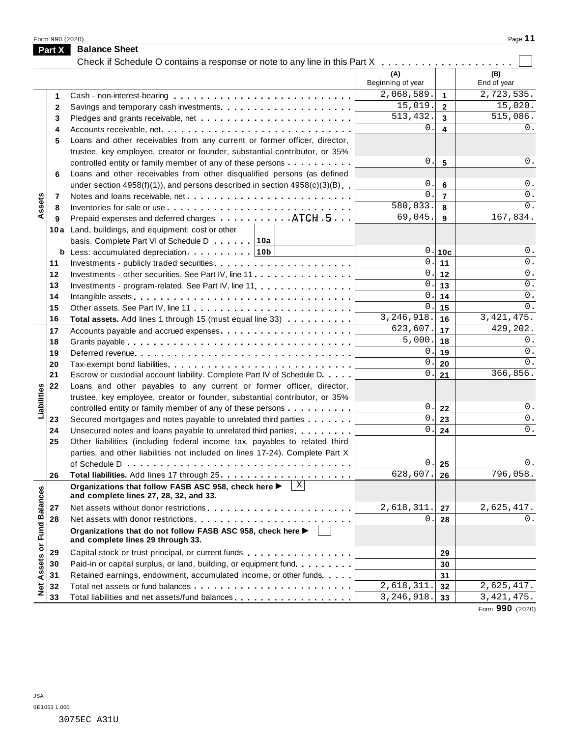Form 990 (2020)

## Part X Balance Sheet

Check if Schedule O contains a response or note to any line in this Part X . . . . . . . . . . . . . . . . . . . . ☐

| Section | Line | Description | (A) Beginning of year | | (B) End of year |
|---|---|---|---|---|---|
| Assets | 1 | Cash - non-interest-bearing | 2,068,589. | 1 | 2,723,535. |
| | 2 | Savings and temporary cash investments | 15,019. | 2 | 15,020. |
| | 3 | Pledges and grants receivable, net | 513,432. | 3 | 515,086. |
| | 4 | Accounts receivable, net | 0. | 4 | 0. |
| | 5 | Loans and other receivables from any current or former officer, director, trustee, key employee, creator or founder, substantial contributor, or 35% controlled entity or family member of any of these persons | 0. | 5 | 0. |
| | 6 | Loans and other receivables from other disqualified persons (as defined under section 4958(f)(1)), and persons described in section 4958(c)(3)(B) | 0. | 6 | 0. |
| | 7 | Notes and loans receivable, net | 0. | 7 | 0. |
| | 8 | Inventories for sale or use | 580,833. | 8 | 0. |
| | 9 | Prepaid expenses and deferred charges ATCH 5 | 69,045. | 9 | 167,834. |
| | 10a | Land, buildings, and equipment: cost or other basis. Complete Part VI of Schedule D . . . 10a | | | |
| | b | Less: accumulated depreciation . . . 10b | 0. | 10c | 0. |
| | 11 | Investments - publicly traded securities | 0. | 11 | 0. |
| | 12 | Investments - other securities. See Part IV, line 11 | 0. | 12 | 0. |
| | 13 | Investments - program-related. See Part IV, line 11 | 0. | 13 | 0. |
| | 14 | Intangible assets | 0. | 14 | 0. |
| | 15 | Other assets. See Part IV, line 11 | 0. | 15 | 0. |
| | 16 | **Total assets.** Add lines 1 through 15 (must equal line 33) | 3,246,918. | 16 | 3,421,475. |
| Liabilities | 17 | Accounts payable and accrued expenses | 623,607. | 17 | 429,202. |
| | 18 | Grants payable | 5,000. | 18 | 0. |
| | 19 | Deferred revenue | 0. | 19 | 0. |
| | 20 | Tax-exempt bond liabilities | 0. | 20 | 0. |
| | 21 | Escrow or custodial account liability. Complete Part IV of Schedule D | 0. | 21 | 366,856. |
| | 22 | Loans and other payables to any current or former officer, director, trustee, key employee, creator or founder, substantial contributor, or 35% controlled entity or family member of any of these persons | 0. | 22 | 0. |
| | 23 | Secured mortgages and notes payable to unrelated third parties | 0. | 23 | 0. |
| | 24 | Unsecured notes and loans payable to unrelated third parties | 0. | 24 | 0. |
| | 25 | Other liabilities (including federal income tax, payables to related third parties, and other liabilities not included on lines 17-24). Complete Part X of Schedule D | 0. | 25 | 0. |
| | 26 | **Total liabilities.** Add lines 17 through 25 | 628,607. | 26 | 796,058. |
| Net Assets or Fund Balances | | **Organizations that follow FASB ASC 958, check here ▶** ☒ **and complete lines 27, 28, 32, and 33.** | | | |
| | 27 | Net assets without donor restrictions | 2,618,311. | 27 | 2,625,417. |
| | 28 | Net assets with donor restrictions | 0. | 28 | 0. |
| | | **Organizations that do not follow FASB ASC 958, check here ▶** ☐ **and complete lines 29 through 33.** | | | |
| | 29 | Capital stock or trust principal, or current funds | | 29 | |
| | 30 | Paid-in or capital surplus, or land, building, or equipment fund | | 30 | |
| | 31 | Retained earnings, endowment, accumulated income, or other funds | | 31 | |
| | 32 | Total net assets or fund balances | 2,618,311. | 32 | 2,625,417. |
| | 33 | Total liabilities and net assets/fund balances | 3,246,918. | 33 | 3,421,475. |

Form **990** (2020)

JSA
0E1053 1.000
3075EC A31U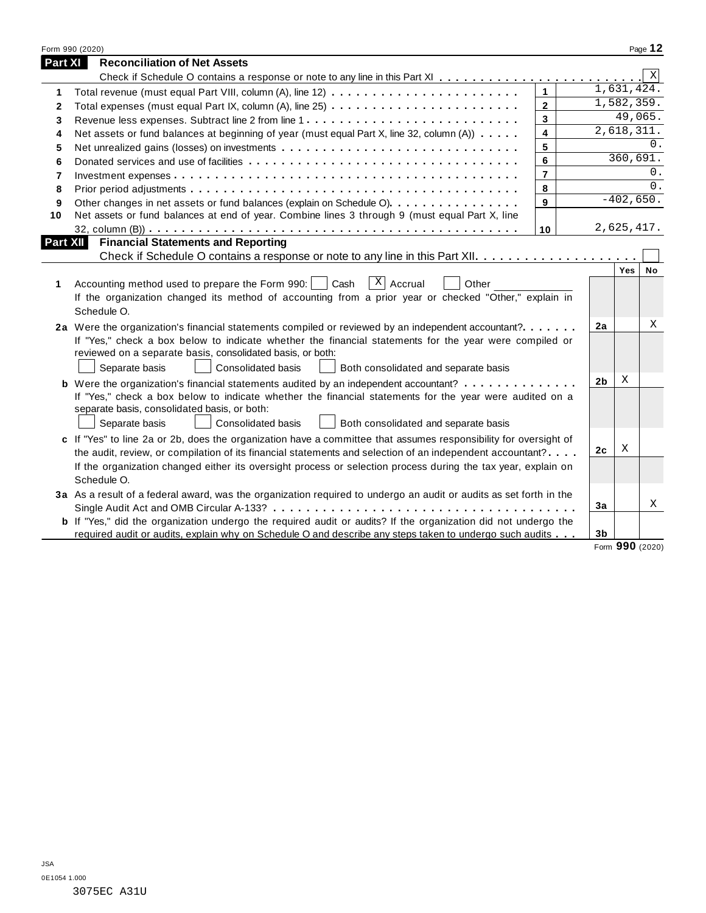## Part XI Reconciliation of Net Assets

Check if Schedule O contains a response or note to any line in this Part XI . . . . . . . . . . . . . . . . . . . . . . . . . [X]

| | | | |
|---|---|---|---|
| **1** | Total revenue (must equal Part VIII, column (A), line 12) | 1 | 1,631,424. |
| **2** | Total expenses (must equal Part IX, column (A), line 25) | 2 | 1,582,359. |
| **3** | Revenue less expenses. Subtract line 2 from line 1 | 3 | 49,065. |
| **4** | Net assets or fund balances at beginning of year (must equal Part X, line 32, column (A)) | 4 | 2,618,311. |
| **5** | Net unrealized gains (losses) on investments | 5 | 0. |
| **6** | Donated services and use of facilities | 6 | 360,691. |
| **7** | Investment expenses | 7 | 0. |
| **8** | Prior period adjustments | 8 | 0. |
| **9** | Other changes in net assets or fund balances (explain on Schedule O) | 9 | -402,650. |
| **10** | Net assets or fund balances at end of year. Combine lines 3 through 9 (must equal Part X, line 32, column (B)) | 10 | 2,625,417. |

## Part XII Financial Statements and Reporting

Check if Schedule O contains a response or note to any line in this Part XII . . . . . . . . . . . . . . . . . . . . [ ]

| | | | Yes | No |
|---|---|---|---|---|
| **1** | Accounting method used to prepare the Form 990: [ ] Cash [X] Accrual [ ] Other ____________ <br> If the organization changed its method of accounting from a prior year or checked "Other," explain in Schedule O. | | | |
| **2a** | Were the organization's financial statements compiled or reviewed by an independent accountant? | 2a | | X |
| | If "Yes," check a box below to indicate whether the financial statements for the year were compiled or reviewed on a separate basis, consolidated basis, or both: <br> [ ] Separate basis [ ] Consolidated basis [ ] Both consolidated and separate basis | | | |
| **b** | Were the organization's financial statements audited by an independent accountant? | 2b | X | |
| | If "Yes," check a box below to indicate whether the financial statements for the year were audited on a separate basis, consolidated basis, or both: <br> [ ] Separate basis [ ] Consolidated basis [ ] Both consolidated and separate basis | | | |
| **c** | If "Yes" to line 2a or 2b, does the organization have a committee that assumes responsibility for oversight of the audit, review, or compilation of its financial statements and selection of an independent accountant? | 2c | X | |
| | If the organization changed either its oversight process or selection process during the tax year, explain on Schedule O. | | | |
| **3a** | As a result of a federal award, was the organization required to undergo an audit or audits as set forth in the Single Audit Act and OMB Circular A-133? | 3a | | X |
| **b** | If "Yes," did the organization undergo the required audit or audits? If the organization did not undergo the required audit or audits, explain why on Schedule O and describe any steps taken to undergo such audits | 3b | | |

Form **990** (2020)

JSA
0E1054 1.000
3075EC A31U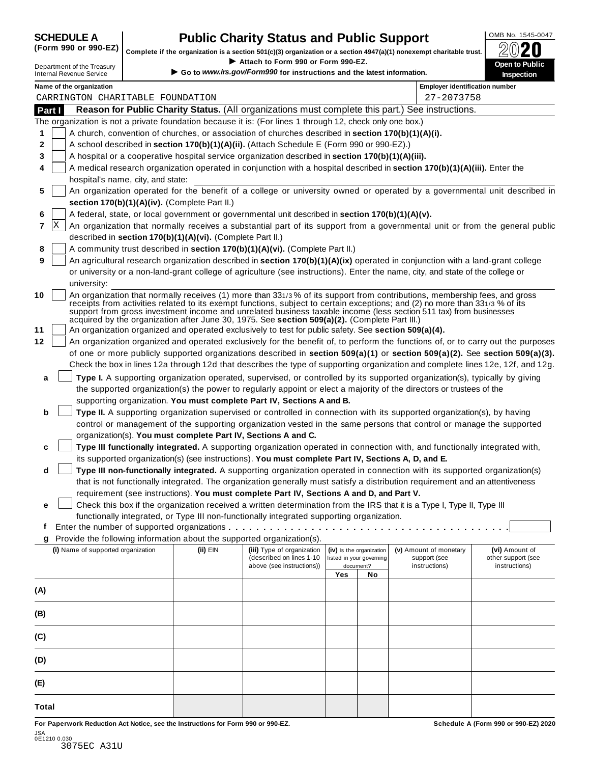**SCHEDULE A**
**(Form 990 or 990-EZ)**

Department of the Treasury
Internal Revenue Service

# Public Charity Status and Public Support

**Complete if the organization is a section 501(c)(3) organization or a section 4947(a)(1) nonexempt charitable trust.**
▶ **Attach to Form 990 or Form 990-EZ.**
▶ **Go to** ***www.irs.gov/Form990*** **for instructions and the latest information.**

OMB No. 1545-0047
**2020**
**Open to Public Inspection**

**Name of the organization**
CARRINGTON CHARITABLE FOUNDATION

**Employer identification number**
27-2073758

## Part I — Reason for Public Charity Status. (All organizations must complete this part.) See instructions.

The organization is not a private foundation because it is: (For lines 1 through 12, check only one box.)

1. [ ] A church, convention of churches, or association of churches described in **section 170(b)(1)(A)(i).**
2. [ ] A school described in **section 170(b)(1)(A)(ii).** (Attach Schedule E (Form 990 or 990-EZ).)
3. [ ] A hospital or a cooperative hospital service organization described in **section 170(b)(1)(A)(iii).**
4. [ ] A medical research organization operated in conjunction with a hospital described in **section 170(b)(1)(A)(iii).** Enter the hospital's name, city, and state:
5. [ ] An organization operated for the benefit of a college or university owned or operated by a governmental unit described in **section 170(b)(1)(A)(iv).** (Complete Part II.)
6. [ ] A federal, state, or local government or governmental unit described in **section 170(b)(1)(A)(v).**
7. [X] An organization that normally receives a substantial part of its support from a governmental unit or from the general public described in **section 170(b)(1)(A)(vi).** (Complete Part II.)
8. [ ] A community trust described in **section 170(b)(1)(A)(vi).** (Complete Part II.)
9. [ ] An agricultural research organization described in **section 170(b)(1)(A)(ix)** operated in conjunction with a land-grant college or university or a non-land-grant college of agriculture (see instructions). Enter the name, city, and state of the college or university:
10. [ ] An organization that normally receives (1) more than 33 1/3 % of its support from contributions, membership fees, and gross receipts from activities related to its exempt functions, subject to certain exceptions; and (2) no more than 33 1/3 % of its support from gross investment income and unrelated business taxable income (less section 511 tax) from businesses acquired by the organization after June 30, 1975. See **section 509(a)(2).** (Complete Part III.)
11. [ ] An organization organized and operated exclusively to test for public safety. See **section 509(a)(4).**
12. [ ] An organization organized and operated exclusively for the benefit of, to perform the functions of, or to carry out the purposes of one or more publicly supported organizations described in **section 509(a)(1)** or **section 509(a)(2).** See **section 509(a)(3).** Check the box in lines 12a through 12d that describes the type of supporting organization and complete lines 12e, 12f, and 12g.
   - **a** [ ] **Type I.** A supporting organization operated, supervised, or controlled by its supported organization(s), typically by giving the supported organization(s) the power to regularly appoint or elect a majority of the directors or trustees of the supporting organization. **You must complete Part IV, Sections A and B.**
   - **b** [ ] **Type II.** A supporting organization supervised or controlled in connection with its supported organization(s), by having control or management of the supporting organization vested in the same persons that control or manage the supported organization(s). **You must complete Part IV, Sections A and C.**
   - **c** [ ] **Type III functionally integrated.** A supporting organization operated in connection with, and functionally integrated with, its supported organization(s) (see instructions). **You must complete Part IV, Sections A, D, and E.**
   - **d** [ ] **Type III non-functionally integrated.** A supporting organization operated in connection with its supported organization(s) that is not functionally integrated. The organization generally must satisfy a distribution requirement and an attentiveness requirement (see instructions). **You must complete Part IV, Sections A and D, and Part V.**
   - **e** [ ] Check this box if the organization received a written determination from the IRS that it is a Type I, Type II, Type III functionally integrated, or Type III non-functionally integrated supporting organization.
   - **f** Enter the number of supported organizations . . . . . . . . . . . .
   - **g** Provide the following information about the supported organization(s).

| (i) Name of supported organization | (ii) EIN | (iii) Type of organization (described on lines 1-10 above (see instructions)) | (iv) Is the organization listed in your governing document? Yes | No | (v) Amount of monetary support (see instructions) | (vi) Amount of other support (see instructions) |
|---|---|---|---|---|---|---|
| (A) | | | | | | |
| (B) | | | | | | |
| (C) | | | | | | |
| (D) | | | | | | |
| (E) | | | | | | |
| Total | | | | | | |

**For Paperwork Reduction Act Notice, see the Instructions for Form 990 or 990-EZ.** **Schedule A (Form 990 or 990-EZ) 2020**

JSA
0E1210 0.030
3075EC A31U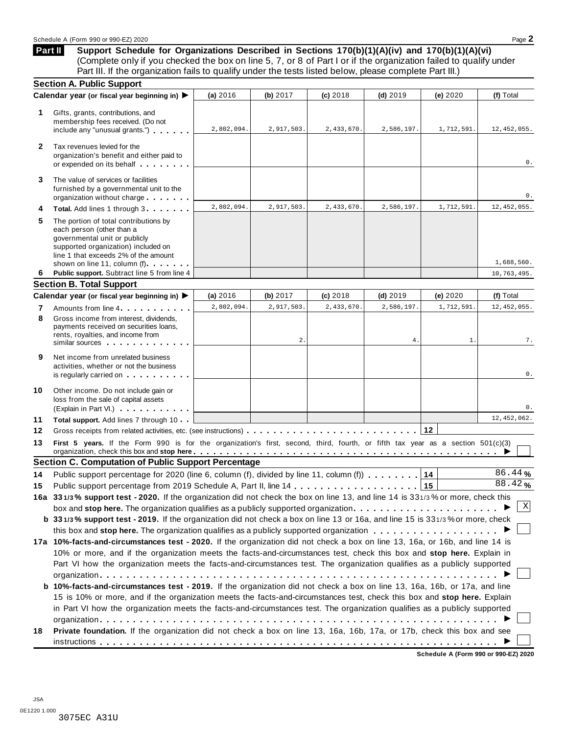Schedule A (Form 990 or 990-EZ) 2020 Page **2**

## Part II Support Schedule for Organizations Described in Sections 170(b)(1)(A)(iv) and 170(b)(1)(A)(vi)

(Complete only if you checked the box on line 5, 7, or 8 of Part I or if the organization failed to qualify under Part III. If the organization fails to qualify under the tests listed below, please complete Part III.)

### Section A. Public Support

| Calendar year (or fiscal year beginning in) ▶ | (a) 2016 | (b) 2017 | (c) 2018 | (d) 2019 | (e) 2020 | (f) Total |
|---|---|---|---|---|---|---|
| **1** Gifts, grants, contributions, and membership fees received. (Do not include any "unusual grants.") | 2,802,094. | 2,917,503. | 2,433,670. | 2,586,197. | 1,712,591. | 12,452,055. |
| **2** Tax revenues levied for the organization's benefit and either paid to or expended on its behalf | | | | | | 0. |
| **3** The value of services or facilities furnished by a governmental unit to the organization without charge | | | | | | 0. |
| **4** **Total.** Add lines 1 through 3 | 2,802,094. | 2,917,503. | 2,433,670. | 2,586,197. | 1,712,591. | 12,452,055. |
| **5** The portion of total contributions by each person (other than a governmental unit or publicly supported organization) included on line 1 that exceeds 2% of the amount shown on line 11, column (f) | | | | | | 1,688,560. |
| **6** **Public support.** Subtract line 5 from line 4 | | | | | | 10,763,495. |

### Section B. Total Support

| Calendar year (or fiscal year beginning in) ▶ | (a) 2016 | (b) 2017 | (c) 2018 | (d) 2019 | (e) 2020 | (f) Total |
|---|---|---|---|---|---|---|
| **7** Amounts from line 4 | 2,802,094. | 2,917,503. | 2,433,670. | 2,586,197. | 1,712,591. | 12,452,055. |
| **8** Gross income from interest, dividends, payments received on securities loans, rents, royalties, and income from similar sources | | 2. | | 4. | 1. | 7. |
| **9** Net income from unrelated business activities, whether or not the business is regularly carried on | | | | | | 0. |
| **10** Other income. Do not include gain or loss from the sale of capital assets (Explain in Part VI.) | | | | | | 0. |
| **11** **Total support.** Add lines 7 through 10 | | | | | | 12,452,062. |

**12** Gross receipts from related activities, etc. (see instructions) | **12** |

**13** **First 5 years.** If the Form 990 is for the organization's first, second, third, fourth, or fifth tax year as a section 501(c)(3) organization, check this box and **stop here** ▶ ☐

### Section C. Computation of Public Support Percentage

**14** Public support percentage for 2020 (line 6, column (f), divided by line 11, column (f)) | **14** | 86.44 %

**15** Public support percentage from 2019 Schedule A, Part II, line 14 | **15** | 88.42 %

**16a** **33 1/3 % support test - 2020.** If the organization did not check the box on line 13, and line 14 is 33 1/3 % or more, check this box and **stop here.** The organization qualifies as a publicly supported organization ▶ ☒

**b** **33 1/3 % support test - 2019.** If the organization did not check a box on line 13 or 16a, and line 15 is 33 1/3 % or more, check this box and **stop here.** The organization qualifies as a publicly supported organization ▶ ☐

**17a** **10%-facts-and-circumstances test - 2020.** If the organization did not check a box on line 13, 16a, or 16b, and line 14 is 10% or more, and if the organization meets the facts-and-circumstances test, check this box and **stop here.** Explain in Part VI how the organization meets the facts-and-circumstances test. The organization qualifies as a publicly supported organization ▶ ☐

**b** **10%-facts-and-circumstances test - 2019.** If the organization did not check a box on line 13, 16a, 16b, or 17a, and line 15 is 10% or more, and if the organization meets the facts-and-circumstances test, check this box and **stop here.** Explain in Part VI how the organization meets the facts-and-circumstances test. The organization qualifies as a publicly supported organization ▶ ☐

**18** **Private foundation.** If the organization did not check a box on line 13, 16a, 16b, 17a, or 17b, check this box and see instructions ▶ ☐

**Schedule A (Form 990 or 990-EZ) 2020**

JSA
0E1220 1.000
3075EC A31U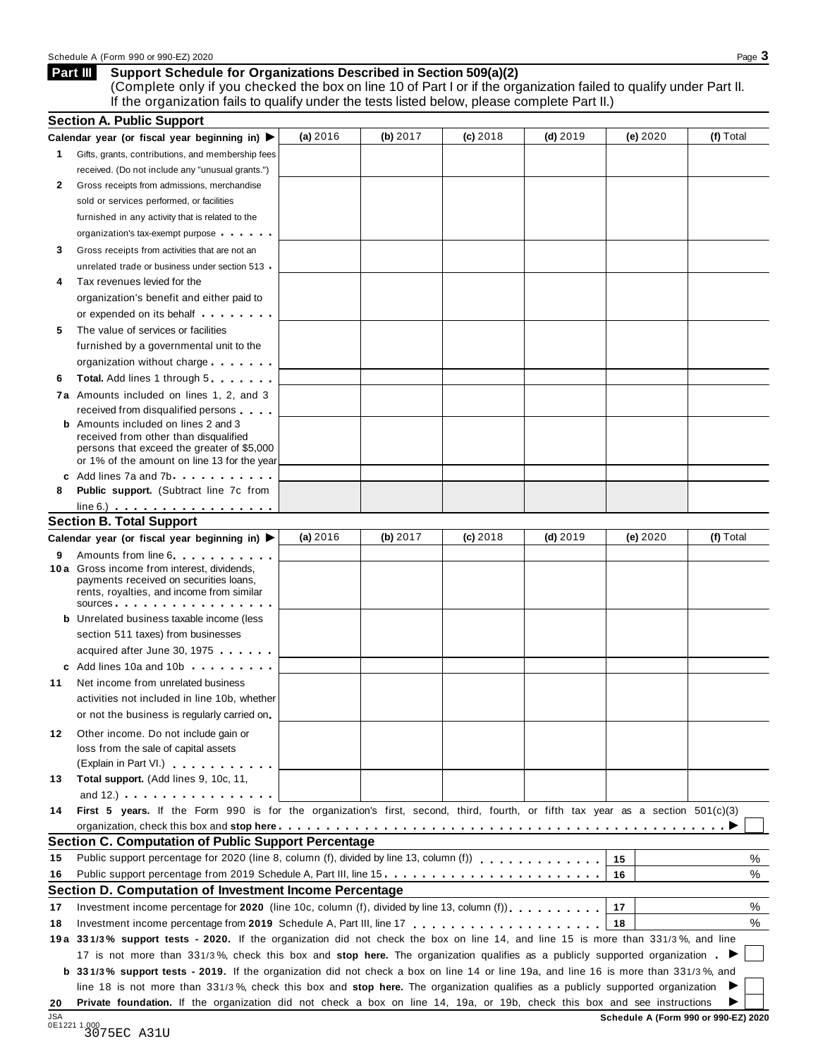## Part III Support Schedule for Organizations Described in Section 509(a)(2)

(Complete only if you checked the box on line 10 of Part I or if the organization failed to qualify under Part II. If the organization fails to qualify under the tests listed below, please complete Part II.)

### Section A. Public Support

| Calendar year (or fiscal year beginning in) ▶ | (a) 2016 | (b) 2017 | (c) 2018 | (d) 2019 | (e) 2020 | (f) Total |
|---|---|---|---|---|---|---|
| **1** Gifts, grants, contributions, and membership fees received. (Do not include any "unusual grants.") | | | | | | |
| **2** Gross receipts from admissions, merchandise sold or services performed, or facilities furnished in any activity that is related to the organization's tax-exempt purpose | | | | | | |
| **3** Gross receipts from activities that are not an unrelated trade or business under section 513 | | | | | | |
| **4** Tax revenues levied for the organization's benefit and either paid to or expended on its behalf | | | | | | |
| **5** The value of services or facilities furnished by a governmental unit to the organization without charge | | | | | | |
| **6 Total.** Add lines 1 through 5 | | | | | | |
| **7a** Amounts included on lines 1, 2, and 3 received from disqualified persons | | | | | | |
| **b** Amounts included on lines 2 and 3 received from other than disqualified persons that exceed the greater of $5,000 or 1% of the amount on line 13 for the year | | | | | | |
| **c** Add lines 7a and 7b | | | | | | |
| **8 Public support.** (Subtract line 7c from line 6.) | | | | | | |

### Section B. Total Support

| Calendar year (or fiscal year beginning in) ▶ | (a) 2016 | (b) 2017 | (c) 2018 | (d) 2019 | (e) 2020 | (f) Total |
|---|---|---|---|---|---|---|
| **9** Amounts from line 6 | | | | | | |
| **10a** Gross income from interest, dividends, payments received on securities loans, rents, royalties, and income from similar sources | | | | | | |
| **b** Unrelated business taxable income (less section 511 taxes) from businesses acquired after June 30, 1975 | | | | | | |
| **c** Add lines 10a and 10b | | | | | | |
| **11** Net income from unrelated business activities not included in line 10b, whether or not the business is regularly carried on | | | | | | |
| **12** Other income. Do not include gain or loss from the sale of capital assets (Explain in Part VI.) | | | | | | |
| **13 Total support.** (Add lines 9, 10c, 11, and 12.) | | | | | | |

**14 First 5 years.** If the Form 990 is for the organization's first, second, third, fourth, or fifth tax year as a section 501(c)(3) organization, check this box and **stop here** ▶ ☐

### Section C. Computation of Public Support Percentage

| | | | |
|---|---|---|---|
| **15** | Public support percentage for 2020 (line 8, column (f), divided by line 13, column (f)) | 15 | % |
| **16** | Public support percentage from 2019 Schedule A, Part III, line 15 | 16 | % |

### Section D. Computation of Investment Income Percentage

| | | | |
|---|---|---|---|
| **17** | Investment income percentage for **2020** (line 10c, column (f), divided by line 13, column (f)) | 17 | % |
| **18** | Investment income percentage from **2019** Schedule A, Part III, line 17 | 18 | % |

**19a 33 1/3% support tests - 2020.** If the organization did not check the box on line 14, and line 15 is more than 33 1/3%, and line 17 is not more than 33 1/3%, check this box and **stop here.** The organization qualifies as a publicly supported organization ▶ ☐

**b 33 1/3% support tests - 2019.** If the organization did not check a box on line 14 or line 19a, and line 16 is more than 33 1/3%, and line 18 is not more than 33 1/3%, check this box and **stop here.** The organization qualifies as a publicly supported organization ▶ ☐

**20 Private foundation.** If the organization did not check a box on line 14, 19a, or 19b, check this box and see instructions ▶ ☐

JSA
0E1221 1.000
3075EC A31U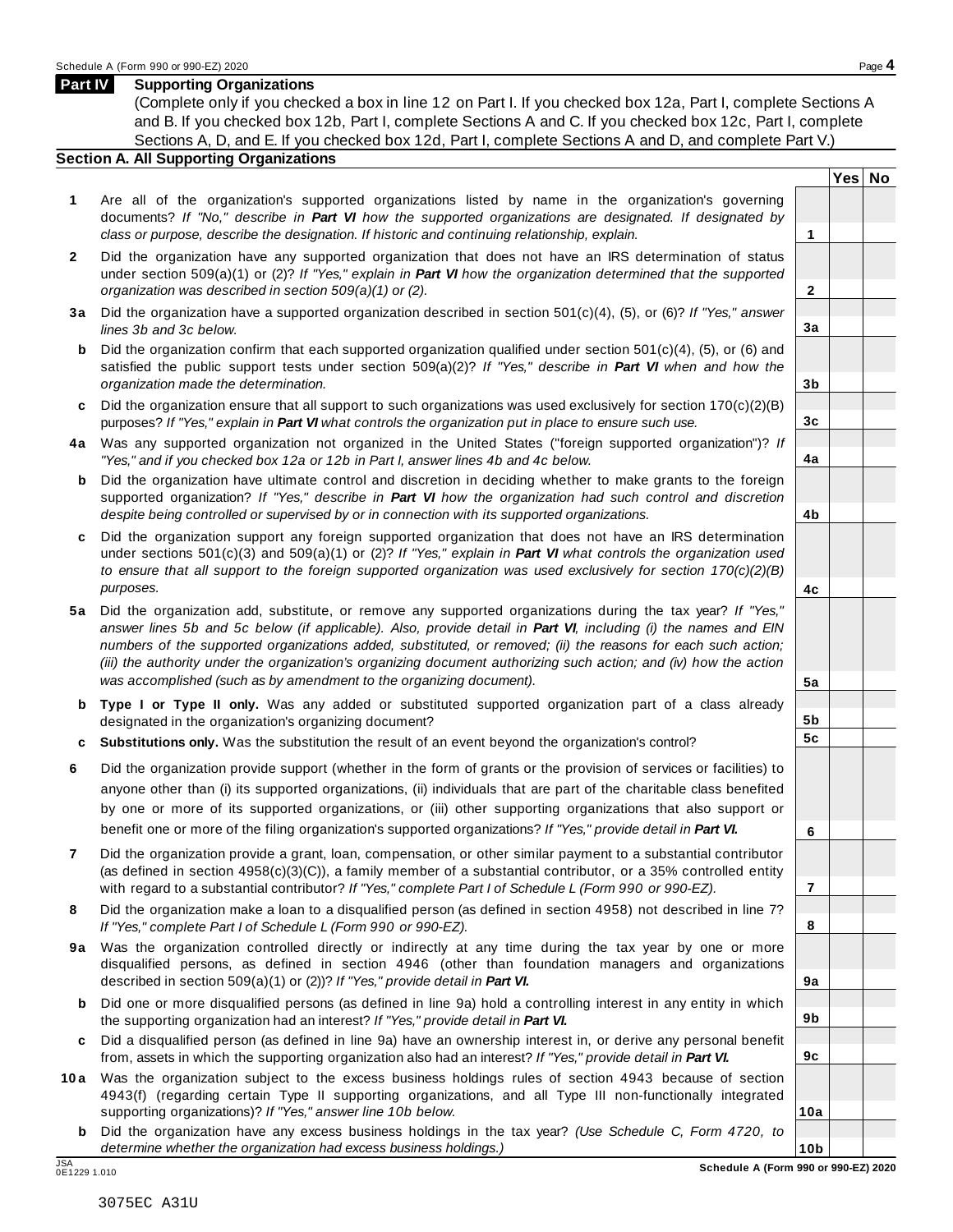## Part IV Supporting Organizations

(Complete only if you checked a box in line 12 on Part I. If you checked box 12a, Part I, complete Sections A and B. If you checked box 12b, Part I, complete Sections A and C. If you checked box 12c, Part I, complete Sections A, D, and E. If you checked box 12d, Part I, complete Sections A and D, and complete Part V.)

### Section A. All Supporting Organizations

| | | | Yes | No |
|---|---|---|---|---|
| **1** | Are all of the organization's supported organizations listed by name in the organization's governing documents? *If "No," describe in **Part VI** how the supported organizations are designated. If designated by class or purpose, describe the designation. If historic and continuing relationship, explain.* | **1** | | |
| **2** | Did the organization have any supported organization that does not have an IRS determination of status under section 509(a)(1) or (2)? *If "Yes," explain in **Part VI** how the organization determined that the supported organization was described in section 509(a)(1) or (2).* | **2** | | |
| **3a** | Did the organization have a supported organization described in section 501(c)(4), (5), or (6)? *If "Yes," answer lines 3b and 3c below.* | **3a** | | |
| **b** | Did the organization confirm that each supported organization qualified under section 501(c)(4), (5), or (6) and satisfied the public support tests under section 509(a)(2)? *If "Yes," describe in **Part VI** when and how the organization made the determination.* | **3b** | | |
| **c** | Did the organization ensure that all support to such organizations was used exclusively for section 170(c)(2)(B) purposes? *If "Yes," explain in **Part VI** what controls the organization put in place to ensure such use.* | **3c** | | |
| **4a** | Was any supported organization not organized in the United States ("foreign supported organization")? *If "Yes," and if you checked box 12a or 12b in Part I, answer lines 4b and 4c below.* | **4a** | | |
| **b** | Did the organization have ultimate control and discretion in deciding whether to make grants to the foreign supported organization? *If "Yes," describe in **Part VI** how the organization had such control and discretion despite being controlled or supervised by or in connection with its supported organizations.* | **4b** | | |
| **c** | Did the organization support any foreign supported organization that does not have an IRS determination under sections 501(c)(3) and 509(a)(1) or (2)? *If "Yes," explain in **Part VI** what controls the organization used to ensure that all support to the foreign supported organization was used exclusively for section 170(c)(2)(B) purposes.* | **4c** | | |
| **5a** | Did the organization add, substitute, or remove any supported organizations during the tax year? *If "Yes," answer lines 5b and 5c below (if applicable). Also, provide detail in **Part VI**, including (i) the names and EIN numbers of the supported organizations added, substituted, or removed; (ii) the reasons for each such action; (iii) the authority under the organization's organizing document authorizing such action; and (iv) how the action was accomplished (such as by amendment to the organizing document).* | **5a** | | |
| **b** | **Type I or Type II only.** Was any added or substituted supported organization part of a class already designated in the organization's organizing document? | **5b** | | |
| **c** | **Substitutions only.** Was the substitution the result of an event beyond the organization's control? | **5c** | | |
| **6** | Did the organization provide support (whether in the form of grants or the provision of services or facilities) to anyone other than (i) its supported organizations, (ii) individuals that are part of the charitable class benefited by one or more of its supported organizations, or (iii) other supporting organizations that also support or benefit one or more of the filing organization's supported organizations? *If "Yes," provide detail in **Part VI.*** | **6** | | |
| **7** | Did the organization provide a grant, loan, compensation, or other similar payment to a substantial contributor (as defined in section 4958(c)(3)(C)), a family member of a substantial contributor, or a 35% controlled entity with regard to a substantial contributor? *If "Yes," complete Part I of Schedule L (Form 990 or 990-EZ).* | **7** | | |
| **8** | Did the organization make a loan to a disqualified person (as defined in section 4958) not described in line 7? *If "Yes," complete Part I of Schedule L (Form 990 or 990-EZ).* | **8** | | |
| **9a** | Was the organization controlled directly or indirectly at any time during the tax year by one or more disqualified persons, as defined in section 4946 (other than foundation managers and organizations described in section 509(a)(1) or (2))? *If "Yes," provide detail in **Part VI.*** | **9a** | | |
| **b** | Did one or more disqualified persons (as defined in line 9a) hold a controlling interest in any entity in which the supporting organization had an interest? *If "Yes," provide detail in **Part VI.*** | **9b** | | |
| **c** | Did a disqualified person (as defined in line 9a) have an ownership interest in, or derive any personal benefit from, assets in which the supporting organization also had an interest? *If "Yes," provide detail in **Part VI.*** | **9c** | | |
| **10a** | Was the organization subject to the excess business holdings rules of section 4943 because of section 4943(f) (regarding certain Type II supporting organizations, and all Type III non-functionally integrated supporting organizations)? *If "Yes," answer line 10b below.* | **10a** | | |
| **b** | Did the organization have any excess business holdings in the tax year? *(Use Schedule C, Form 4720, to determine whether the organization had excess business holdings.)* | **10b** | | |

JSA
0E1229 1.010

3075EC A31U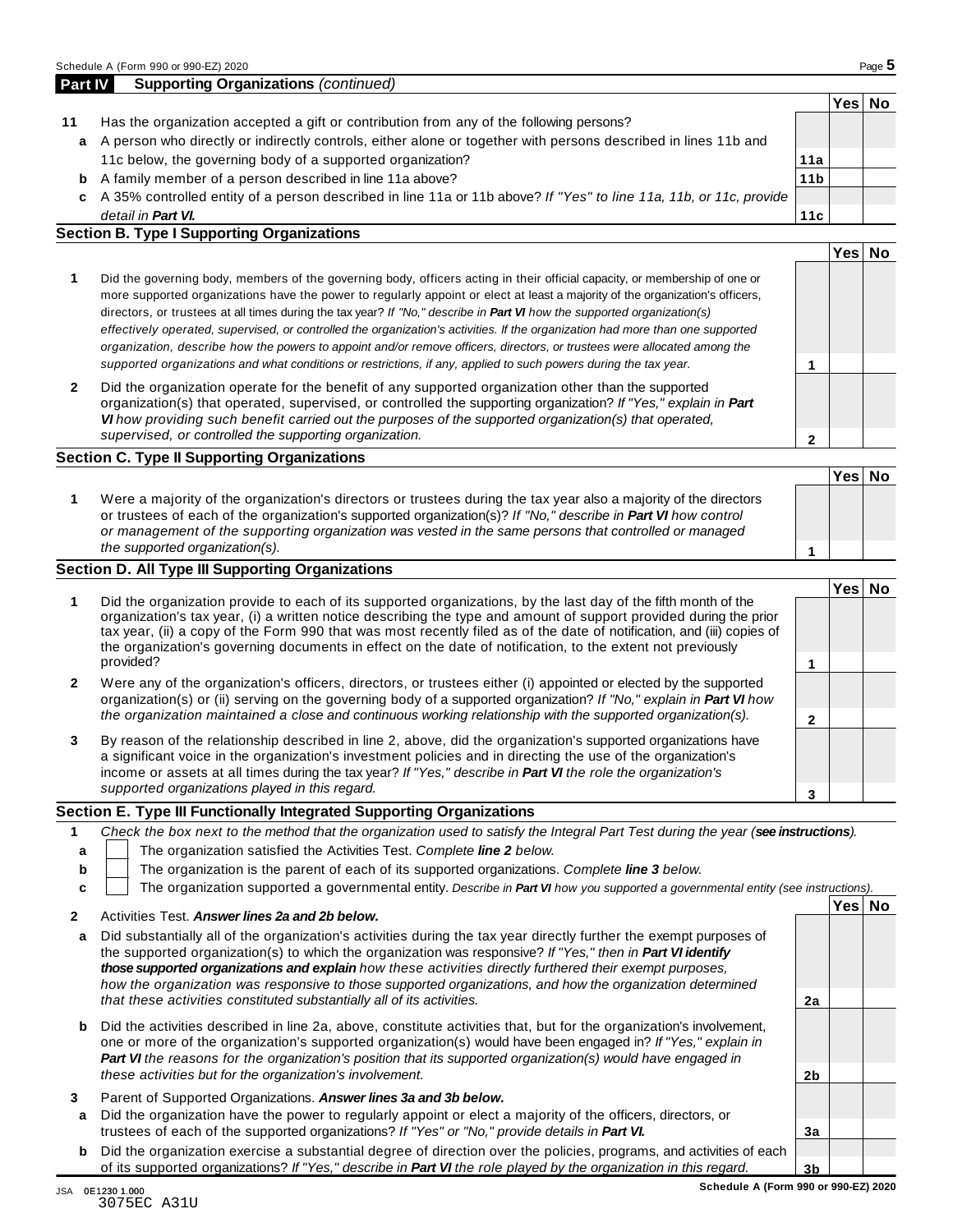## Part IV Supporting Organizations *(continued)*

| | | | Yes | No |
|---|---|---|---|---|
| **11** | Has the organization accepted a gift or contribution from any of the following persons? | | | |
| **a** | A person who directly or indirectly controls, either alone or together with persons described in lines 11b and 11c below, the governing body of a supported organization? | **11a** | | |
| **b** | A family member of a person described in line 11a above? | **11b** | | |
| **c** | A 35% controlled entity of a person described in line 11a or 11b above? *If "Yes" to line 11a, 11b, or 11c, provide detail in* ***Part VI.*** | **11c** | | |

### Section B. Type I Supporting Organizations

| | | | Yes | No |
|---|---|---|---|---|
| **1** | Did the governing body, members of the governing body, officers acting in their official capacity, or membership of one or more supported organizations have the power to regularly appoint or elect at least a majority of the organization's officers, directors, or trustees at all times during the tax year? *If "No," describe in* ***Part VI*** *how the supported organization(s) effectively operated, supervised, or controlled the organization's activities. If the organization had more than one supported organization, describe how the powers to appoint and/or remove officers, directors, or trustees were allocated among the supported organizations and what conditions or restrictions, if any, applied to such powers during the tax year.* | **1** | | |
| **2** | Did the organization operate for the benefit of any supported organization other than the supported organization(s) that operated, supervised, or controlled the supporting organization? *If "Yes," explain in* ***Part VI*** *how providing such benefit carried out the purposes of the supported organization(s) that operated, supervised, or controlled the supporting organization.* | **2** | | |

### Section C. Type II Supporting Organizations

| | | | Yes | No |
|---|---|---|---|---|
| **1** | Were a majority of the organization's directors or trustees during the tax year also a majority of the directors or trustees of each of the organization's supported organization(s)? *If "No," describe in* ***Part VI*** *how control or management of the supporting organization was vested in the same persons that controlled or managed the supported organization(s).* | **1** | | |

### Section D. All Type III Supporting Organizations

| | | | Yes | No |
|---|---|---|---|---|
| **1** | Did the organization provide to each of its supported organizations, by the last day of the fifth month of the organization's tax year, (i) a written notice describing the type and amount of support provided during the prior tax year, (ii) a copy of the Form 990 that was most recently filed as of the date of notification, and (iii) copies of the organization's governing documents in effect on the date of notification, to the extent not previously provided? | **1** | | |
| **2** | Were any of the organization's officers, directors, or trustees either (i) appointed or elected by the supported organization(s) or (ii) serving on the governing body of a supported organization? *If "No," explain in* ***Part VI*** *how the organization maintained a close and continuous working relationship with the supported organization(s).* | **2** | | |
| **3** | By reason of the relationship described in line 2, above, did the organization's supported organizations have a significant voice in the organization's investment policies and in directing the use of the organization's income or assets at all times during the tax year? *If "Yes," describe in* ***Part VI*** *the role the organization's supported organizations played in this regard.* | **3** | | |

### Section E. Type III Functionally Integrated Supporting Organizations

**1** *Check the box next to the method that the organization used to satisfy the Integral Part Test during the year (****see instructions****).*

- **a** ☐ The organization satisfied the Activities Test. *Complete* ***line 2*** *below.*
- **b** ☐ The organization is the parent of each of its supported organizations. *Complete* ***line 3*** *below.*
- **c** ☐ The organization supported a governmental entity. *Describe in* ***Part VI*** *how you supported a governmental entity (see instructions).*

| | | | Yes | No |
|---|---|---|---|---|
| **2** | Activities Test. ***Answer lines 2a and 2b below.*** | | | |
| **a** | Did substantially all of the organization's activities during the tax year directly further the exempt purposes of the supported organization(s) to which the organization was responsive? *If "Yes," then in* ***Part VI identify those supported organizations and explain*** *how these activities directly furthered their exempt purposes, how the organization was responsive to those supported organizations, and how the organization determined that these activities constituted substantially all of its activities.* | **2a** | | |
| **b** | Did the activities described in line 2a, above, constitute activities that, but for the organization's involvement, one or more of the organization's supported organization(s) would have been engaged in? *If "Yes," explain in* ***Part VI*** *the reasons for the organization's position that its supported organization(s) would have engaged in these activities but for the organization's involvement.* | **2b** | | |
| **3** | Parent of Supported Organizations. ***Answer lines 3a and 3b below.*** | | | |
| **a** | Did the organization have the power to regularly appoint or elect a majority of the officers, directors, or trustees of each of the supported organizations? *If "Yes" or "No," provide details in* ***Part VI.*** | **3a** | | |
| **b** | Did the organization exercise a substantial degree of direction over the policies, programs, and activities of each of its supported organizations? *If "Yes," describe in* ***Part VI*** *the role played by the organization in this regard.* | **3b** | | |

JSA 0E1230 1.000
3075EC A31U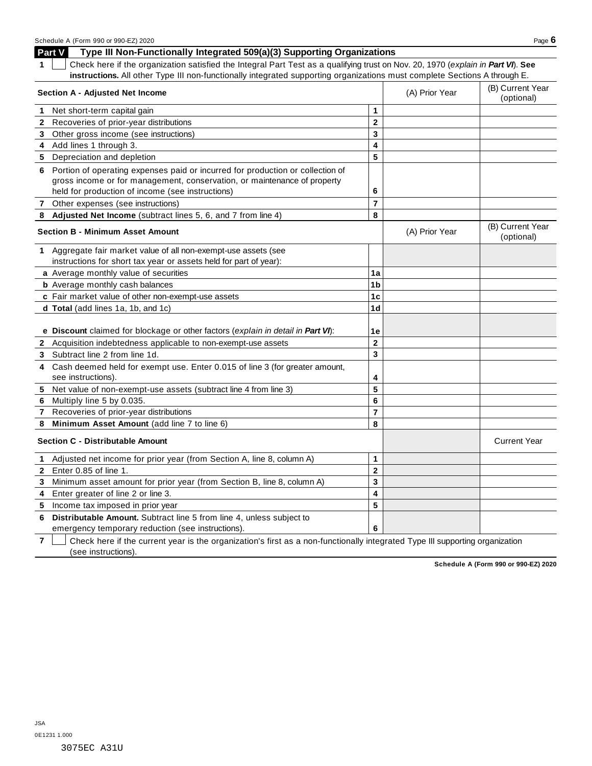## Part V Type III Non-Functionally Integrated 509(a)(3) Supporting Organizations

**1** ☐ Check here if the organization satisfied the Integral Part Test as a qualifying trust on Nov. 20, 1970 (*explain in **Part VI***). **See instructions.** All other Type III non-functionally integrated supporting organizations must complete Sections A through E.

| **Section A - Adjusted Net Income** | | (A) Prior Year | (B) Current Year (optional) |
|---|---|---|---|
| **1** Net short-term capital gain | 1 | | |
| **2** Recoveries of prior-year distributions | 2 | | |
| **3** Other gross income (see instructions) | 3 | | |
| **4** Add lines 1 through 3. | 4 | | |
| **5** Depreciation and depletion | 5 | | |
| **6** Portion of operating expenses paid or incurred for production or collection of gross income or for management, conservation, or maintenance of property held for production of income (see instructions) | 6 | | |
| **7** Other expenses (see instructions) | 7 | | |
| **8** **Adjusted Net Income** (subtract lines 5, 6, and 7 from line 4) | 8 | | |

| **Section B - Minimum Asset Amount** | | (A) Prior Year | (B) Current Year (optional) |
|---|---|---|---|
| **1** Aggregate fair market value of all non-exempt-use assets (see instructions for short tax year or assets held for part of year): | | | |
| **a** Average monthly value of securities | 1a | | |
| **b** Average monthly cash balances | 1b | | |
| **c** Fair market value of other non-exempt-use assets | 1c | | |
| **d** **Total** (add lines 1a, 1b, and 1c) | 1d | | |
| **e** **Discount** claimed for blockage or other factors (*explain in detail in **Part VI***): | 1e | | |
| **2** Acquisition indebtedness applicable to non-exempt-use assets | 2 | | |
| **3** Subtract line 2 from line 1d. | 3 | | |
| **4** Cash deemed held for exempt use. Enter 0.015 of line 3 (for greater amount, see instructions). | 4 | | |
| **5** Net value of non-exempt-use assets (subtract line 4 from line 3) | 5 | | |
| **6** Multiply line 5 by 0.035. | 6 | | |
| **7** Recoveries of prior-year distributions | 7 | | |
| **8** **Minimum Asset Amount** (add line 7 to line 6) | 8 | | |

| **Section C - Distributable Amount** | | | Current Year |
|---|---|---|---|
| **1** Adjusted net income for prior year (from Section A, line 8, column A) | 1 | | |
| **2** Enter 0.85 of line 1. | 2 | | |
| **3** Minimum asset amount for prior year (from Section B, line 8, column A) | 3 | | |
| **4** Enter greater of line 2 or line 3. | 4 | | |
| **5** Income tax imposed in prior year | 5 | | |
| **6** **Distributable Amount.** Subtract line 5 from line 4, unless subject to emergency temporary reduction (see instructions). | 6 | | |

**7** ☐ Check here if the current year is the organization's first as a non-functionally integrated Type III supporting organization (see instructions).

JSA
0E1231 1.000

3075EC A31U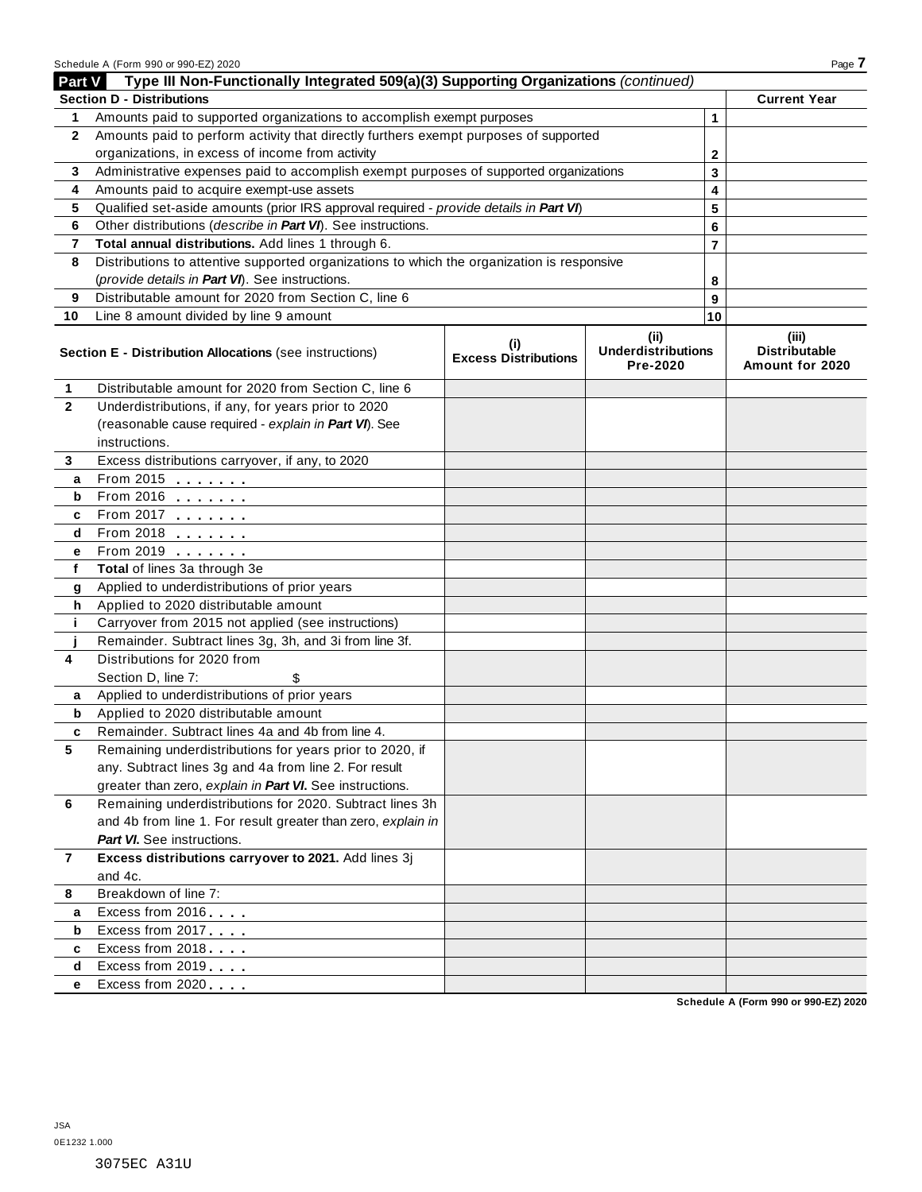## Part V Type III Non-Functionally Integrated 509(a)(3) Supporting Organizations *(continued)*

| Section D - Distributions | | | Current Year |
|---|---|---|---|
| 1 | Amounts paid to supported organizations to accomplish exempt purposes | 1 | |
| 2 | Amounts paid to perform activity that directly furthers exempt purposes of supported organizations, in excess of income from activity | 2 | |
| 3 | Administrative expenses paid to accomplish exempt purposes of supported organizations | 3 | |
| 4 | Amounts paid to acquire exempt-use assets | 4 | |
| 5 | Qualified set-aside amounts (prior IRS approval required - *provide details in **Part VI***) | 5 | |
| 6 | Other distributions (*describe in **Part VI***). See instructions. | 6 | |
| 7 | **Total annual distributions.** Add lines 1 through 6. | 7 | |
| 8 | Distributions to attentive supported organizations to which the organization is responsive (*provide details in **Part VI***). See instructions. | 8 | |
| 9 | Distributable amount for 2020 from Section C, line 6 | 9 | |
| 10 | Line 8 amount divided by line 9 amount | 10 | |

| | **Section E - Distribution Allocations** (see instructions) | (i) Excess Distributions | (ii) Underdistributions Pre-2020 | (iii) Distributable Amount for 2020 |
|---|---|---|---|---|
| 1 | Distributable amount for 2020 from Section C, line 6 | | | |
| 2 | Underdistributions, if any, for years prior to 2020 (reasonable cause required - *explain in **Part VI***). See instructions. | | | |
| 3 | Excess distributions carryover, if any, to 2020 | | | |
| a | From 2015 | | | |
| b | From 2016 | | | |
| c | From 2017 | | | |
| d | From 2018 | | | |
| e | From 2019 | | | |
| f | **Total** of lines 3a through 3e | | | |
| g | Applied to underdistributions of prior years | | | |
| h | Applied to 2020 distributable amount | | | |
| i | Carryover from 2015 not applied (see instructions) | | | |
| j | Remainder. Subtract lines 3g, 3h, and 3i from line 3f. | | | |
| 4 | Distributions for 2020 from Section D, line 7: $ | | | |
| a | Applied to underdistributions of prior years | | | |
| b | Applied to 2020 distributable amount | | | |
| c | Remainder. Subtract lines 4a and 4b from line 4. | | | |
| 5 | Remaining underdistributions for years prior to 2020, if any. Subtract lines 3g and 4a from line 2. For result greater than zero, *explain in **Part VI***. See instructions. | | | |
| 6 | Remaining underdistributions for 2020. Subtract lines 3h and 4b from line 1. For result greater than zero, *explain in **Part VI***. See instructions. | | | |
| 7 | **Excess distributions carryover to 2021.** Add lines 3j and 4c. | | | |
| 8 | Breakdown of line 7: | | | |
| a | Excess from 2016 | | | |
| b | Excess from 2017 | | | |
| c | Excess from 2018 | | | |
| d | Excess from 2019 | | | |
| e | Excess from 2020 | | | |

JSA
0E1232 1.000

3075EC A31U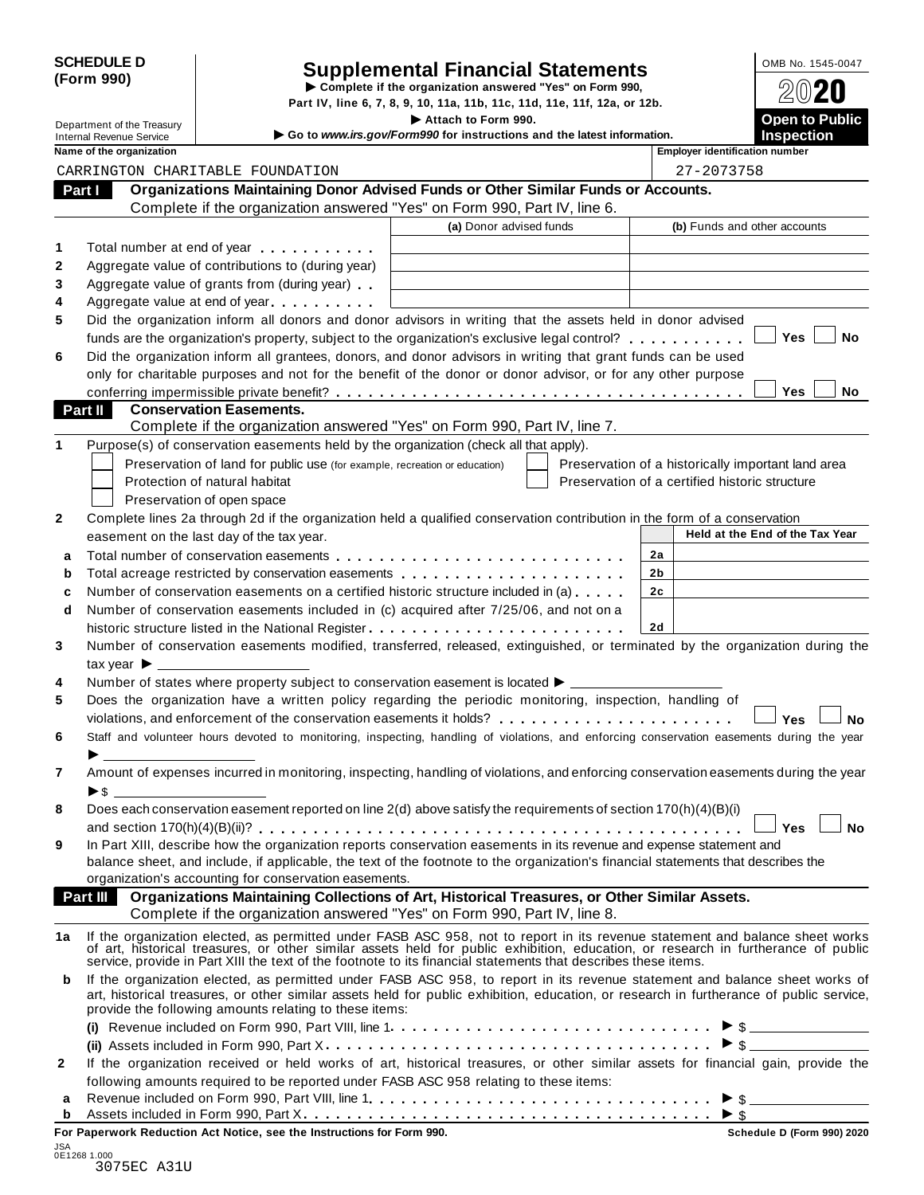**SCHEDULE D (Form 990)**

Department of the Treasury
Internal Revenue Service

# Supplemental Financial Statements

▶ Complete if the organization answered "Yes" on Form 990, Part IV, line 6, 7, 8, 9, 10, 11a, 11b, 11c, 11d, 11e, 11f, 12a, or 12b.

▶ Attach to Form 990.

▶ Go to www.irs.gov/Form990 for instructions and the latest information.

OMB No. 1545-0047

2020

**Open to Public Inspection**

| Name of the organization | Employer identification number |
|---|---|
| CARRINGTON CHARITABLE FOUNDATION | 27-2073758 |

## Part I Organizations Maintaining Donor Advised Funds or Other Similar Funds or Accounts.

Complete if the organization answered "Yes" on Form 990, Part IV, line 6.

| | | (a) Donor advised funds | (b) Funds and other accounts |
|---|---|---|---|
| 1 | Total number at end of year | | |
| 2 | Aggregate value of contributions to (during year) | | |
| 3 | Aggregate value of grants from (during year) | | |
| 4 | Aggregate value at end of year | | |

5 Did the organization inform all donors and donor advisors in writing that the assets held in donor advised funds are the organization's property, subject to the organization's exclusive legal control? ☐ Yes ☐ No

6 Did the organization inform all grantees, donors, and donor advisors in writing that grant funds can be used only for charitable purposes and not for the benefit of the donor or donor advisor, or for any other purpose conferring impermissible private benefit? ☐ Yes ☐ No

## Part II Conservation Easements.

Complete if the organization answered "Yes" on Form 990, Part IV, line 7.

1 Purpose(s) of conservation easements held by the organization (check all that apply).

- ☐ Preservation of land for public use (for example, recreation or education)
- ☐ Protection of natural habitat
- ☐ Preservation of open space
- ☐ Preservation of a historically important land area
- ☐ Preservation of a certified historic structure

2 Complete lines 2a through 2d if the organization held a qualified conservation contribution in the form of a conservation easement on the last day of the tax year.

| | | | Held at the End of the Tax Year |
|---|---|---|---|
| a | Total number of conservation easements | 2a | |
| b | Total acreage restricted by conservation easements | 2b | |
| c | Number of conservation easements on a certified historic structure included in (a) | 2c | |
| d | Number of conservation easements included in (c) acquired after 7/25/06, and not on a historic structure listed in the National Register | 2d | |

3 Number of conservation easements modified, transferred, released, extinguished, or terminated by the organization during the tax year ▶ ____________

4 Number of states where property subject to conservation easement is located ▶ ____________

5 Does the organization have a written policy regarding the periodic monitoring, inspection, handling of violations, and enforcement of the conservation easements it holds? ☐ Yes ☐ No

6 Staff and volunteer hours devoted to monitoring, inspecting, handling of violations, and enforcing conservation easements during the year ▶ ____________

7 Amount of expenses incurred in monitoring, inspecting, handling of violations, and enforcing conservation easements during the year ▶$ ____________

8 Does each conservation easement reported on line 2(d) above satisfy the requirements of section 170(h)(4)(B)(i) and section 170(h)(4)(B)(ii)? ☐ Yes ☐ No

9 In Part XIII, describe how the organization reports conservation easements in its revenue and expense statement and balance sheet, and include, if applicable, the text of the footnote to the organization's financial statements that describes the organization's accounting for conservation easements.

## Part III Organizations Maintaining Collections of Art, Historical Treasures, or Other Similar Assets.

Complete if the organization answered "Yes" on Form 990, Part IV, line 8.

1a If the organization elected, as permitted under FASB ASC 958, not to report in its revenue statement and balance sheet works of art, historical treasures, or other similar assets held for public exhibition, education, or research in furtherance of public service, provide in Part XIII the text of the footnote to its financial statements that describes these items.

b If the organization elected, as permitted under FASB ASC 958, to report in its revenue statement and balance sheet works of art, historical treasures, or other similar assets held for public exhibition, education, or research in furtherance of public service, provide the following amounts relating to these items:

(i) Revenue included on Form 990, Part VIII, line 1 ▶ $ ____________

(ii) Assets included in Form 990, Part X ▶ $ ____________

2 If the organization received or held works of art, historical treasures, or other similar assets for financial gain, provide the following amounts required to be reported under FASB ASC 958 relating to these items:

a Revenue included on Form 990, Part VIII, line 1 ▶ $ ____________

b Assets included in Form 990, Part X ▶ $ ____________

**For Paperwork Reduction Act Notice, see the Instructions for Form 990.** **Schedule D (Form 990) 2020**

JSA
0E1268 1.000
3075EC A31U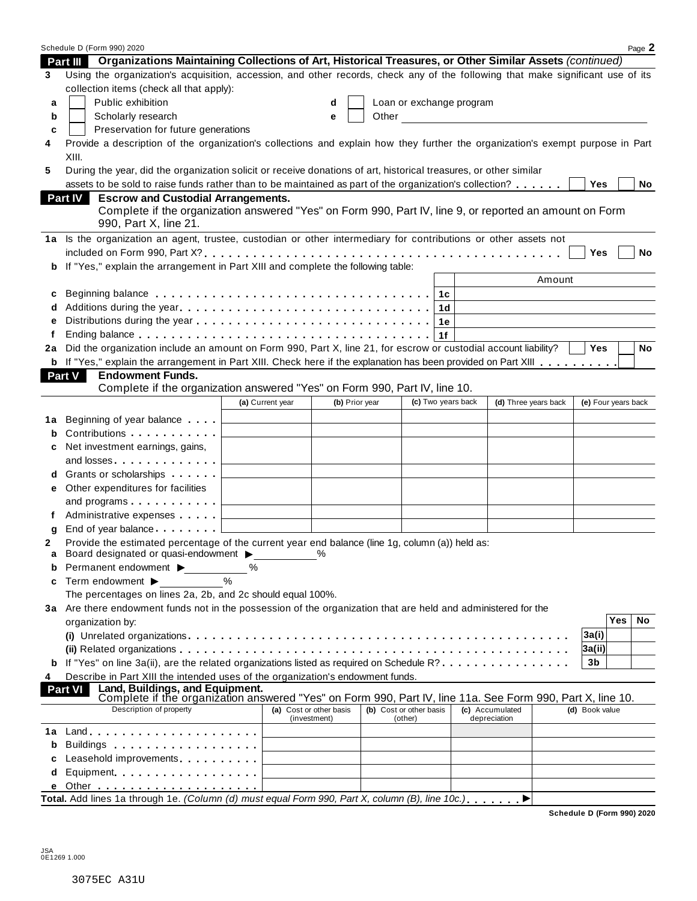**Part III Organizations Maintaining Collections of Art, Historical Treasures, or Other Similar Assets** *(continued)*

**3** Using the organization's acquisition, accession, and other records, check any of the following that make significant use of its collection items (check all that apply):

- **a** ☐ Public exhibition
- **b** ☐ Scholarly research
- **c** ☐ Preservation for future generations
- **d** ☐ Loan or exchange program
- **e** ☐ Other \_\_\_\_\_\_\_\_\_\_\_\_\_\_\_\_\_\_\_\_\_\_\_\_\_\_\_\_\_\_\_\_

**4** Provide a description of the organization's collections and explain how they further the organization's exempt purpose in Part XIII.

**5** During the year, did the organization solicit or receive donations of art, historical treasures, or other similar assets to be sold to raise funds rather than to be maintained as part of the organization's collection? ☐ **Yes** ☐ **No**

**Part IV Escrow and Custodial Arrangements.**
Complete if the organization answered "Yes" on Form 990, Part IV, line 9, or reported an amount on Form 990, Part X, line 21.

**1a** Is the organization an agent, trustee, custodian or other intermediary for contributions or other assets not included on Form 990, Part X? ☐ **Yes** ☐ **No**

**b** If "Yes," explain the arrangement in Part XIII and complete the following table:

| | | | Amount |
|---|---|---|---|
| **c** | Beginning balance | **1c** | |
| **d** | Additions during the year | **1d** | |
| **e** | Distributions during the year | **1e** | |
| **f** | Ending balance | **1f** | |

**2a** Did the organization include an amount on Form 990, Part X, line 21, for escrow or custodial account liability? ☐ **Yes** ☐ **No**

**b** If "Yes," explain the arrangement in Part XIII. Check here if the explanation has been provided on Part XIII ☐

**Part V Endowment Funds.**
Complete if the organization answered "Yes" on Form 990, Part IV, line 10.

| | | (a) Current year | (b) Prior year | (c) Two years back | (d) Three years back | (e) Four years back |
|---|---|---|---|---|---|---|
| **1a** | Beginning of year balance | | | | | |
| **b** | Contributions | | | | | |
| **c** | Net investment earnings, gains, and losses | | | | | |
| **d** | Grants or scholarships | | | | | |
| **e** | Other expenditures for facilities and programs | | | | | |
| **f** | Administrative expenses | | | | | |
| **g** | End of year balance | | | | | |

**2** Provide the estimated percentage of the current year end balance (line 1g, column (a)) held as:

- **a** Board designated or quasi-endowment ▶ \_\_\_\_\_\_%
- **b** Permanent endowment ▶ \_\_\_\_\_\_%
- **c** Term endowment ▶ \_\_\_\_\_\_%

The percentages on lines 2a, 2b, and 2c should equal 100%.

**3a** Are there endowment funds not in the possession of the organization that are held and administered for the organization by:

| | | | Yes | No |
|---|---|---|---|---|
| **(i)** | Unrelated organizations | **3a(i)** | | |
| **(ii)** | Related organizations | **3a(ii)** | | |
| **b** | If "Yes" on line 3a(ii), are the related organizations listed as required on Schedule R? | **3b** | | |

**4** Describe in Part XIII the intended uses of the organization's endowment funds.

**Part VI Land, Buildings, and Equipment.**
Complete if the organization answered "Yes" on Form 990, Part IV, line 11a. See Form 990, Part X, line 10.

| | Description of property | (a) Cost or other basis (investment) | (b) Cost or other basis (other) | (c) Accumulated depreciation | (d) Book value |
|---|---|---|---|---|---|
| **1a** | Land | | | | |
| **b** | Buildings | | | | |
| **c** | Leasehold improvements | | | | |
| **d** | Equipment | | | | |
| **e** | Other | | | | |

**Total.** Add lines 1a through 1e. *(Column (d) must equal Form 990, Part X, column (B), line 10c.)* ▶

**Schedule D (Form 990) 2020**

JSA
0E1269 1.000

3075EC A31U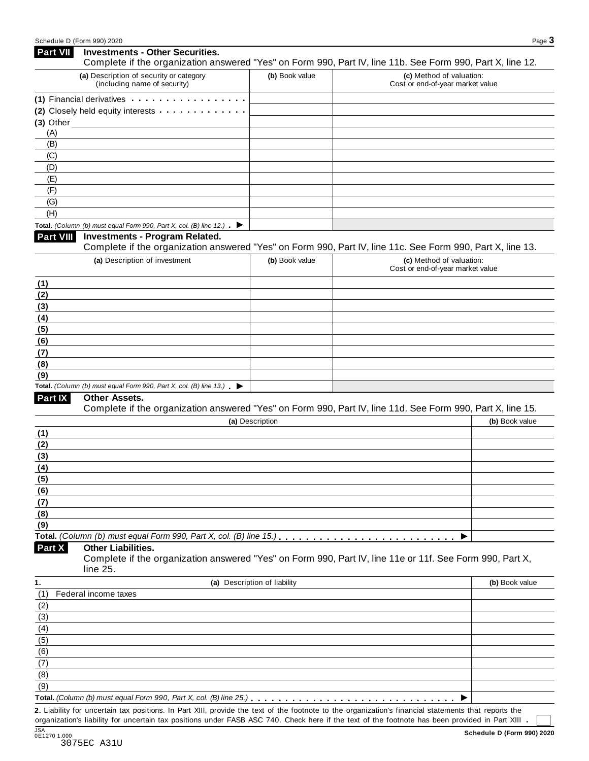## Part VII Investments - Other Securities.

Complete if the organization answered "Yes" on Form 990, Part IV, line 11b. See Form 990, Part X, line 12.

| (a) Description of security or category (including name of security) | (b) Book value | (c) Method of valuation: Cost or end-of-year market value |
|---|---|---|
| (1) Financial derivatives | | |
| (2) Closely held equity interests | | |
| (3) Other | | |
| (A) | | |
| (B) | | |
| (C) | | |
| (D) | | |
| (E) | | |
| (F) | | |
| (G) | | |
| (H) | | |
| **Total.** *(Column (b) must equal Form 990, Part X, col. (B) line 12.)* ▶ | | |

## Part VIII Investments - Program Related.

Complete if the organization answered "Yes" on Form 990, Part IV, line 11c. See Form 990, Part X, line 13.

| (a) Description of investment | (b) Book value | (c) Method of valuation: Cost or end-of-year market value |
|---|---|---|
| (1) | | |
| (2) | | |
| (3) | | |
| (4) | | |
| (5) | | |
| (6) | | |
| (7) | | |
| (8) | | |
| (9) | | |
| **Total.** *(Column (b) must equal Form 990, Part X, col. (B) line 13.)* ▶ | | |

## Part IX Other Assets.

Complete if the organization answered "Yes" on Form 990, Part IV, line 11d. See Form 990, Part X, line 15.

| (a) Description | (b) Book value |
|---|---|
| (1) | |
| (2) | |
| (3) | |
| (4) | |
| (5) | |
| (6) | |
| (7) | |
| (8) | |
| (9) | |
| **Total.** *(Column (b) must equal Form 990, Part X, col. (B) line 15.)* ▶ | |

## Part X Other Liabilities.

Complete if the organization answered "Yes" on Form 990, Part IV, line 11e or 11f. See Form 990, Part X, line 25.

| 1. (a) Description of liability | (b) Book value |
|---|---|
| (1) Federal income taxes | |
| (2) | |
| (3) | |
| (4) | |
| (5) | |
| (6) | |
| (7) | |
| (8) | |
| (9) | |
| **Total.** *(Column (b) must equal Form 990, Part X, col. (B) line 25.)* ▶ | |

**2.** Liability for uncertain tax positions. In Part XIII, provide the text of the footnote to the organization's financial statements that reports the organization's liability for uncertain tax positions under FASB ASC 740. Check here if the text of the footnote has been provided in Part XIII . ☐

JSA
0E1270 1.000
3075EC A31U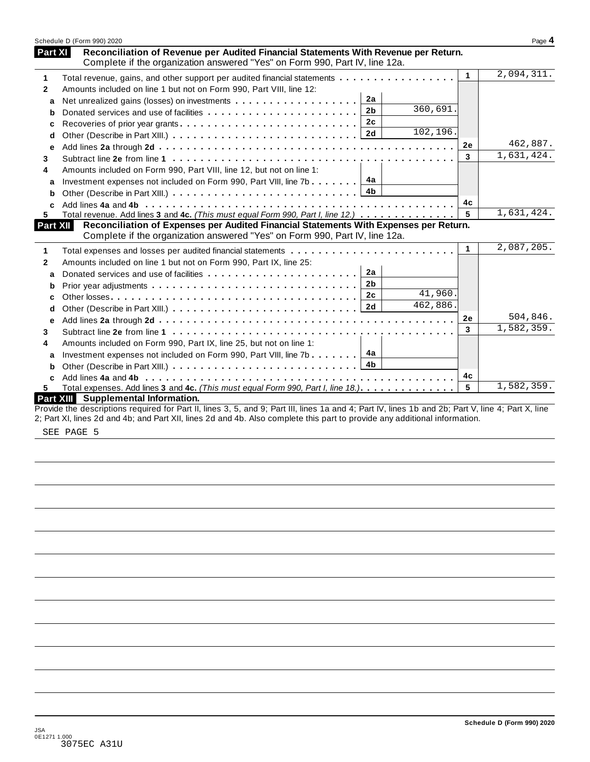## Part XI — Reconciliation of Revenue per Audited Financial Statements With Revenue per Return.

Complete if the organization answered "Yes" on Form 990, Part IV, line 12a.

| | | | | | |
|---|---|---|---|---|---|
| **1** | Total revenue, gains, and other support per audited financial statements | | | 1 | 2,094,311. |
| **2** | Amounts included on line 1 but not on Form 990, Part VIII, line 12: | | | | |
| **a** | Net unrealized gains (losses) on investments | 2a | | | |
| **b** | Donated services and use of facilities | 2b | 360,691. | | |
| **c** | Recoveries of prior year grants | 2c | | | |
| **d** | Other (Describe in Part XIII.) | 2d | 102,196. | | |
| **e** | Add lines **2a** through **2d** | | | 2e | 462,887. |
| **3** | Subtract line **2e** from line **1** | | | 3 | 1,631,424. |
| **4** | Amounts included on Form 990, Part VIII, line 12, but not on line 1: | | | | |
| **a** | Investment expenses not included on Form 990, Part VIII, line 7b | 4a | | | |
| **b** | Other (Describe in Part XIII.) | 4b | | | |
| **c** | Add lines **4a** and **4b** | | | 4c | |
| **5** | Total revenue. Add lines **3** and **4c.** *(This must equal Form 990, Part I, line 12.)* | | | 5 | 1,631,424. |

## Part XII — Reconciliation of Expenses per Audited Financial Statements With Expenses per Return.

Complete if the organization answered "Yes" on Form 990, Part IV, line 12a.

| | | | | | |
|---|---|---|---|---|---|
| **1** | Total expenses and losses per audited financial statements | | | 1 | 2,087,205. |
| **2** | Amounts included on line 1 but not on Form 990, Part IX, line 25: | | | | |
| **a** | Donated services and use of facilities | 2a | | | |
| **b** | Prior year adjustments | 2b | | | |
| **c** | Other losses | 2c | 41,960. | | |
| **d** | Other (Describe in Part XIII.) | 2d | 462,886. | | |
| **e** | Add lines **2a** through **2d** | | | 2e | 504,846. |
| **3** | Subtract line **2e** from line **1** | | | 3 | 1,582,359. |
| **4** | Amounts included on Form 990, Part IX, line 25, but not on line 1: | | | | |
| **a** | Investment expenses not included on Form 990, Part VIII, line 7b | 4a | | | |
| **b** | Other (Describe in Part XIII.) | 4b | | | |
| **c** | Add lines **4a** and **4b** | | | 4c | |
| **5** | Total expenses. Add lines **3** and **4c.** *(This must equal Form 990, Part I, line 18.)* | | | 5 | 1,582,359. |

## Part XIII — Supplemental Information.

Provide the descriptions required for Part II, lines 3, 5, and 9; Part III, lines 1a and 4; Part IV, lines 1b and 2b; Part V, line 4; Part X, line 2; Part XI, lines 2d and 4b; and Part XII, lines 2d and 4b. Also complete this part to provide any additional information.

SEE PAGE 5

JSA
0E1271 1.000
3075EC A31U

Schedule D (Form 990) 2020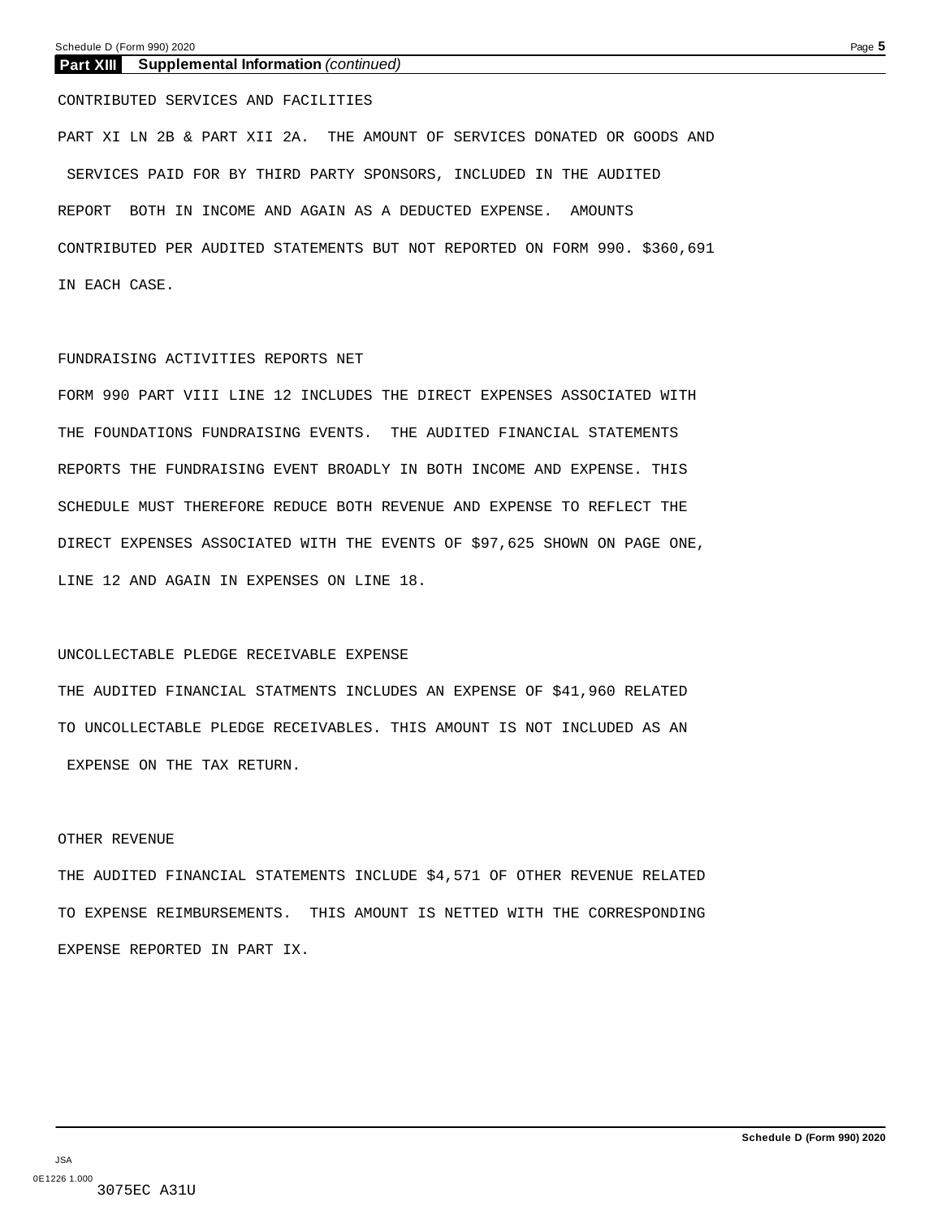**Part XIII Supplemental Information** *(continued)*

CONTRIBUTED SERVICES AND FACILITIES

PART XI LN 2B & PART XII 2A. THE AMOUNT OF SERVICES DONATED OR GOODS AND SERVICES PAID FOR BY THIRD PARTY SPONSORS, INCLUDED IN THE AUDITED REPORT BOTH IN INCOME AND AGAIN AS A DEDUCTED EXPENSE. AMOUNTS CONTRIBUTED PER AUDITED STATEMENTS BUT NOT REPORTED ON FORM 990. $360,691 IN EACH CASE.

FUNDRAISING ACTIVITIES REPORTS NET

FORM 990 PART VIII LINE 12 INCLUDES THE DIRECT EXPENSES ASSOCIATED WITH THE FOUNDATIONS FUNDRAISING EVENTS. THE AUDITED FINANCIAL STATEMENTS REPORTS THE FUNDRAISING EVENT BROADLY IN BOTH INCOME AND EXPENSE. THIS SCHEDULE MUST THEREFORE REDUCE BOTH REVENUE AND EXPENSE TO REFLECT THE DIRECT EXPENSES ASSOCIATED WITH THE EVENTS OF $97,625 SHOWN ON PAGE ONE, LINE 12 AND AGAIN IN EXPENSES ON LINE 18.

UNCOLLECTABLE PLEDGE RECEIVABLE EXPENSE

THE AUDITED FINANCIAL STATMENTS INCLUDES AN EXPENSE OF $41,960 RELATED TO UNCOLLECTABLE PLEDGE RECEIVABLES. THIS AMOUNT IS NOT INCLUDED AS AN EXPENSE ON THE TAX RETURN.

OTHER REVENUE

THE AUDITED FINANCIAL STATEMENTS INCLUDE $4,571 OF OTHER REVENUE RELATED TO EXPENSE REIMBURSEMENTS. THIS AMOUNT IS NETTED WITH THE CORRESPONDING EXPENSE REPORTED IN PART IX.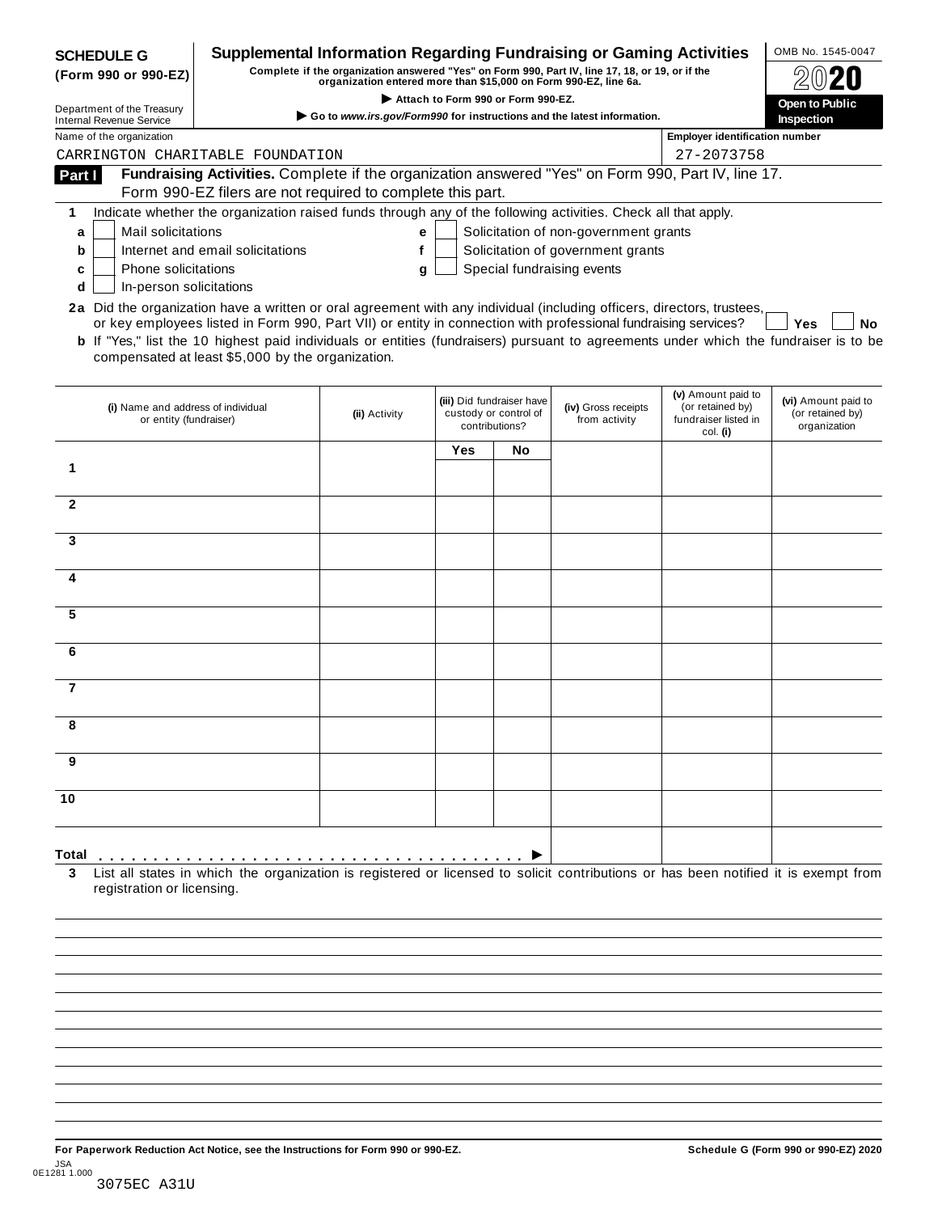**SCHEDULE G (Form 990 or 990-EZ)**

Department of the Treasury
Internal Revenue Service

# Supplemental Information Regarding Fundraising or Gaming Activities

**Complete if the organization answered "Yes" on Form 990, Part IV, line 17, 18, or 19, or if the organization entered more than $15,000 on Form 990-EZ, line 6a.**

▶ Attach to Form 990 or Form 990-EZ.

▶ Go to *www.irs.gov/Form990* for instructions and the latest information.

OMB No. 1545-0047

**2020**

**Open to Public Inspection**

Name of the organization: CARRINGTON CHARITABLE FOUNDATION

Employer identification number: 27-2073758

## Part I Fundraising Activities.

Complete if the organization answered "Yes" on Form 990, Part IV, line 17. Form 990-EZ filers are not required to complete this part.

**1** Indicate whether the organization raised funds through any of the following activities. Check all that apply.

- **a** ☐ Mail solicitations
- **b** ☐ Internet and email solicitations
- **c** ☐ Phone solicitations
- **d** ☐ In-person solicitations
- **e** ☐ Solicitation of non-government grants
- **f** ☐ Solicitation of government grants
- **g** ☐ Special fundraising events

**2a** Did the organization have a written or oral agreement with any individual (including officers, directors, trustees, or key employees listed in Form 990, Part VII) or entity in connection with professional fundraising services? ☐ **Yes** ☐ **No**

**b** If "Yes," list the 10 highest paid individuals or entities (fundraisers) pursuant to agreements under which the fundraiser is to be compensated at least $5,000 by the organization.

| | (i) Name and address of individual or entity (fundraiser) | (ii) Activity | (iii) Did fundraiser have custody or control of contributions? | | (iv) Gross receipts from activity | (v) Amount paid to (or retained by) fundraiser listed in col. (i) | (vi) Amount paid to (or retained by) organization |
|---|---|---|---|---|---|---|---|
| | | | Yes | No | | | |
| 1 | | | | | | | |
| 2 | | | | | | | |
| 3 | | | | | | | |
| 4 | | | | | | | |
| 5 | | | | | | | |
| 6 | | | | | | | |
| 7 | | | | | | | |
| 8 | | | | | | | |
| 9 | | | | | | | |
| 10 | | | | | | | |
| **Total** ▶ | | | | | | | |

**3** List all states in which the organization is registered or licensed to solicit contributions or has been notified it is exempt from registration or licensing.

**For Paperwork Reduction Act Notice, see the Instructions for Form 990 or 990-EZ.** **Schedule G (Form 990 or 990-EZ) 2020**

JSA
0E1281 1.000
3075EC A31U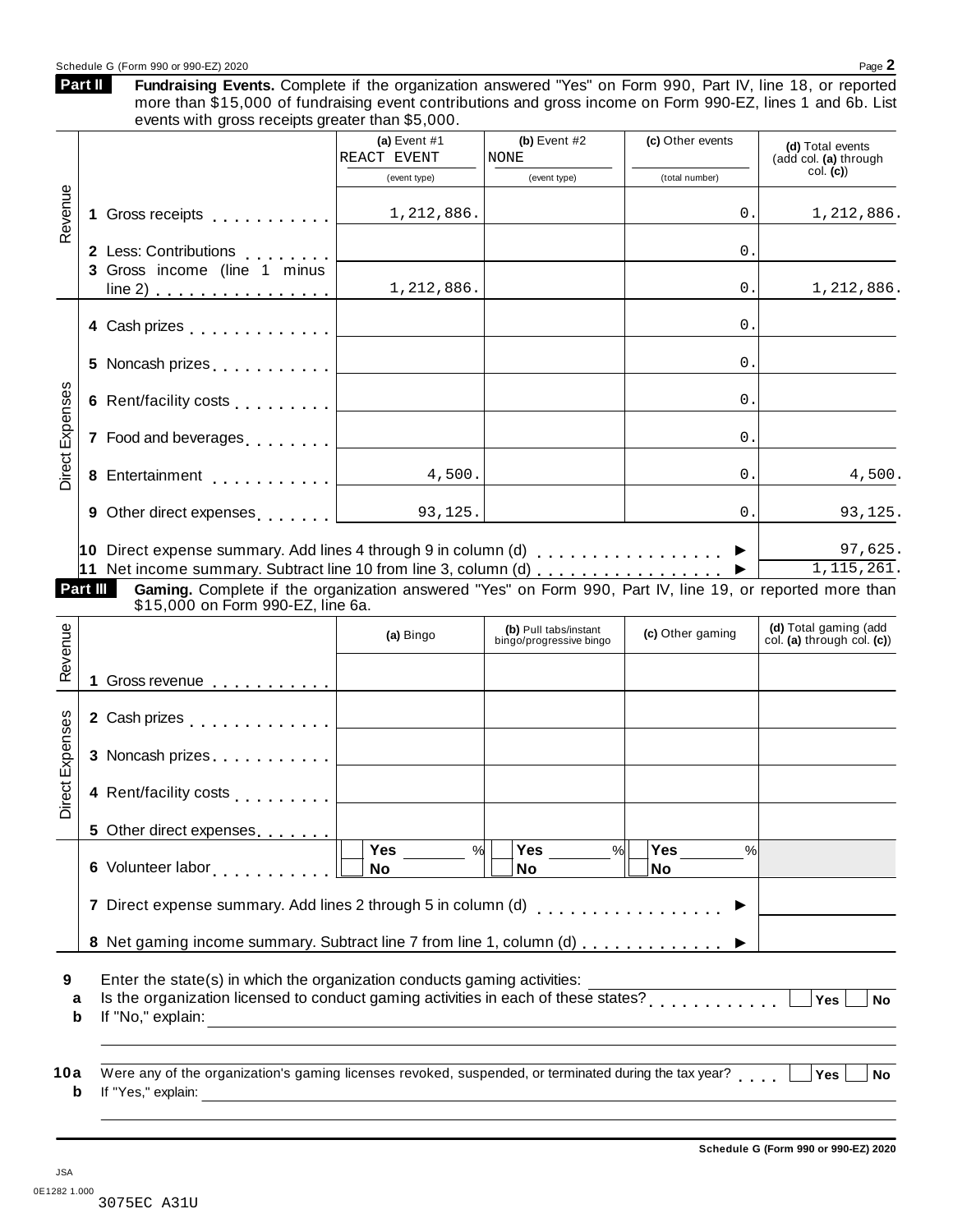Schedule G (Form 990 or 990-EZ) 2020 Page **2**

**Part II** **Fundraising Events.** Complete if the organization answered "Yes" on Form 990, Part IV, line 18, or reported more than $15,000 of fundraising event contributions and gross income on Form 990-EZ, lines 1 and 6b. List events with gross receipts greater than $5,000.

| | | (a) Event #1 REACT EVENT (event type) | (b) Event #2 NONE (event type) | (c) Other events (total number) | (d) Total events (add col. (a) through col. (c)) |
|---|---|---|---|---|---|
| Revenue | 1 Gross receipts | 1,212,886. | | 0. | 1,212,886. |
| | 2 Less: Contributions | | | 0. | |
| | 3 Gross income (line 1 minus line 2) | 1,212,886. | | 0. | 1,212,886. |
| Direct Expenses | 4 Cash prizes | | | 0. | |
| | 5 Noncash prizes | | | 0. | |
| | 6 Rent/facility costs | | | 0. | |
| | 7 Food and beverages | | | 0. | |
| | 8 Entertainment | 4,500. | | 0. | 4,500. |
| | 9 Other direct expenses | 93,125. | | 0. | 93,125. |
| | 10 Direct expense summary. Add lines 4 through 9 in column (d) ▶ | | | | 97,625. |
| | 11 Net income summary. Subtract line 10 from line 3, column (d) ▶ | | | | 1,115,261. |

**Part III** **Gaming.** Complete if the organization answered "Yes" on Form 990, Part IV, line 19, or reported more than $15,000 on Form 990-EZ, line 6a.

| | | (a) Bingo | (b) Pull tabs/instant bingo/progressive bingo | (c) Other gaming | (d) Total gaming (add col. (a) through col. (c)) |
|---|---|---|---|---|---|
| Revenue | 1 Gross revenue | | | | |
| Direct Expenses | 2 Cash prizes | | | | |
| | 3 Noncash prizes | | | | |
| | 4 Rent/facility costs | | | | |
| | 5 Other direct expenses | | | | |
| | 6 Volunteer labor | Yes ____ % No | Yes ____ % No | Yes ____ % No | |
| | 7 Direct expense summary. Add lines 2 through 5 in column (d) ▶ | | | | |
| | 8 Net gaming income summary. Subtract line 7 from line 1, column (d) ▶ | | | | |

**9** Enter the state(s) in which the organization conducts gaming activities: ____________

**a** Is the organization licensed to conduct gaming activities in each of these states? Yes / No

**b** If "No," explain: ____________

**10a** Were any of the organization's gaming licenses revoked, suspended, or terminated during the tax year? Yes / No

**b** If "Yes," explain: ____________

**Schedule G (Form 990 or 990-EZ) 2020**

JSA
0E1282 1.000
3075EC A31U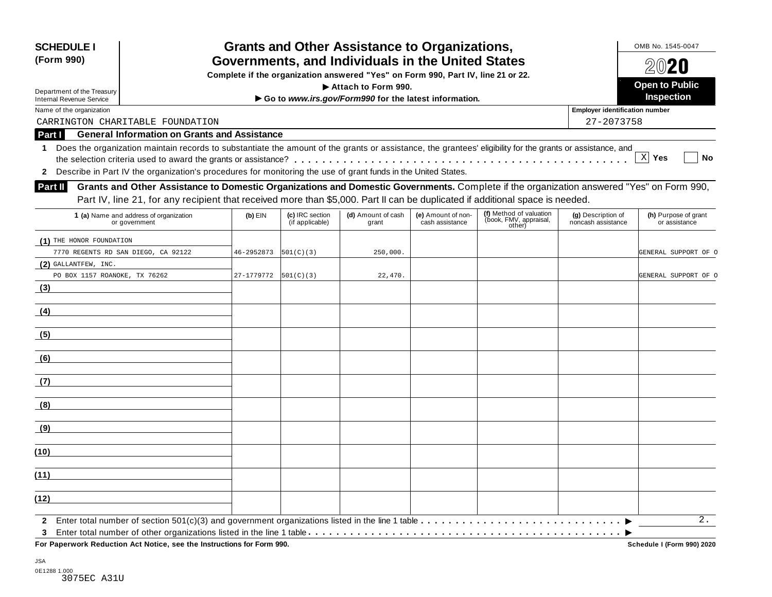**SCHEDULE I**
**(Form 990)**

Department of the Treasury
Internal Revenue Service

# Grants and Other Assistance to Organizations, Governments, and Individuals in the United States

**Complete if the organization answered "Yes" on Form 990, Part IV, line 21 or 22.**
**▶ Attach to Form 990.**
**▶ Go to *www.irs.gov/Form990* for the latest information.**

OMB No. 1545-0047

**2020**

**Open to Public Inspection**

Name of the organization: CARRINGTON CHARITABLE FOUNDATION

Employer identification number: 27-2073758

## Part I General Information on Grants and Assistance

1 Does the organization maintain records to substantiate the amount of the grants or assistance, the grantees' eligibility for the grants or assistance, and the selection criteria used to award the grants or assistance? . . . . . . [X] Yes [ ] No

2 Describe in Part IV the organization's procedures for monitoring the use of grant funds in the United States.

## Part II Grants and Other Assistance to Domestic Organizations and Domestic Governments.

Complete if the organization answered "Yes" on Form 990, Part IV, line 21, for any recipient that received more than $5,000. Part II can be duplicated if additional space is needed.

| 1 (a) Name and address of organization or government | (b) EIN | (c) IRC section (if applicable) | (d) Amount of cash grant | (e) Amount of non-cash assistance | (f) Method of valuation (book, FMV, appraisal, other) | (g) Description of noncash assistance | (h) Purpose of grant or assistance |
|---|---|---|---|---|---|---|---|
| (1) THE HONOR FOUNDATION<br>7770 REGENTS RD SAN DIEGO, CA 92122 | 46-2952873 | 501(C)(3) | 250,000. | | | | GENERAL SUPPORT OF O |
| (2) GALLANTFEW, INC.<br>PO BOX 1157 ROANOKE, TX 76262 | 27-1779772 | 501(C)(3) | 22,470. | | | | GENERAL SUPPORT OF O |
| (3) | | | | | | | |
| (4) | | | | | | | |
| (5) | | | | | | | |
| (6) | | | | | | | |
| (7) | | | | | | | |
| (8) | | | | | | | |
| (9) | | | | | | | |
| (10) | | | | | | | |
| (11) | | | | | | | |
| (12) | | | | | | | |

2 Enter total number of section 501(c)(3) and government organizations listed in the line 1 table . . . . . . ▶ 2.

3 Enter total number of other organizations listed in the line 1 table . . . . . . ▶

**For Paperwork Reduction Act Notice, see the Instructions for Form 990.** **Schedule I (Form 990) 2020**

JSA
0E1288 1.000
3075EC A31U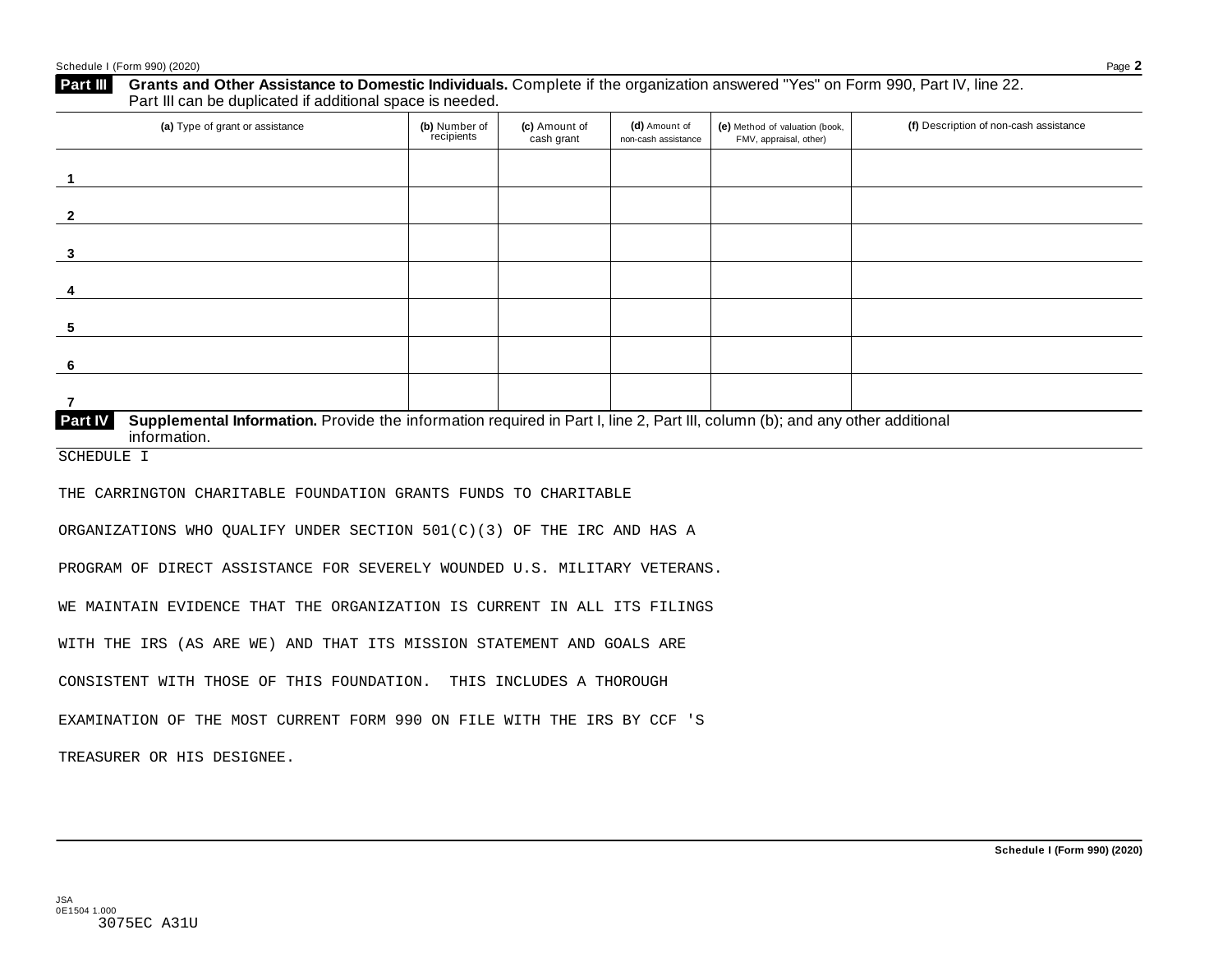## Part III Grants and Other Assistance to Domestic Individuals.

Complete if the organization answered "Yes" on Form 990, Part IV, line 22. Part III can be duplicated if additional space is needed.

| | (a) Type of grant or assistance | (b) Number of recipients | (c) Amount of cash grant | (d) Amount of non-cash assistance | (e) Method of valuation (book, FMV, appraisal, other) | (f) Description of non-cash assistance |
|---|---|---|---|---|---|---|
| 1 | | | | | | |
| 2 | | | | | | |
| 3 | | | | | | |
| 4 | | | | | | |
| 5 | | | | | | |
| 6 | | | | | | |
| 7 | | | | | | |

## Part IV Supplemental Information.

Provide the information required in Part I, line 2, Part III, column (b); and any other additional information.

SCHEDULE I

THE CARRINGTON CHARITABLE FOUNDATION GRANTS FUNDS TO CHARITABLE ORGANIZATIONS WHO QUALIFY UNDER SECTION 501(C)(3) OF THE IRC AND HAS A PROGRAM OF DIRECT ASSISTANCE FOR SEVERELY WOUNDED U.S. MILITARY VETERANS. WE MAINTAIN EVIDENCE THAT THE ORGANIZATION IS CURRENT IN ALL ITS FILINGS WITH THE IRS (AS ARE WE) AND THAT ITS MISSION STATEMENT AND GOALS ARE CONSISTENT WITH THOSE OF THIS FOUNDATION. THIS INCLUDES A THOROUGH EXAMINATION OF THE MOST CURRENT FORM 990 ON FILE WITH THE IRS BY CCF 'S TREASURER OR HIS DESIGNEE.

JSA
0E1504 1.000
3075EC A31U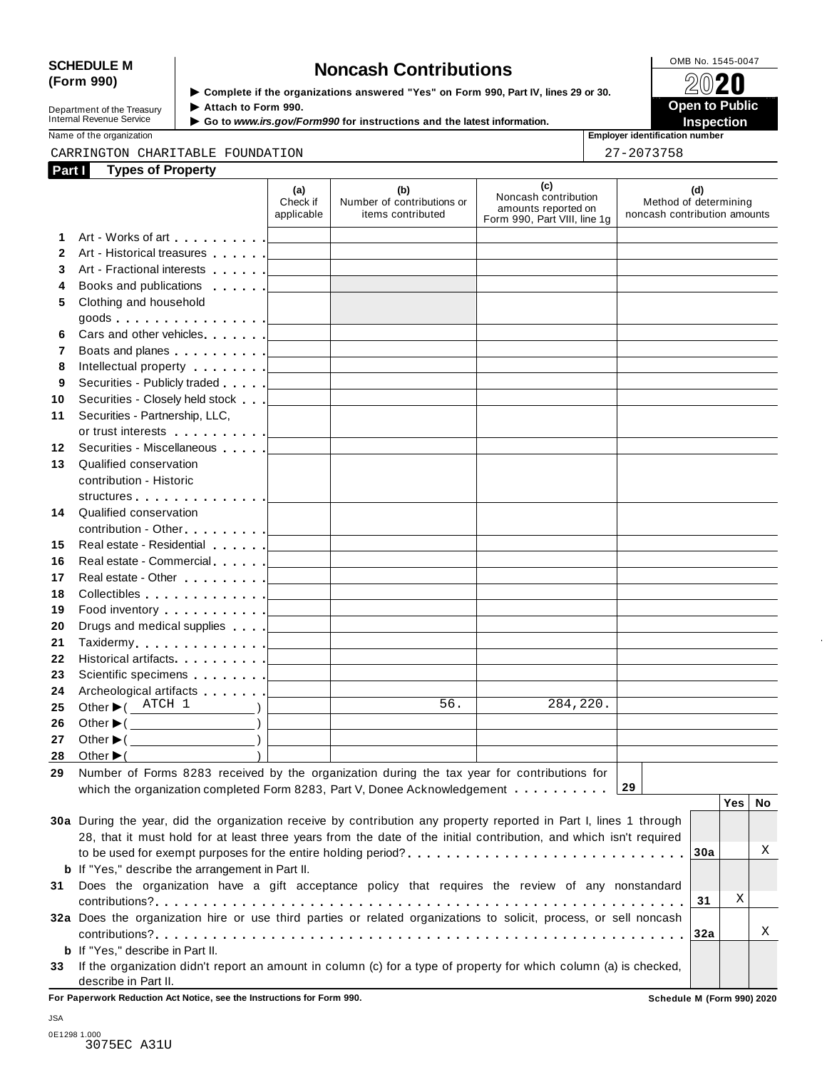**SCHEDULE M (Form 990)**

Department of the Treasury
Internal Revenue Service

# Noncash Contributions

▶ Complete if the organizations answered "Yes" on Form 990, Part IV, lines 29 or 30.
▶ Attach to Form 990.
▶ Go to *www.irs.gov/Form990* for instructions and the latest information.

OMB No. 1545-0047

2020

**Open to Public Inspection**

Name of the organization: CARRINGTON CHARITABLE FOUNDATION

Employer identification number: 27-2073758

**Part I Types of Property**

| | | (a) Check if applicable | (b) Number of contributions or items contributed | (c) Noncash contribution amounts reported on Form 990, Part VIII, line 1g | (d) Method of determining noncash contribution amounts |
|---|---|---|---|---|---|
| 1 | Art - Works of art | | | | |
| 2 | Art - Historical treasures | | | | |
| 3 | Art - Fractional interests | | | | |
| 4 | Books and publications | | | | |
| 5 | Clothing and household goods | | | | |
| 6 | Cars and other vehicles | | | | |
| 7 | Boats and planes | | | | |
| 8 | Intellectual property | | | | |
| 9 | Securities - Publicly traded | | | | |
| 10 | Securities - Closely held stock | | | | |
| 11 | Securities - Partnership, LLC, or trust interests | | | | |
| 12 | Securities - Miscellaneous | | | | |
| 13 | Qualified conservation contribution - Historic structures | | | | |
| 14 | Qualified conservation contribution - Other | | | | |
| 15 | Real estate - Residential | | | | |
| 16 | Real estate - Commercial | | | | |
| 17 | Real estate - Other | | | | |
| 18 | Collectibles | | | | |
| 19 | Food inventory | | | | |
| 20 | Drugs and medical supplies | | | | |
| 21 | Taxidermy | | | | |
| 22 | Historical artifacts | | | | |
| 23 | Scientific specimens | | | | |
| 24 | Archeological artifacts | | | | |
| 25 | Other ▶ ( ATCH 1 ) | | 56. | 284,220. | |
| 26 | Other ▶ ( ) | | | | |
| 27 | Other ▶ ( ) | | | | |
| 28 | Other ▶ ( ) | | | | |

29 Number of Forms 8283 received by the organization during the tax year for contributions for which the organization completed Form 8283, Part V, Donee Acknowledgement . . . . . . . . . . **29**

| | | | Yes | No |
|---|---|---|---|---|
| **30a** | During the year, did the organization receive by contribution any property reported in Part I, lines 1 through 28, that it must hold for at least three years from the date of the initial contribution, and which isn't required to be used for exempt purposes for the entire holding period? | 30a | | X |
| **b** | If "Yes," describe the arrangement in Part II. | | | |
| **31** | Does the organization have a gift acceptance policy that requires the review of any nonstandard contributions? | 31 | X | |
| **32a** | Does the organization hire or use third parties or related organizations to solicit, process, or sell noncash contributions? | 32a | | X |
| **b** | If "Yes," describe in Part II. | | | |
| **33** | If the organization didn't report an amount in column (c) for a type of property for which column (a) is checked, describe in Part II. | | | |

**For Paperwork Reduction Act Notice, see the Instructions for Form 990.** **Schedule M (Form 990) 2020**

JSA
0E1298 1.000
3075EC A31U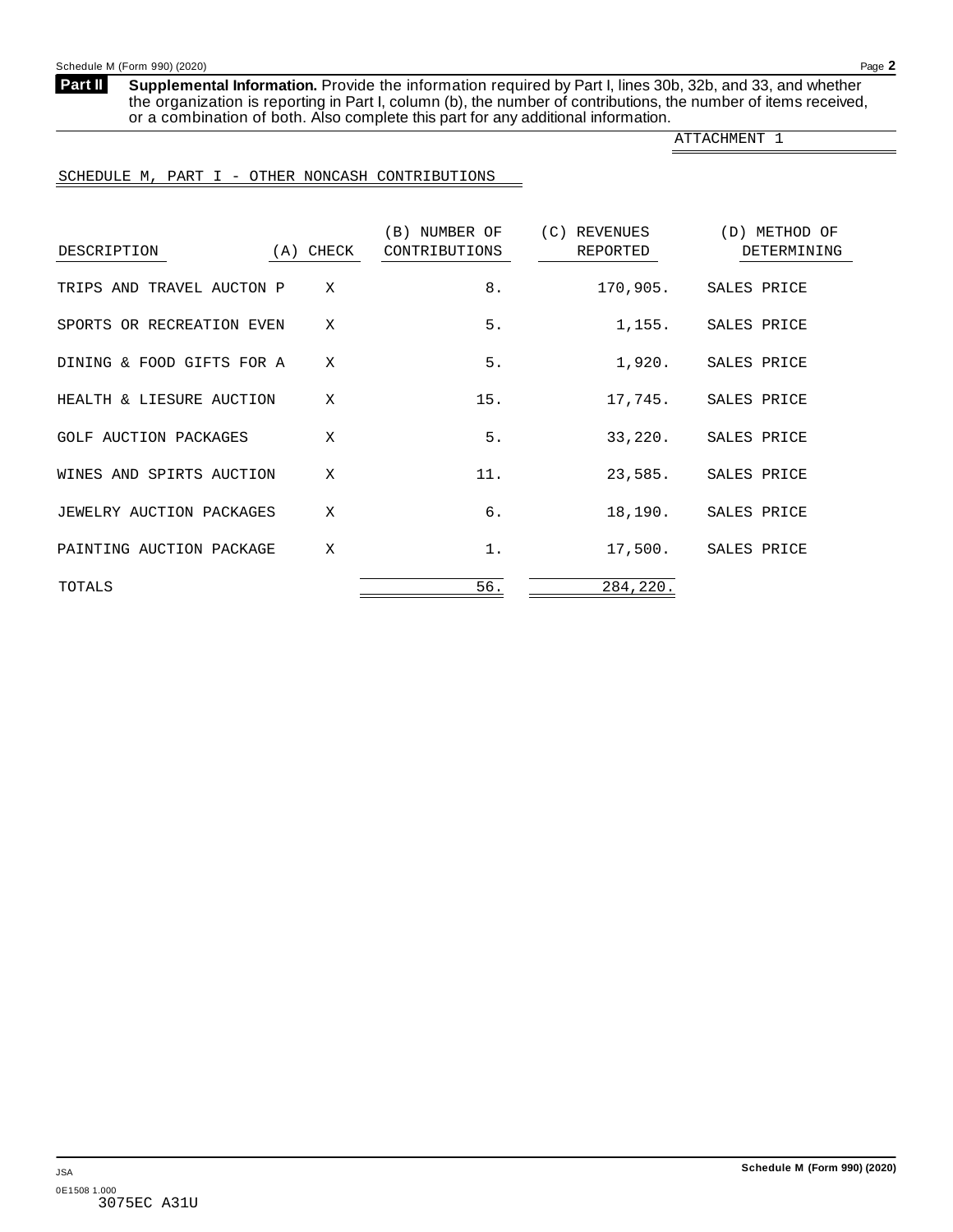**Part II** **Supplemental Information.** Provide the information required by Part I, lines 30b, 32b, and 33, and whether the organization is reporting in Part I, column (b), the number of contributions, the number of items received, or a combination of both. Also complete this part for any additional information.

ATTACHMENT 1

SCHEDULE M, PART I - OTHER NONCASH CONTRIBUTIONS

| DESCRIPTION | (A) CHECK | (B) NUMBER OF CONTRIBUTIONS | (C) REVENUES REPORTED | (D) METHOD OF DETERMINING |
|---|---|---|---|---|
| TRIPS AND TRAVEL AUCTON P | X | 8. | 170,905. | SALES PRICE |
| SPORTS OR RECREATION EVEN | X | 5. | 1,155. | SALES PRICE |
| DINING & FOOD GIFTS FOR A | X | 5. | 1,920. | SALES PRICE |
| HEALTH & LIESURE AUCTION | X | 15. | 17,745. | SALES PRICE |
| GOLF AUCTION PACKAGES | X | 5. | 33,220. | SALES PRICE |
| WINES AND SPIRTS AUCTION | X | 11. | 23,585. | SALES PRICE |
| JEWELRY AUCTION PACKAGES | X | 6. | 18,190. | SALES PRICE |
| PAINTING AUCTION PACKAGE | X | 1. | 17,500. | SALES PRICE |
| TOTALS | | 56. | 284,220. | |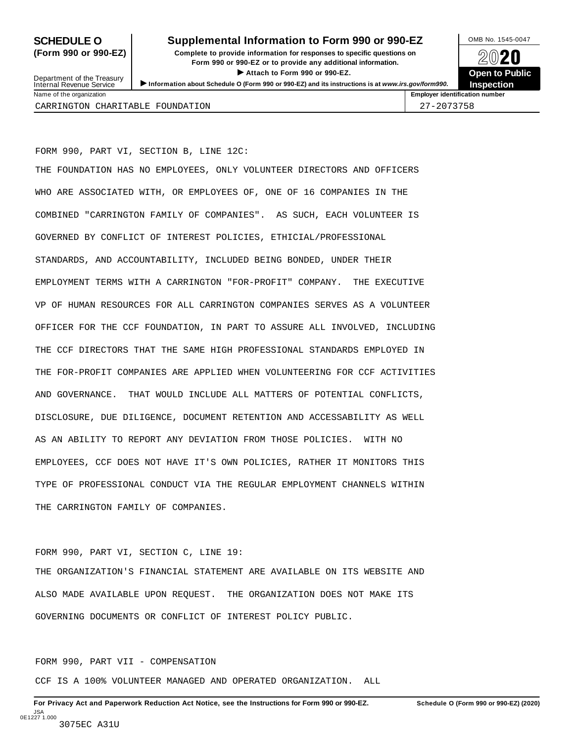**SCHEDULE O (Form 990 or 990-EZ)**

Department of the Treasury
Internal Revenue Service

# Supplemental Information to Form 990 or 990-EZ

**Complete to provide information for responses to specific questions on Form 990 or 990-EZ or to provide any additional information.**

**▶ Attach to Form 990 or 990-EZ.**

**▶ Information about Schedule O (Form 990 or 990-EZ) and its instructions is at *www.irs.gov/form990*.**

OMB No. 1545-0047

**2020**

**Open to Public Inspection**

| Name of the organization | Employer identification number |
|---|---|
| CARRINGTON CHARITABLE FOUNDATION | 27-2073758 |

FORM 990, PART VI, SECTION B, LINE 12C:

THE FOUNDATION HAS NO EMPLOYEES, ONLY VOLUNTEER DIRECTORS AND OFFICERS WHO ARE ASSOCIATED WITH, OR EMPLOYEES OF, ONE OF 16 COMPANIES IN THE COMBINED "CARRINGTON FAMILY OF COMPANIES". AS SUCH, EACH VOLUNTEER IS GOVERNED BY CONFLICT OF INTEREST POLICIES, ETHICIAL/PROFESSIONAL STANDARDS, AND ACCOUNTABILITY, INCLUDED BEING BONDED, UNDER THEIR EMPLOYMENT TERMS WITH A CARRINGTON "FOR-PROFIT" COMPANY. THE EXECUTIVE VP OF HUMAN RESOURCES FOR ALL CARRINGTON COMPANIES SERVES AS A VOLUNTEER OFFICER FOR THE CCF FOUNDATION, IN PART TO ASSURE ALL INVOLVED, INCLUDING THE CCF DIRECTORS THAT THE SAME HIGH PROFESSIONAL STANDARDS EMPLOYED IN THE FOR-PROFIT COMPANIES ARE APPLIED WHEN VOLUNTEERING FOR CCF ACTIVITIES AND GOVERNANCE. THAT WOULD INCLUDE ALL MATTERS OF POTENTIAL CONFLICTS, DISCLOSURE, DUE DILIGENCE, DOCUMENT RETENTION AND ACCESSABILITY AS WELL AS AN ABILITY TO REPORT ANY DEVIATION FROM THOSE POLICIES. WITH NO EMPLOYEES, CCF DOES NOT HAVE IT'S OWN POLICIES, RATHER IT MONITORS THIS TYPE OF PROFESSIONAL CONDUCT VIA THE REGULAR EMPLOYMENT CHANNELS WITHIN THE CARRINGTON FAMILY OF COMPANIES.

FORM 990, PART VI, SECTION C, LINE 19:

THE ORGANIZATION'S FINANCIAL STATEMENT ARE AVAILABLE ON ITS WEBSITE AND ALSO MADE AVAILABLE UPON REQUEST. THE ORGANIZATION DOES NOT MAKE ITS GOVERNING DOCUMENTS OR CONFLICT OF INTEREST POLICY PUBLIC.

FORM 990, PART VII - COMPENSATION

CCF IS A 100% VOLUNTEER MANAGED AND OPERATED ORGANIZATION. ALL

**For Privacy Act and Paperwork Reduction Act Notice, see the Instructions for Form 990 or 990-EZ.** **Schedule O (Form 990 or 990-EZ) (2020)**

JSA
0E1227 1.000
3075EC A31U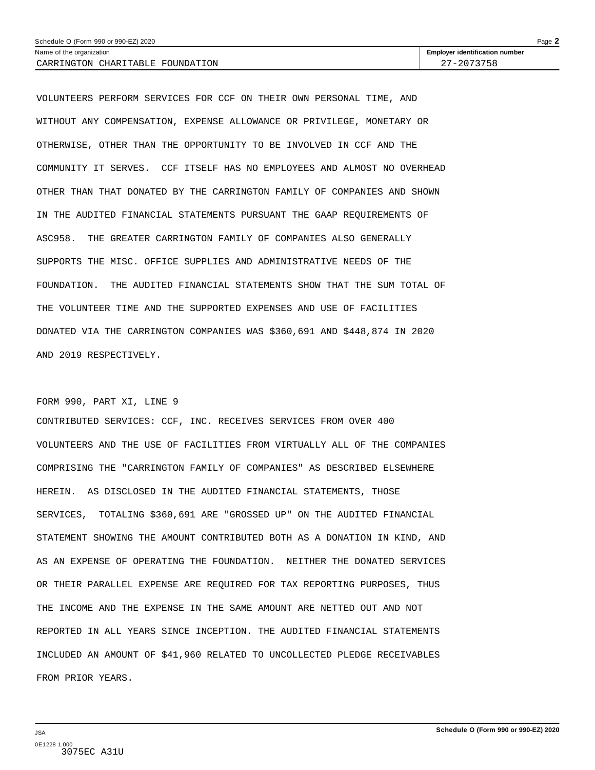Name of the organization: CARRINGTON CHARITABLE FOUNDATION

Employer identification number: 27-2073758

VOLUNTEERS PERFORM SERVICES FOR CCF ON THEIR OWN PERSONAL TIME, AND WITHOUT ANY COMPENSATION, EXPENSE ALLOWANCE OR PRIVILEGE, MONETARY OR OTHERWISE, OTHER THAN THE OPPORTUNITY TO BE INVOLVED IN CCF AND THE COMMUNITY IT SERVES.  CCF ITSELF HAS NO EMPLOYEES AND ALMOST NO OVERHEAD OTHER THAN THAT DONATED BY THE CARRINGTON FAMILY OF COMPANIES AND SHOWN IN THE AUDITED FINANCIAL STATEMENTS PURSUANT THE GAAP REQUIREMENTS OF ASC958.  THE GREATER CARRINGTON FAMILY OF COMPANIES ALSO GENERALLY SUPPORTS THE MISC. OFFICE SUPPLIES AND ADMINISTRATIVE NEEDS OF THE FOUNDATION.  THE AUDITED FINANCIAL STATEMENTS SHOW THAT THE SUM TOTAL OF THE VOLUNTEER TIME AND THE SUPPORTED EXPENSES AND USE OF FACILITIES DONATED VIA THE CARRINGTON COMPANIES WAS $360,691 AND $448,874 IN 2020 AND 2019 RESPECTIVELY.

FORM 990, PART XI, LINE 9

CONTRIBUTED SERVICES: CCF, INC. RECEIVES SERVICES FROM OVER 400 VOLUNTEERS AND THE USE OF FACILITIES FROM VIRTUALLY ALL OF THE COMPANIES COMPRISING THE "CARRINGTON FAMILY OF COMPANIES" AS DESCRIBED ELSEWHERE HEREIN.  AS DISCLOSED IN THE AUDITED FINANCIAL STATEMENTS, THOSE SERVICES,  TOTALING $360,691 ARE "GROSSED UP" ON THE AUDITED FINANCIAL STATEMENT SHOWING THE AMOUNT CONTRIBUTED BOTH AS A DONATION IN KIND, AND AS AN EXPENSE OF OPERATING THE FOUNDATION.  NEITHER THE DONATED SERVICES OR THEIR PARALLEL EXPENSE ARE REQUIRED FOR TAX REPORTING PURPOSES, THUS THE INCOME AND THE EXPENSE IN THE SAME AMOUNT ARE NETTED OUT AND NOT REPORTED IN ALL YEARS SINCE INCEPTION. THE AUDITED FINANCIAL STATEMENTS INCLUDED AN AMOUNT OF $41,960 RELATED TO UNCOLLECTED PLEDGE RECEIVABLES FROM PRIOR YEARS.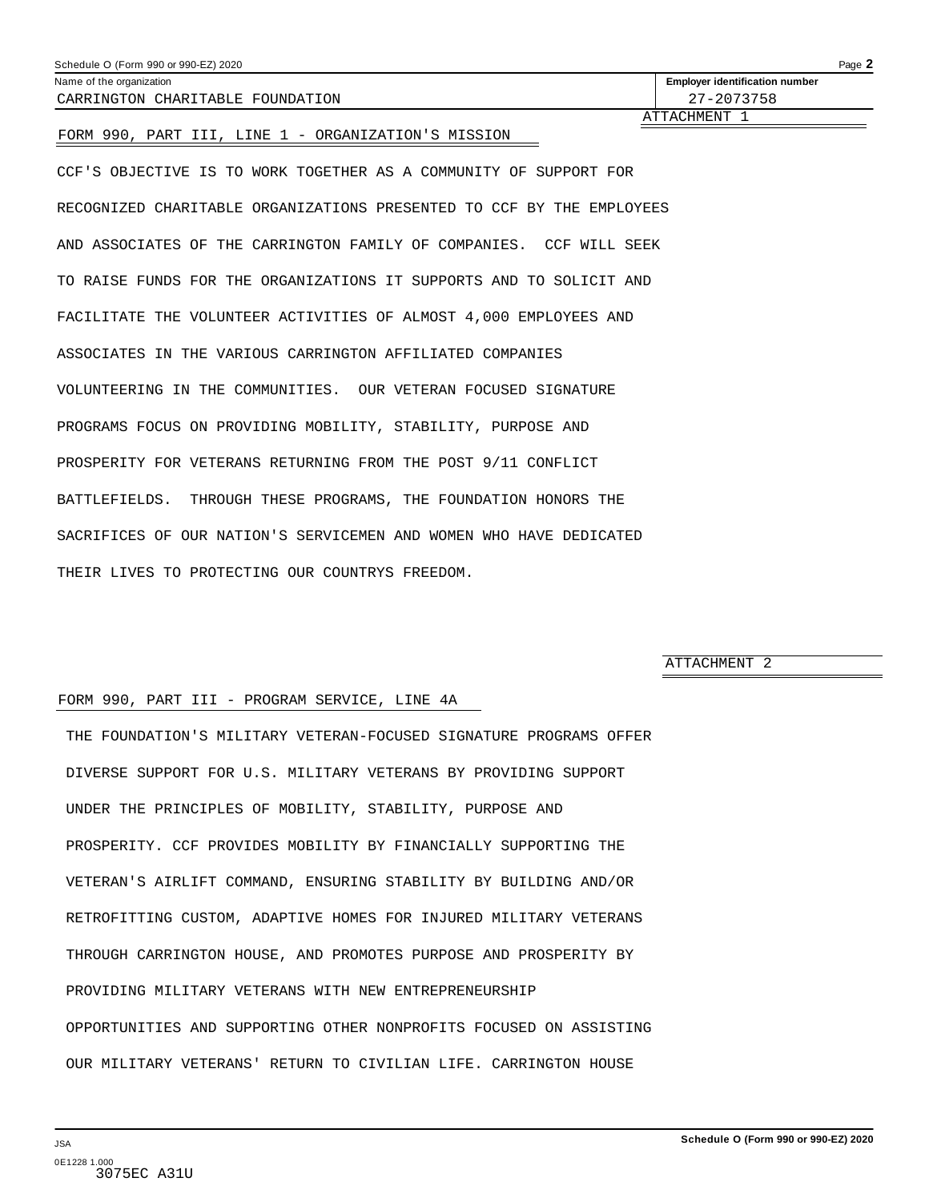Name of the organization: CARRINGTON CHARITABLE FOUNDATION

Employer identification number: 27-2073758

ATTACHMENT 1

FORM 990, PART III, LINE 1 - ORGANIZATION'S MISSION

CCF'S OBJECTIVE IS TO WORK TOGETHER AS A COMMUNITY OF SUPPORT FOR RECOGNIZED CHARITABLE ORGANIZATIONS PRESENTED TO CCF BY THE EMPLOYEES AND ASSOCIATES OF THE CARRINGTON FAMILY OF COMPANIES. CCF WILL SEEK TO RAISE FUNDS FOR THE ORGANIZATIONS IT SUPPORTS AND TO SOLICIT AND FACILITATE THE VOLUNTEER ACTIVITIES OF ALMOST 4,000 EMPLOYEES AND ASSOCIATES IN THE VARIOUS CARRINGTON AFFILIATED COMPANIES VOLUNTEERING IN THE COMMUNITIES. OUR VETERAN FOCUSED SIGNATURE PROGRAMS FOCUS ON PROVIDING MOBILITY, STABILITY, PURPOSE AND PROSPERITY FOR VETERANS RETURNING FROM THE POST 9/11 CONFLICT BATTLEFIELDS. THROUGH THESE PROGRAMS, THE FOUNDATION HONORS THE SACRIFICES OF OUR NATION'S SERVICEMEN AND WOMEN WHO HAVE DEDICATED THEIR LIVES TO PROTECTING OUR COUNTRYS FREEDOM.

ATTACHMENT 2

FORM 990, PART III - PROGRAM SERVICE, LINE 4A

THE FOUNDATION'S MILITARY VETERAN-FOCUSED SIGNATURE PROGRAMS OFFER DIVERSE SUPPORT FOR U.S. MILITARY VETERANS BY PROVIDING SUPPORT UNDER THE PRINCIPLES OF MOBILITY, STABILITY, PURPOSE AND PROSPERITY. CCF PROVIDES MOBILITY BY FINANCIALLY SUPPORTING THE VETERAN'S AIRLIFT COMMAND, ENSURING STABILITY BY BUILDING AND/OR RETROFITTING CUSTOM, ADAPTIVE HOMES FOR INJURED MILITARY VETERANS THROUGH CARRINGTON HOUSE, AND PROMOTES PURPOSE AND PROSPERITY BY PROVIDING MILITARY VETERANS WITH NEW ENTREPRENEURSHIP OPPORTUNITIES AND SUPPORTING OTHER NONPROFITS FOCUSED ON ASSISTING OUR MILITARY VETERANS' RETURN TO CIVILIAN LIFE. CARRINGTON HOUSE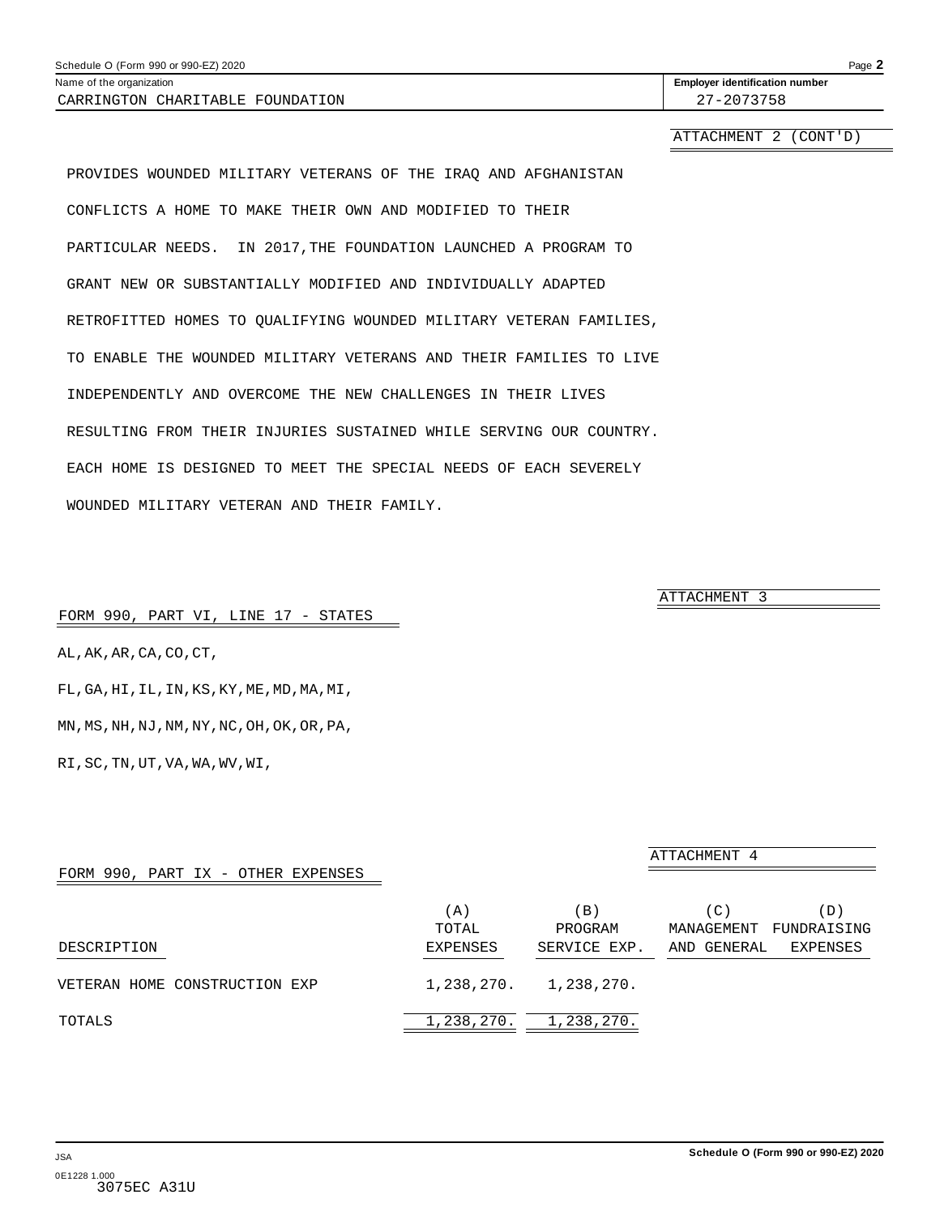Name of the organization: CARRINGTON CHARITABLE FOUNDATION

Employer identification number: 27-2073758

ATTACHMENT 2 (CONT'D)

PROVIDES WOUNDED MILITARY VETERANS OF THE IRAQ AND AFGHANISTAN CONFLICTS A HOME TO MAKE THEIR OWN AND MODIFIED TO THEIR PARTICULAR NEEDS. IN 2017,THE FOUNDATION LAUNCHED A PROGRAM TO GRANT NEW OR SUBSTANTIALLY MODIFIED AND INDIVIDUALLY ADAPTED RETROFITTED HOMES TO QUALIFYING WOUNDED MILITARY VETERAN FAMILIES, TO ENABLE THE WOUNDED MILITARY VETERANS AND THEIR FAMILIES TO LIVE INDEPENDENTLY AND OVERCOME THE NEW CHALLENGES IN THEIR LIVES RESULTING FROM THEIR INJURIES SUSTAINED WHILE SERVING OUR COUNTRY. EACH HOME IS DESIGNED TO MEET THE SPECIAL NEEDS OF EACH SEVERELY WOUNDED MILITARY VETERAN AND THEIR FAMILY.

ATTACHMENT 3

FORM 990, PART VI, LINE 17 - STATES

AL,AK,AR,CA,CO,CT,

FL,GA,HI,IL,IN,KS,KY,ME,MD,MA,MI,

MN,MS,NH,NJ,NM,NY,NC,OH,OK,OR,PA,

RI,SC,TN,UT,VA,WA,WV,WI,

ATTACHMENT 4

FORM 990, PART IX - OTHER EXPENSES

| DESCRIPTION | (A) TOTAL EXPENSES | (B) PROGRAM SERVICE EXP. | (C) MANAGEMENT AND GENERAL | (D) FUNDRAISING EXPENSES |
|---|---|---|---|---|
| VETERAN HOME CONSTRUCTION EXP | 1,238,270. | 1,238,270. | | |
| TOTALS | 1,238,270. | 1,238,270. | | |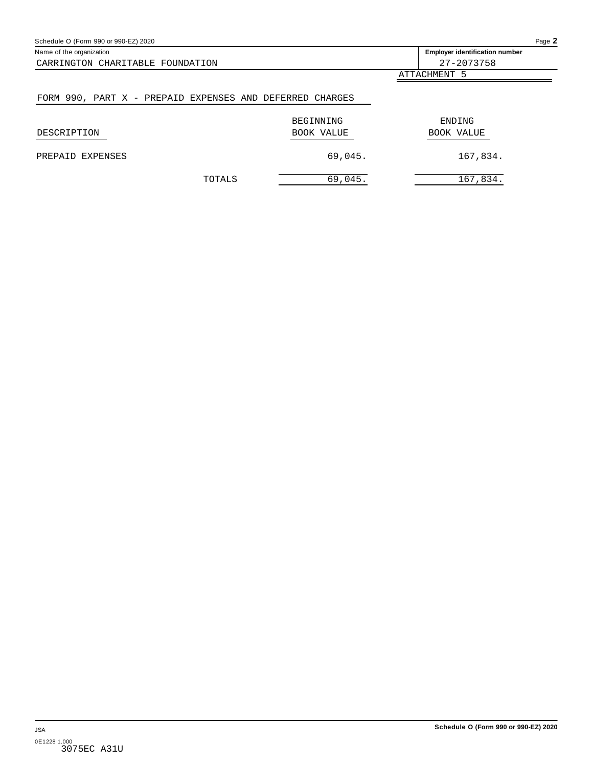Name of the organization: CARRINGTON CHARITABLE FOUNDATION

Employer identification number: 27-2073758

ATTACHMENT 5

## FORM 990, PART X - PREPAID EXPENSES AND DEFERRED CHARGES

| DESCRIPTION | | BEGINNING BOOK VALUE | ENDING BOOK VALUE |
|---|---|---|---|
| PREPAID EXPENSES | | 69,045. | 167,834. |
| | TOTALS | 69,045. | 167,834. |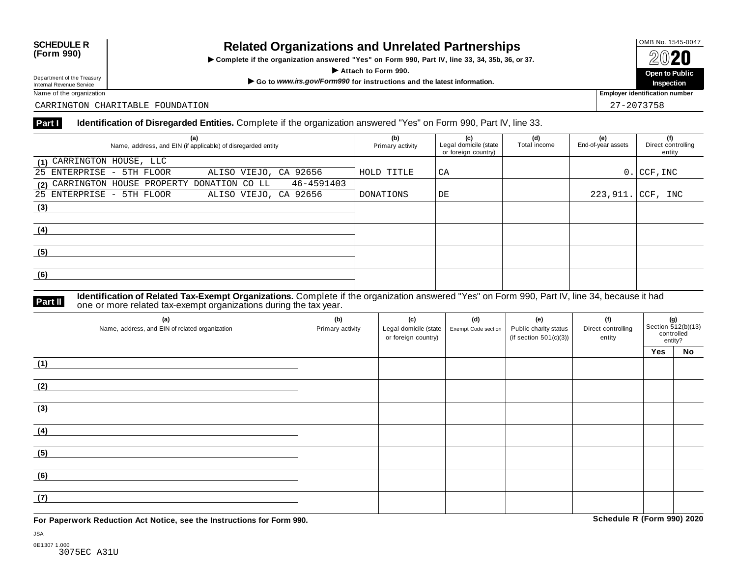**SCHEDULE R (Form 990)**

Department of the Treasury
Internal Revenue Service

# Related Organizations and Unrelated Partnerships

▶ Complete if the organization answered "Yes" on Form 990, Part IV, line 33, 34, 35b, 36, or 37.

▶ Attach to Form 990.

▶ Go to *www.irs.gov/Form990* for instructions and the latest information.

OMB No. 1545-0047

2020

**Open to Public Inspection**

Name of the organization: CARRINGTON CHARITABLE FOUNDATION

Employer identification number: 27-2073758

## Part I Identification of Disregarded Entities. Complete if the organization answered "Yes" on Form 990, Part IV, line 33.

| (a) Name, address, and EIN (if applicable) of disregarded entity | (b) Primary activity | (c) Legal domicile (state or foreign country) | (d) Total income | (e) End-of-year assets | (f) Direct controlling entity |
|---|---|---|---|---|---|
| (1) CARRINGTON HOUSE, LLC 25 ENTERPRISE - 5TH FLOOR ALISO VIEJO, CA 92656 | HOLD TITLE | CA | | 0. | CCF,INC |
| (2) CARRINGTON HOUSE PROPERTY DONATION CO LL 46-4591403 25 ENTERPRISE - 5TH FLOOR ALISO VIEJO, CA 92656 | DONATIONS | DE | | 223,911. | CCF, INC |
| (3) | | | | | |
| (4) | | | | | |
| (5) | | | | | |
| (6) | | | | | |

## Part II Identification of Related Tax-Exempt Organizations. Complete if the organization answered "Yes" on Form 990, Part IV, line 34, because it had one or more related tax-exempt organizations during the tax year.

| (a) Name, address, and EIN of related organization | (b) Primary activity | (c) Legal domicile (state or foreign country) | (d) Exempt Code section | (e) Public charity status (if section 501(c)(3)) | (f) Direct controlling entity | (g) Section 512(b)(13) controlled entity? Yes | No |
|---|---|---|---|---|---|---|---|
| (1) | | | | | | | |
| (2) | | | | | | | |
| (3) | | | | | | | |
| (4) | | | | | | | |
| (5) | | | | | | | |
| (6) | | | | | | | |
| (7) | | | | | | | |

**For Paperwork Reduction Act Notice, see the Instructions for Form 990.**

**Schedule R (Form 990) 2020**

JSA
0E1307 1.000
3075EC A31U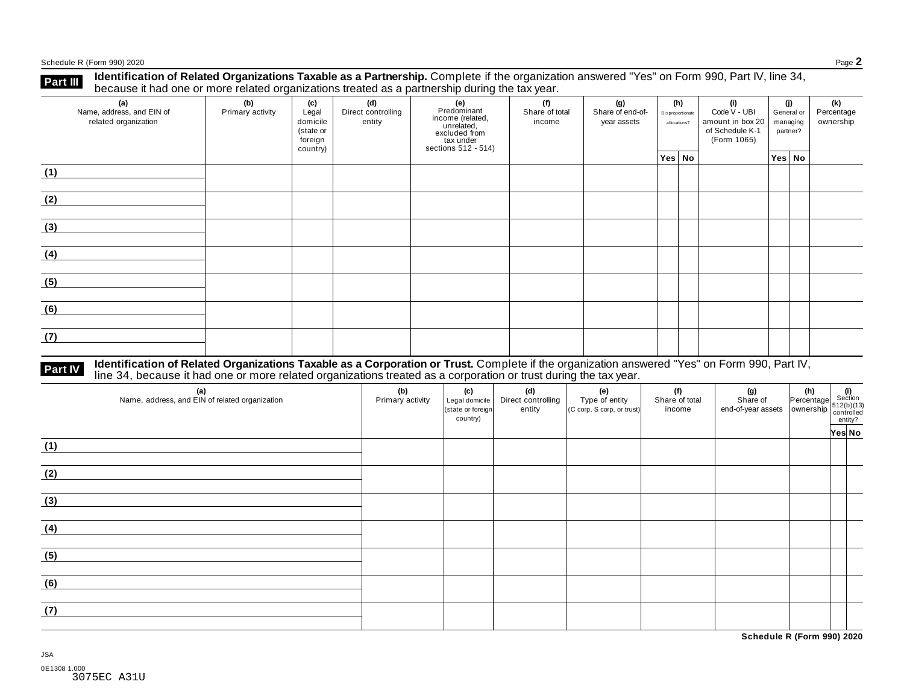## Part III Identification of Related Organizations Taxable as a Partnership.

Complete if the organization answered "Yes" on Form 990, Part IV, line 34, because it had one or more related organizations treated as a partnership during the tax year.

| (a) Name, address, and EIN of related organization | (b) Primary activity | (c) Legal domicile (state or foreign country) | (d) Direct controlling entity | (e) Predominant income (related, unrelated, excluded from tax under sections 512 - 514) | (f) Share of total income | (g) Share of end-of-year assets | (h) Disproportionate allocations? | | (i) Code V - UBI amount in box 20 of Schedule K-1 (Form 1065) | (j) General or managing partner? | | (k) Percentage ownership |
|---|---|---|---|---|---|---|---|---|---|---|---|---|
| | | | | | | | Yes | No | | Yes | No | |
| (1) | | | | | | | | | | | | |
| (2) | | | | | | | | | | | | |
| (3) | | | | | | | | | | | | |
| (4) | | | | | | | | | | | | |
| (5) | | | | | | | | | | | | |
| (6) | | | | | | | | | | | | |
| (7) | | | | | | | | | | | | |

## Part IV Identification of Related Organizations Taxable as a Corporation or Trust.

Complete if the organization answered "Yes" on Form 990, Part IV, line 34, because it had one or more related organizations treated as a corporation or trust during the tax year.

| (a) Name, address, and EIN of related organization | (b) Primary activity | (c) Legal domicile (state or foreign country) | (d) Direct controlling entity | (e) Type of entity (C corp, S corp, or trust) | (f) Share of total income | (g) Share of end-of-year assets | (h) Percentage ownership | (i) Section 512(b)(13) controlled entity? | |
|---|---|---|---|---|---|---|---|---|---|
| | | | | | | | | Yes | No |
| (1) | | | | | | | | | |
| (2) | | | | | | | | | |
| (3) | | | | | | | | | |
| (4) | | | | | | | | | |
| (5) | | | | | | | | | |
| (6) | | | | | | | | | |
| (7) | | | | | | | | | |

**Schedule R (Form 990) 2020**

JSA

0E1308 1.000
3075EC A31U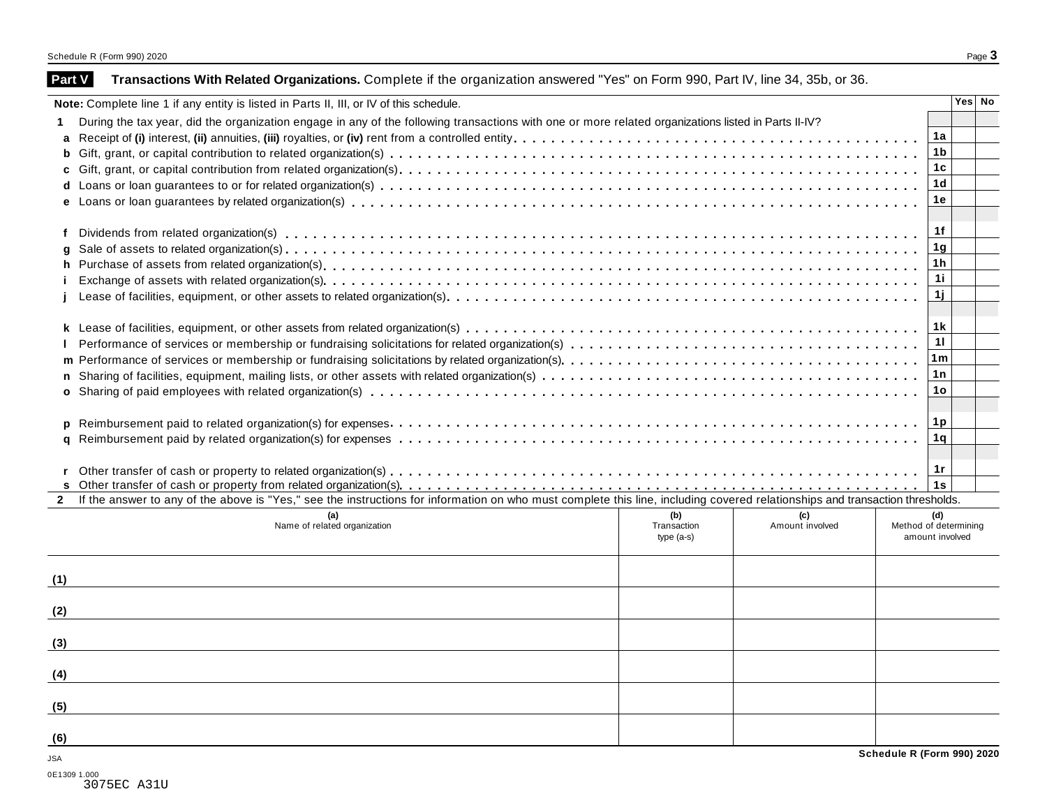## Part V Transactions With Related Organizations. Complete if the organization answered "Yes" on Form 990, Part IV, line 34, 35b, or 36.

**Note:** Complete line 1 if any entity is listed in Parts II, III, or IV of this schedule.

| | | | Yes | No |
|---|---|---|---|---|
| **1** | During the tax year, did the organization engage in any of the following transactions with one or more related organizations listed in Parts II-IV? | | | |
| **a** | Receipt of **(i)** interest, **(ii)** annuities, **(iii)** royalties, or **(iv)** rent from a controlled entity | 1a | | |
| **b** | Gift, grant, or capital contribution to related organization(s) | 1b | | |
| **c** | Gift, grant, or capital contribution from related organization(s) | 1c | | |
| **d** | Loans or loan guarantees to or for related organization(s) | 1d | | |
| **e** | Loans or loan guarantees by related organization(s) | 1e | | |
| **f** | Dividends from related organization(s) | 1f | | |
| **g** | Sale of assets to related organization(s) | 1g | | |
| **h** | Purchase of assets from related organization(s) | 1h | | |
| **i** | Exchange of assets with related organization(s) | 1i | | |
| **j** | Lease of facilities, equipment, or other assets to related organization(s) | 1j | | |
| **k** | Lease of facilities, equipment, or other assets from related organization(s) | 1k | | |
| **l** | Performance of services or membership or fundraising solicitations for related organization(s) | 1l | | |
| **m** | Performance of services or membership or fundraising solicitations by related organization(s) | 1m | | |
| **n** | Sharing of facilities, equipment, mailing lists, or other assets with related organization(s) | 1n | | |
| **o** | Sharing of paid employees with related organization(s) | 1o | | |
| **p** | Reimbursement paid to related organization(s) for expenses | 1p | | |
| **q** | Reimbursement paid by related organization(s) for expenses | 1q | | |
| **r** | Other transfer of cash or property to related organization(s) | 1r | | |
| **s** | Other transfer of cash or property from related organization(s) | 1s | | |

**2** If the answer to any of the above is "Yes," see the instructions for information on who must complete this line, including covered relationships and transaction thresholds.

| | (a) Name of related organization | (b) Transaction type (a-s) | (c) Amount involved | (d) Method of determining amount involved |
|---|---|---|---|---|
| (1) | | | | |
| (2) | | | | |
| (3) | | | | |
| (4) | | | | |
| (5) | | | | |
| (6) | | | | |

**Schedule R (Form 990) 2020**

JSA
0E1309 1.000
3075EC A31U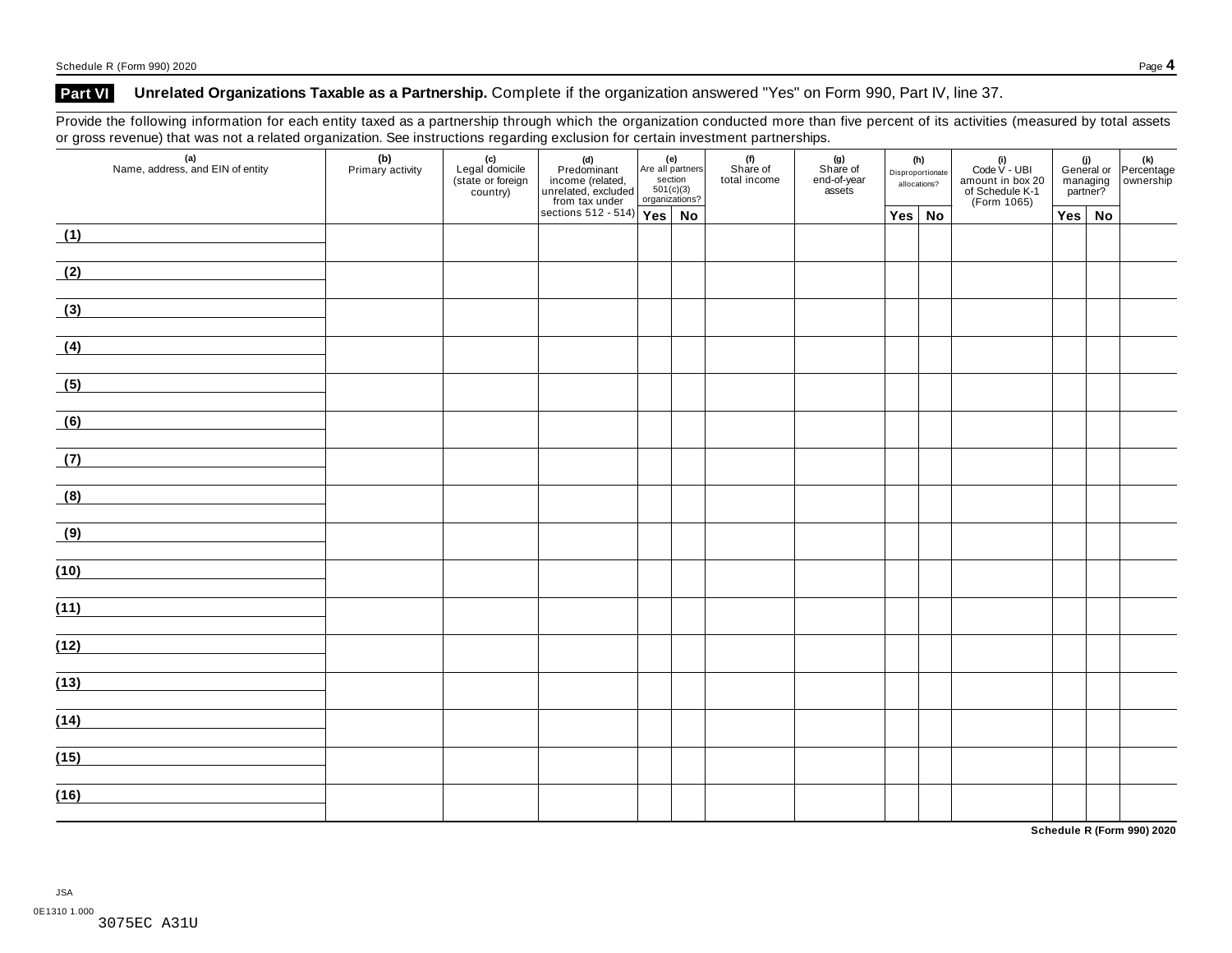## Part VI Unrelated Organizations Taxable as a Partnership. Complete if the organization answered "Yes" on Form 990, Part IV, line 37.

Provide the following information for each entity taxed as a partnership through which the organization conducted more than five percent of its activities (measured by total assets or gross revenue) that was not a related organization. See instructions regarding exclusion for certain investment partnerships.

| (a) Name, address, and EIN of entity | (b) Primary activity | (c) Legal domicile (state or foreign country) | (d) Predominant income (related, unrelated, excluded from tax under sections 512 - 514) | (e) Are all partners section 501(c)(3) organizations? | | (f) Share of total income | (g) Share of end-of-year assets | (h) Disproportionate allocations? | | (i) Code V - UBI amount in box 20 of Schedule K-1 (Form 1065) | (j) General or managing partner? | | (k) Percentage ownership |
|---|---|---|---|---|---|---|---|---|---|---|---|---|---|
| | | | | Yes | No | | | Yes | No | | Yes | No | |
| (1) | | | | | | | | | | | | | |
| (2) | | | | | | | | | | | | | |
| (3) | | | | | | | | | | | | | |
| (4) | | | | | | | | | | | | | |
| (5) | | | | | | | | | | | | | |
| (6) | | | | | | | | | | | | | |
| (7) | | | | | | | | | | | | | |
| (8) | | | | | | | | | | | | | |
| (9) | | | | | | | | | | | | | |
| (10) | | | | | | | | | | | | | |
| (11) | | | | | | | | | | | | | |
| (12) | | | | | | | | | | | | | |
| (13) | | | | | | | | | | | | | |
| (14) | | | | | | | | | | | | | |
| (15) | | | | | | | | | | | | | |
| (16) | | | | | | | | | | | | | |

**Schedule R (Form 990) 2020**

JSA
0E1310 1.000
3075EC A31U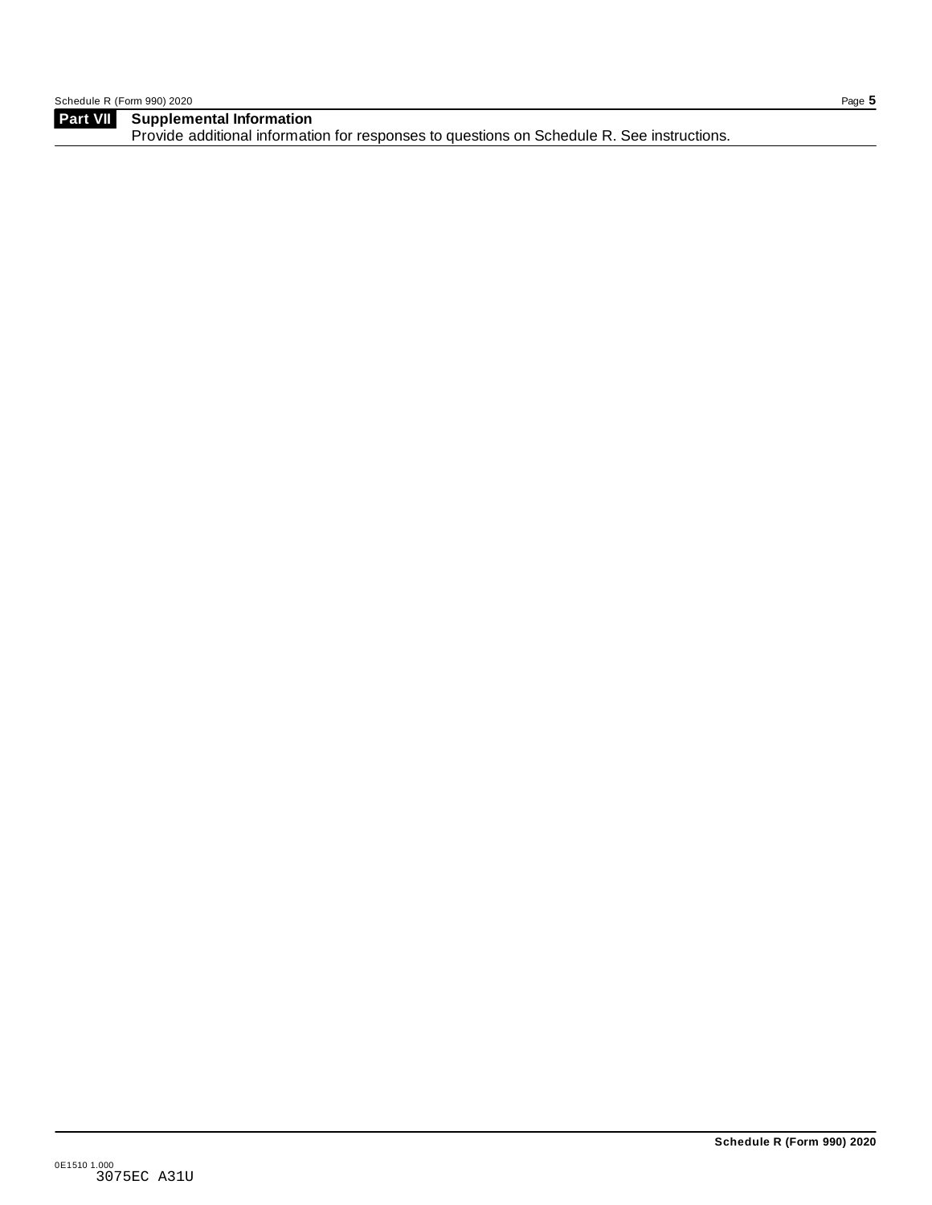**Part VII Supplemental Information**

Provide additional information for responses to questions on Schedule R. See instructions.